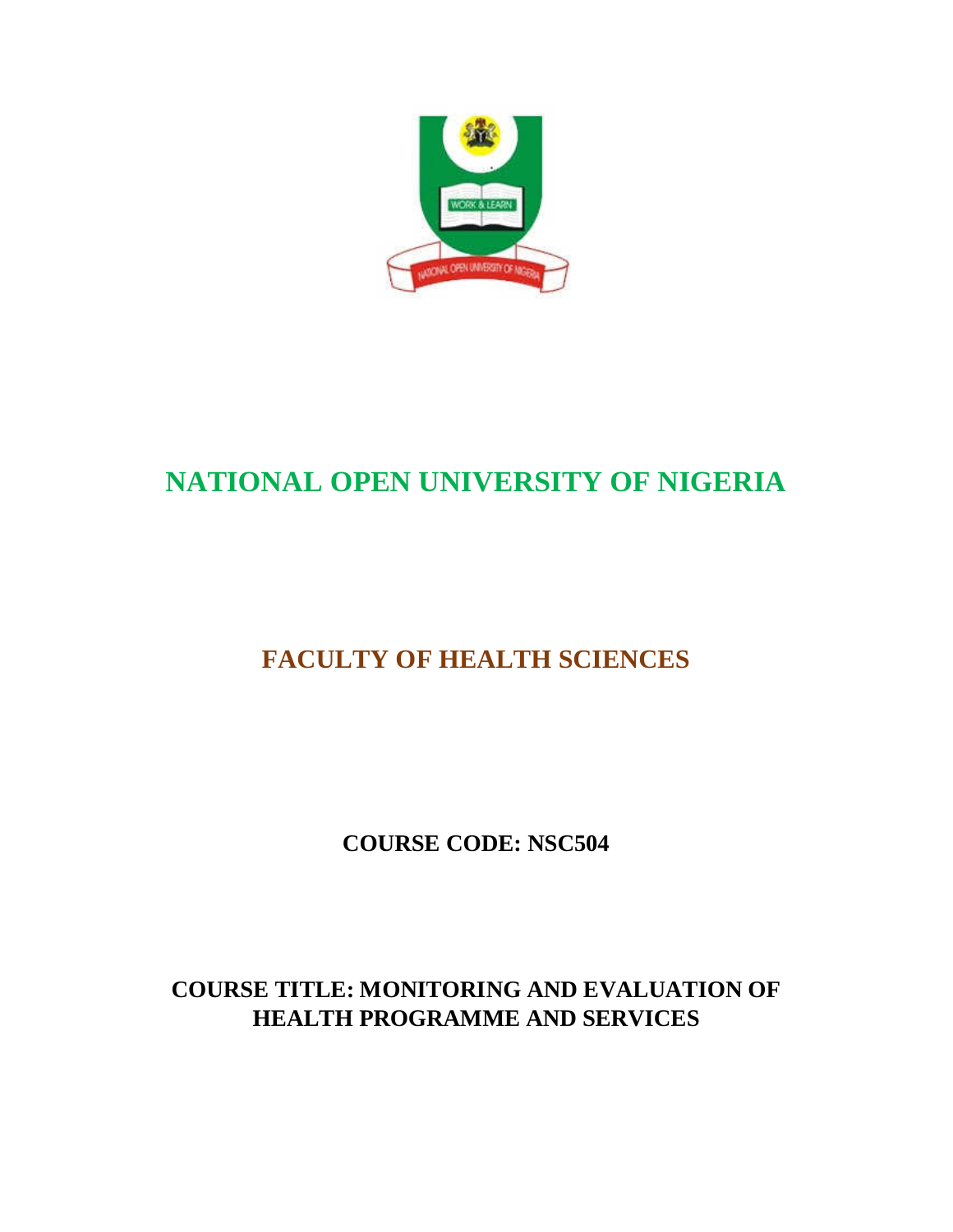# NATIONAL OPEN UNIVERSITY OF NIGERIA

## FACULTY OF HEALTH SCIENCES

**COURSE CODE: NSC504**

**COURSE TITLE: MONITORING AND EVALUATION OF HEALTH PROGRAMME AND SERVICES**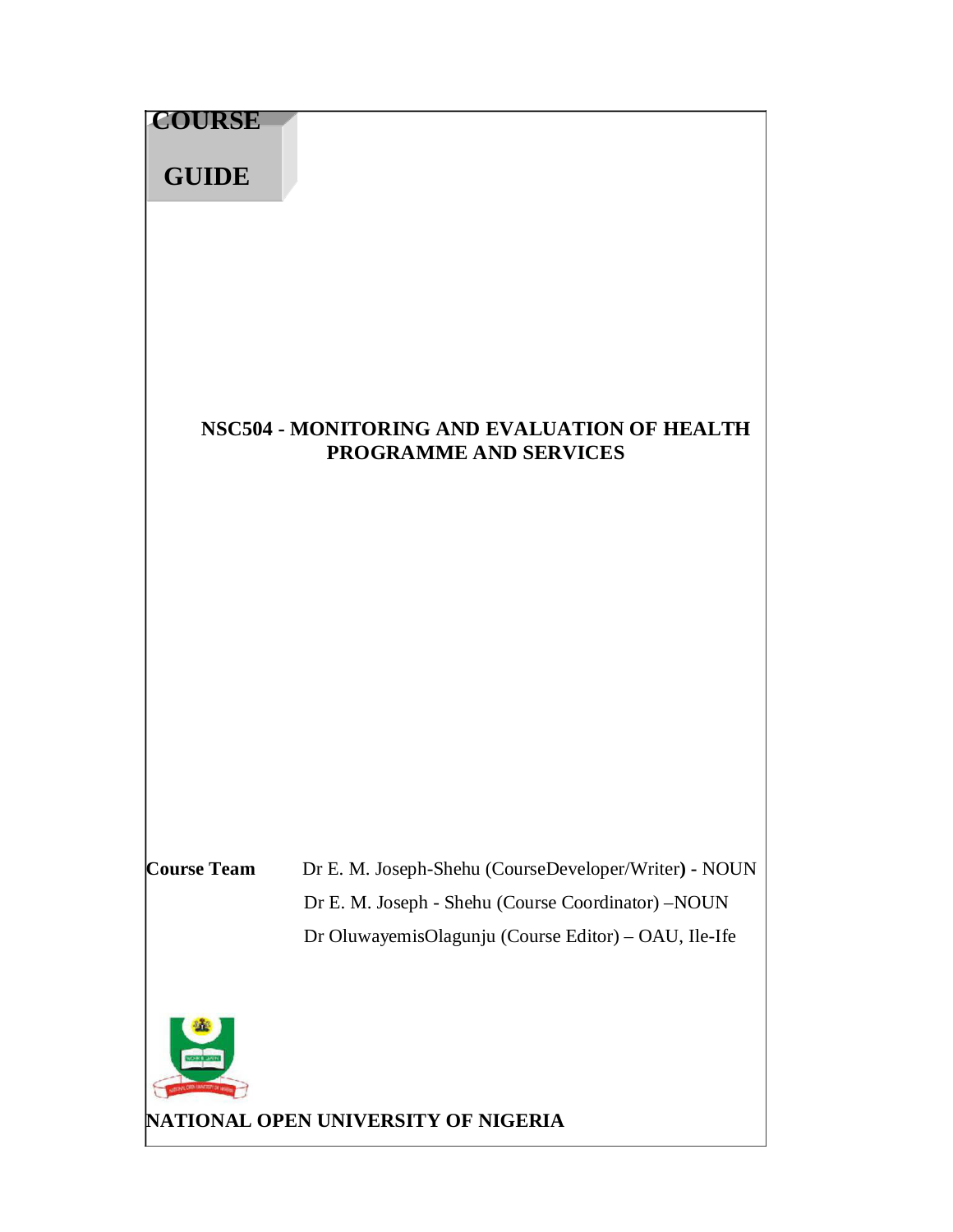# COURSE GUIDE

**NSC504 - MONITORING AND EVALUATION OF HEALTH PROGRAMME AND SERVICES**

**Course Team** Dr E. M. Joseph-Shehu (CourseDeveloper/Writer**) -** NOUN
Dr E. M. Joseph - Shehu (Course Coordinator) –NOUN
Dr OluwayemisOlagunju (Course Editor) – OAU, Ile-Ife

**NATIONAL OPEN UNIVERSITY OF NIGERIA**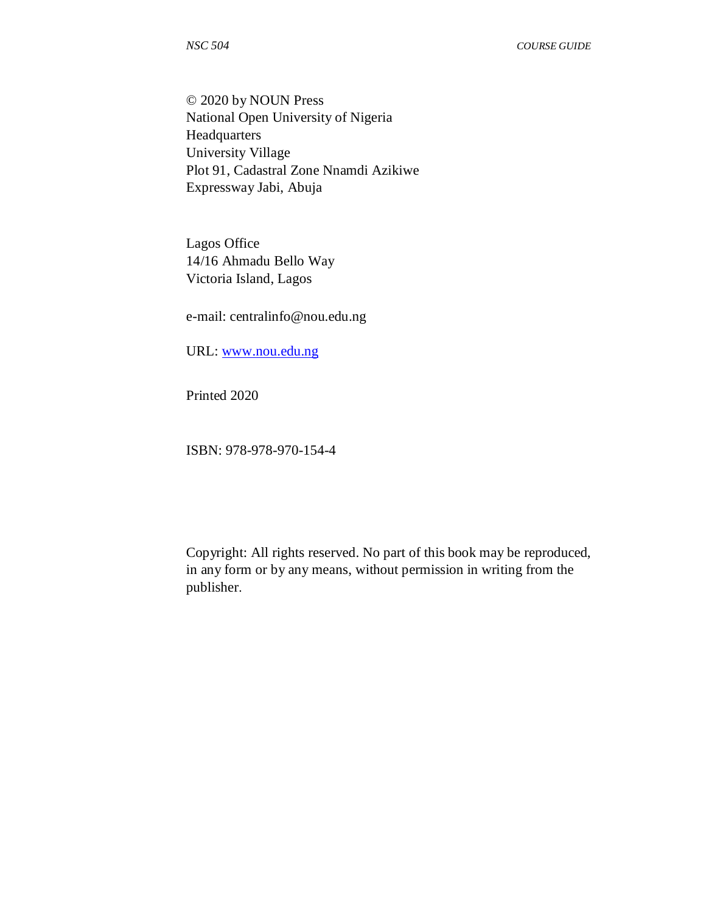© 2020 by NOUN Press
National Open University of Nigeria
Headquarters
University Village
Plot 91, Cadastral Zone Nnamdi Azikiwe
Expressway Jabi, Abuja

Lagos Office
14/16 Ahmadu Bello Way
Victoria Island, Lagos

e-mail: centralinfo@nou.edu.ng

URL: www.nou.edu.ng

Printed 2020

ISBN: 978-978-970-154-4

Copyright: All rights reserved. No part of this book may be reproduced, in any form or by any means, without permission in writing from the publisher.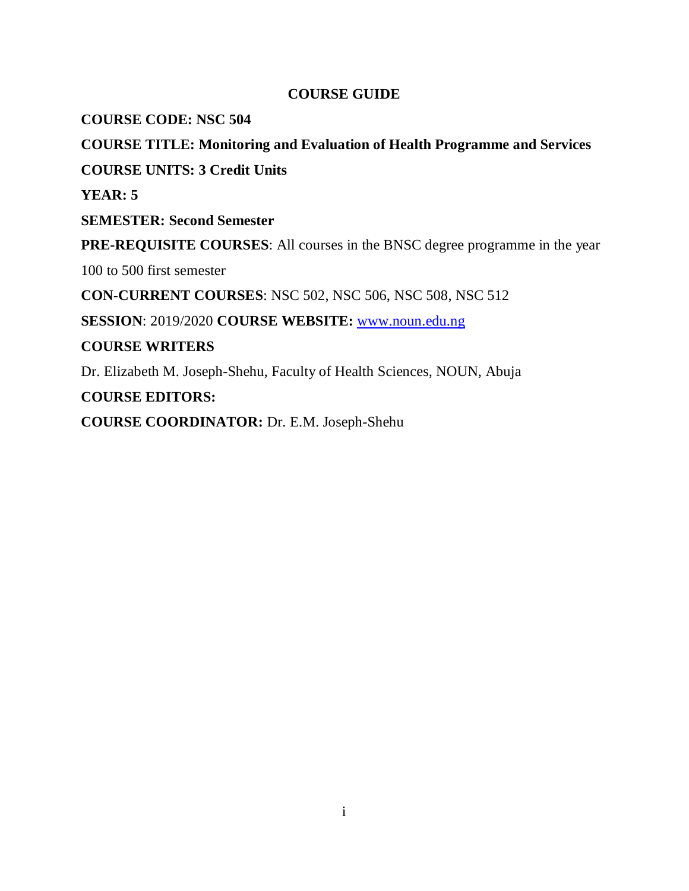# COURSE GUIDE

**COURSE CODE: NSC 504**

**COURSE TITLE: Monitoring and Evaluation of Health Programme and Services**

**COURSE UNITS: 3 Credit Units**

**YEAR: 5**

**SEMESTER: Second Semester**

**PRE-REQUISITE COURSES**: All courses in the BNSC degree programme in the year 100 to 500 first semester

**CON-CURRENT COURSES**: NSC 502, NSC 506, NSC 508, NSC 512

**SESSION**: 2019/2020 **COURSE WEBSITE:** www.noun.edu.ng

**COURSE WRITERS**

Dr. Elizabeth M. Joseph-Shehu, Faculty of Health Sciences, NOUN, Abuja

**COURSE EDITORS:**

**COURSE COORDINATOR:** Dr. E.M. Joseph-Shehu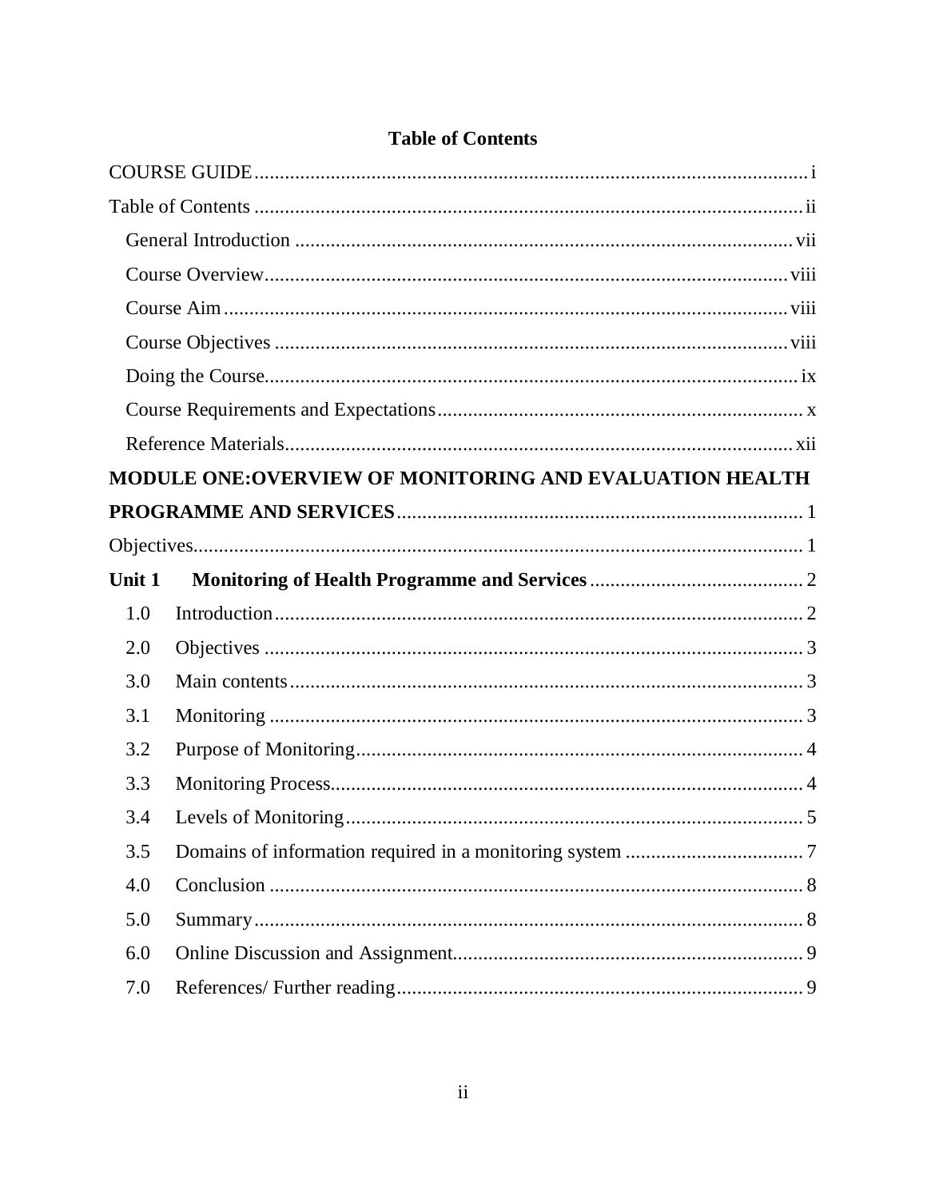# Table of Contents

COURSE GUIDE ........................................................................................................ i

Table of Contents ..................................................................................................... ii

General Introduction ............................................................................................ vii

Course Overview.................................................................................................. viii

Course Aim .......................................................................................................... viii

Course Objectives ................................................................................................ viii

Doing the Course.................................................................................................... ix

Course Requirements and Expectations ................................................................... x

Reference Materials................................................................................................ xii

**MODULE ONE:OVERVIEW OF MONITORING AND EVALUATION HEALTH PROGRAMME AND SERVICES**............................................................................ 1

Objectives.................................................................................................................. 1

**Unit 1 Monitoring of Health Programme and Services** ........................................ 2

1.0 Introduction.......................................................................................................... 2

2.0 Objectives ............................................................................................................ 3

3.0 Main contents....................................................................................................... 3

3.1 Monitoring ........................................................................................................... 3

3.2 Purpose of Monitoring.......................................................................................... 4

3.3 Monitoring Process............................................................................................... 4

3.4 Levels of Monitoring............................................................................................ 5

3.5 Domains of information required in a monitoring system .................................. 7

4.0 Conclusion ........................................................................................................... 8

5.0 Summary.............................................................................................................. 8

6.0 Online Discussion and Assignment...................................................................... 9

7.0 References/ Further reading.................................................................................. 9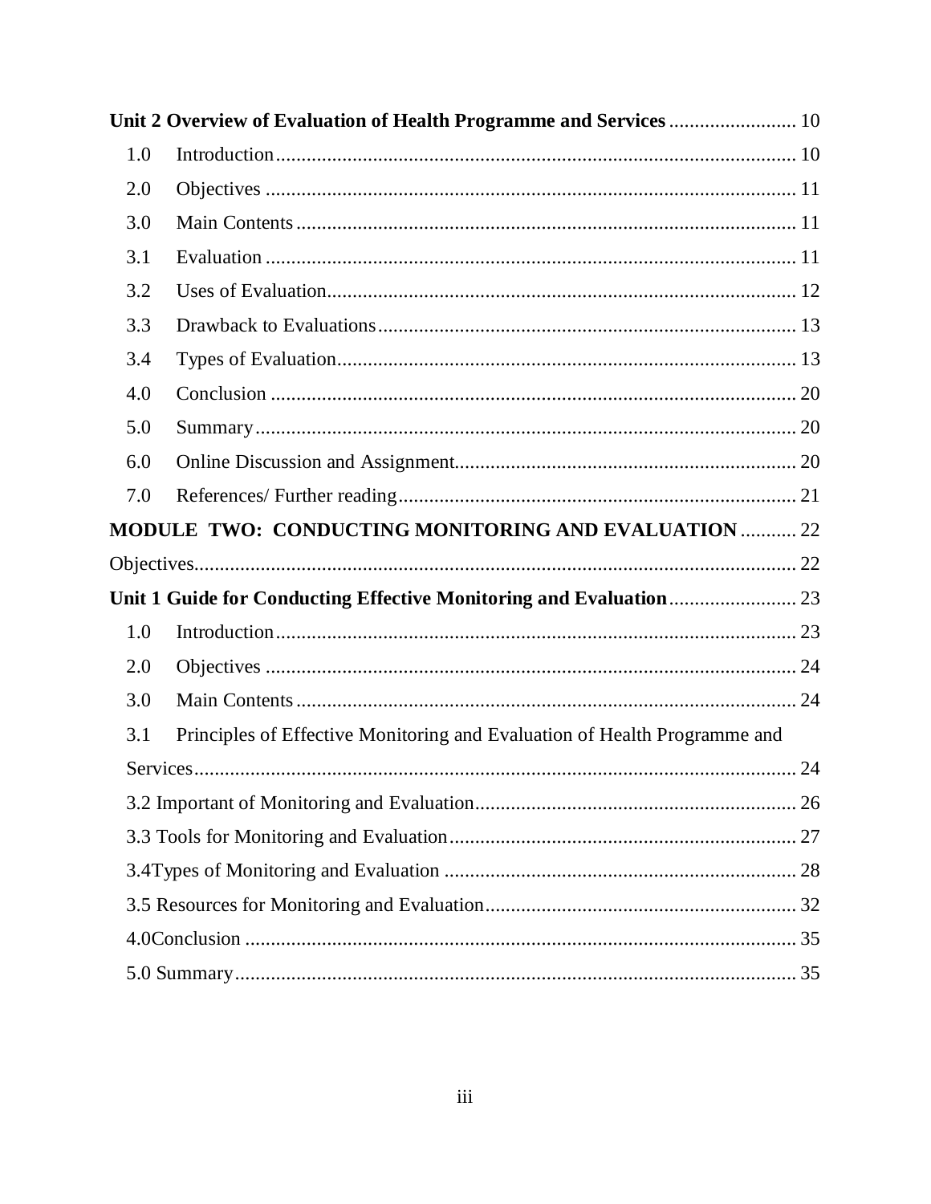**Unit 2 Overview of Evaluation of Health Programme and Services** ........................ 10

1.0 Introduction ........................ 10

2.0 Objectives ........................ 11

3.0 Main Contents ........................ 11

3.1 Evaluation ........................ 11

3.2 Uses of Evaluation ........................ 12

3.3 Drawback to Evaluations ........................ 13

3.4 Types of Evaluation ........................ 13

4.0 Conclusion ........................ 20

5.0 Summary ........................ 20

6.0 Online Discussion and Assignment ........................ 20

7.0 References/ Further reading ........................ 21

**MODULE TWO: CONDUCTING MONITORING AND EVALUATION** ........................ 22

Objectives ........................ 22

**Unit 1 Guide for Conducting Effective Monitoring and Evaluation** ........................ 23

1.0 Introduction ........................ 23

2.0 Objectives ........................ 24

3.0 Main Contents ........................ 24

3.1 Principles of Effective Monitoring and Evaluation of Health Programme and Services ........................ 24

3.2 Important of Monitoring and Evaluation ........................ 26

3.3 Tools for Monitoring and Evaluation ........................ 27

3.4Types of Monitoring and Evaluation ........................ 28

3.5 Resources for Monitoring and Evaluation ........................ 32

4.0Conclusion ........................ 35

5.0 Summary ........................ 35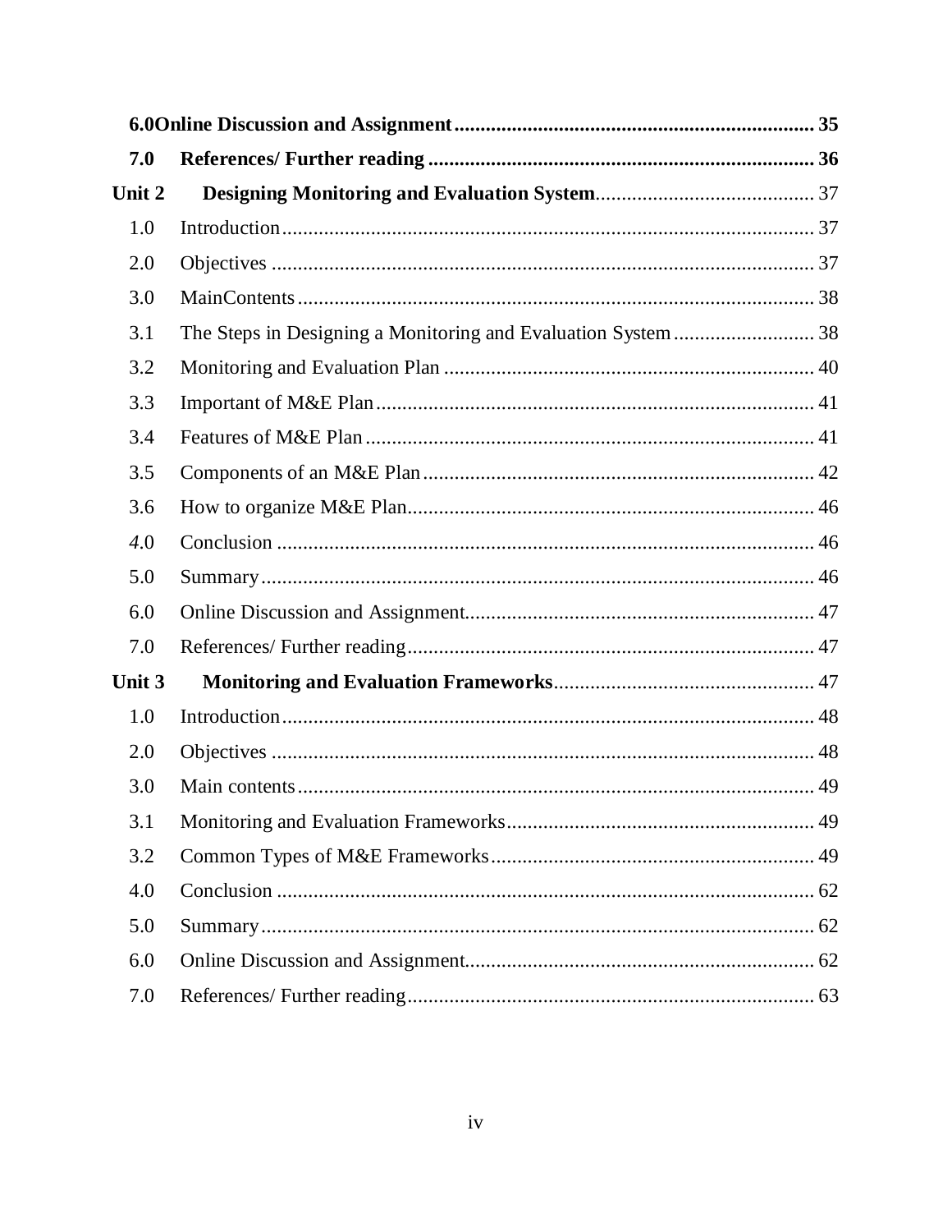**6.0Online Discussion and Assignment** .................................................................... **35**

**7.0 References/ Further reading** ......................................................................... **36**

**Unit 2 Designing Monitoring and Evaluation System**......................................... 37

1.0 Introduction..................................................................................................... 37

2.0 Objectives ....................................................................................................... 37

3.0 MainContents.................................................................................................. 38

3.1 The Steps in Designing a Monitoring and Evaluation System.......................... 38

3.2 Monitoring and Evaluation Plan ...................................................................... 40

3.3 Important of M&E Plan................................................................................... 41

3.4 Features of M&E Plan ..................................................................................... 41

3.5 Components of an M&E Plan.......................................................................... 42

3.6 How to organize M&E Plan............................................................................. 46

*4*.0 Conclusion ...................................................................................................... 46

5.0 Summary......................................................................................................... 46

6.0 Online Discussion and Assignment.................................................................. 47

7.0 References/ Further reading............................................................................. 47

**Unit 3 Monitoring and Evaluation Frameworks**................................................. 47

1.0 Introduction..................................................................................................... 48

2.0 Objectives ....................................................................................................... 48

3.0 Main contents.................................................................................................. 49

3.1 Monitoring and Evaluation Frameworks.......................................................... 49

3.2 Common Types of M&E Frameworks............................................................. 49

4.0 Conclusion ...................................................................................................... 62

5.0 Summary......................................................................................................... 62

6.0 Online Discussion and Assignment.................................................................. 62

7.0 References/ Further reading............................................................................. 63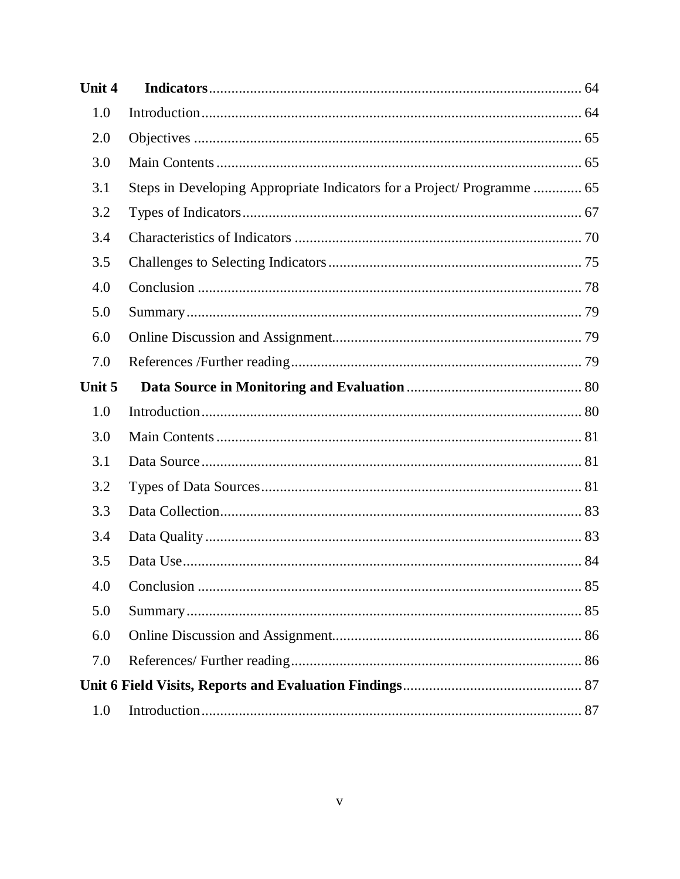| | | |
|---|---|---|
| **Unit 4** | **Indicators** | 64 |
| 1.0 | Introduction | 64 |
| 2.0 | Objectives | 65 |
| 3.0 | Main Contents | 65 |
| 3.1 | Steps in Developing Appropriate Indicators for a Project/ Programme | 65 |
| 3.2 | Types of Indicators | 67 |
| 3.4 | Characteristics of Indicators | 70 |
| 3.5 | Challenges to Selecting Indicators | 75 |
| 4.0 | Conclusion | 78 |
| 5.0 | Summary | 79 |
| 6.0 | Online Discussion and Assignment | 79 |
| 7.0 | References /Further reading | 79 |
| **Unit 5** | **Data Source in Monitoring and Evaluation** | 80 |
| 1.0 | Introduction | 80 |
| 3.0 | Main Contents | 81 |
| 3.1 | Data Source | 81 |
| 3.2 | Types of Data Sources | 81 |
| 3.3 | Data Collection | 83 |
| 3.4 | Data Quality | 83 |
| 3.5 | Data Use | 84 |
| 4.0 | Conclusion | 85 |
| 5.0 | Summary | 85 |
| 6.0 | Online Discussion and Assignment | 86 |
| 7.0 | References/ Further reading | 86 |
| **Unit 6 Field Visits, Reports and Evaluation Findings** | | 87 |
| 1.0 | Introduction | 87 |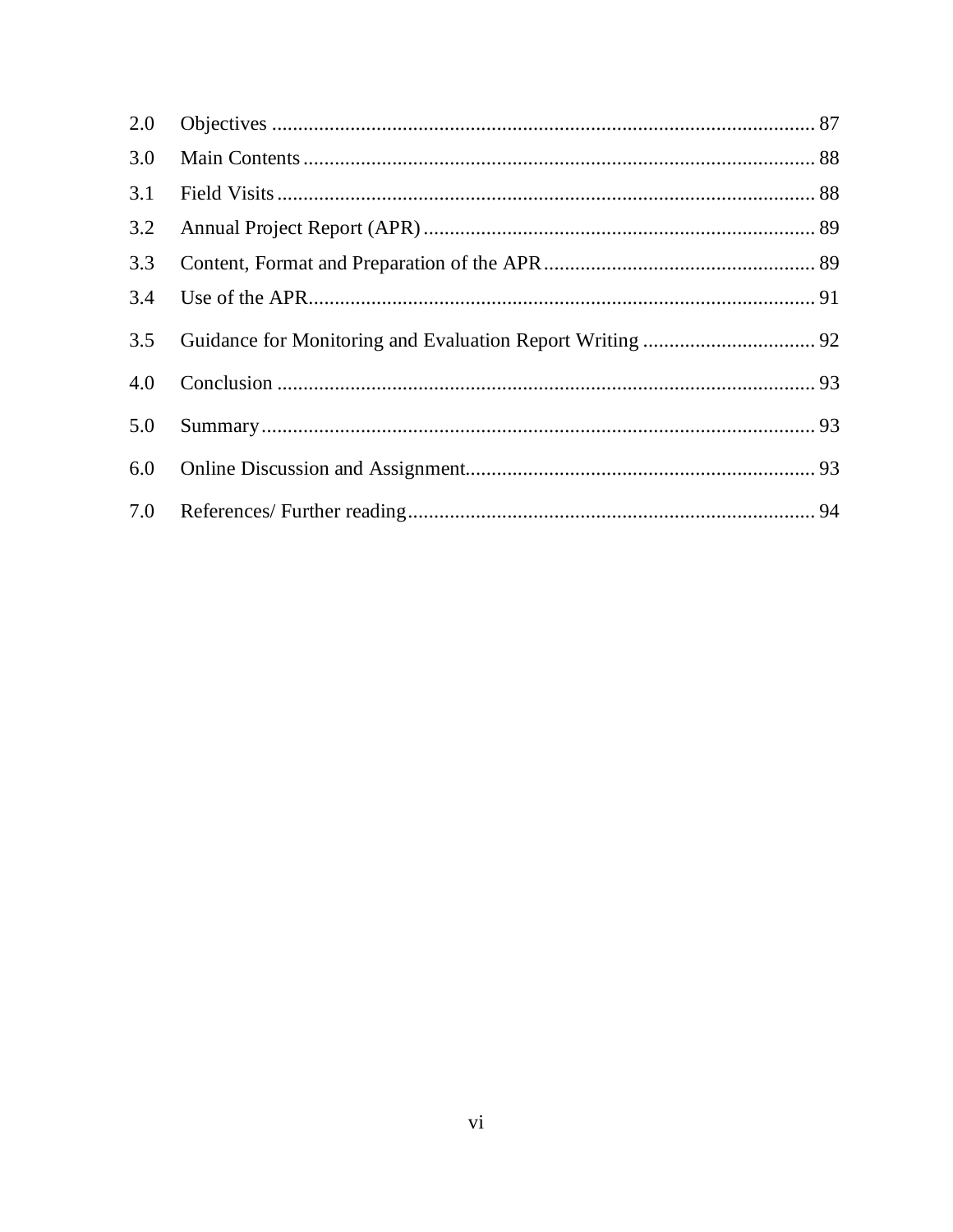| | | |
|---|---|---|
| 2.0 | Objectives | 87 |
| 3.0 | Main Contents | 88 |
| 3.1 | Field Visits | 88 |
| 3.2 | Annual Project Report (APR) | 89 |
| 3.3 | Content, Format and Preparation of the APR | 89 |
| 3.4 | Use of the APR | 91 |
| 3.5 | Guidance for Monitoring and Evaluation Report Writing | 92 |
| 4.0 | Conclusion | 93 |
| 5.0 | Summary | 93 |
| 6.0 | Online Discussion and Assignment | 93 |
| 7.0 | References/ Further reading | 94 |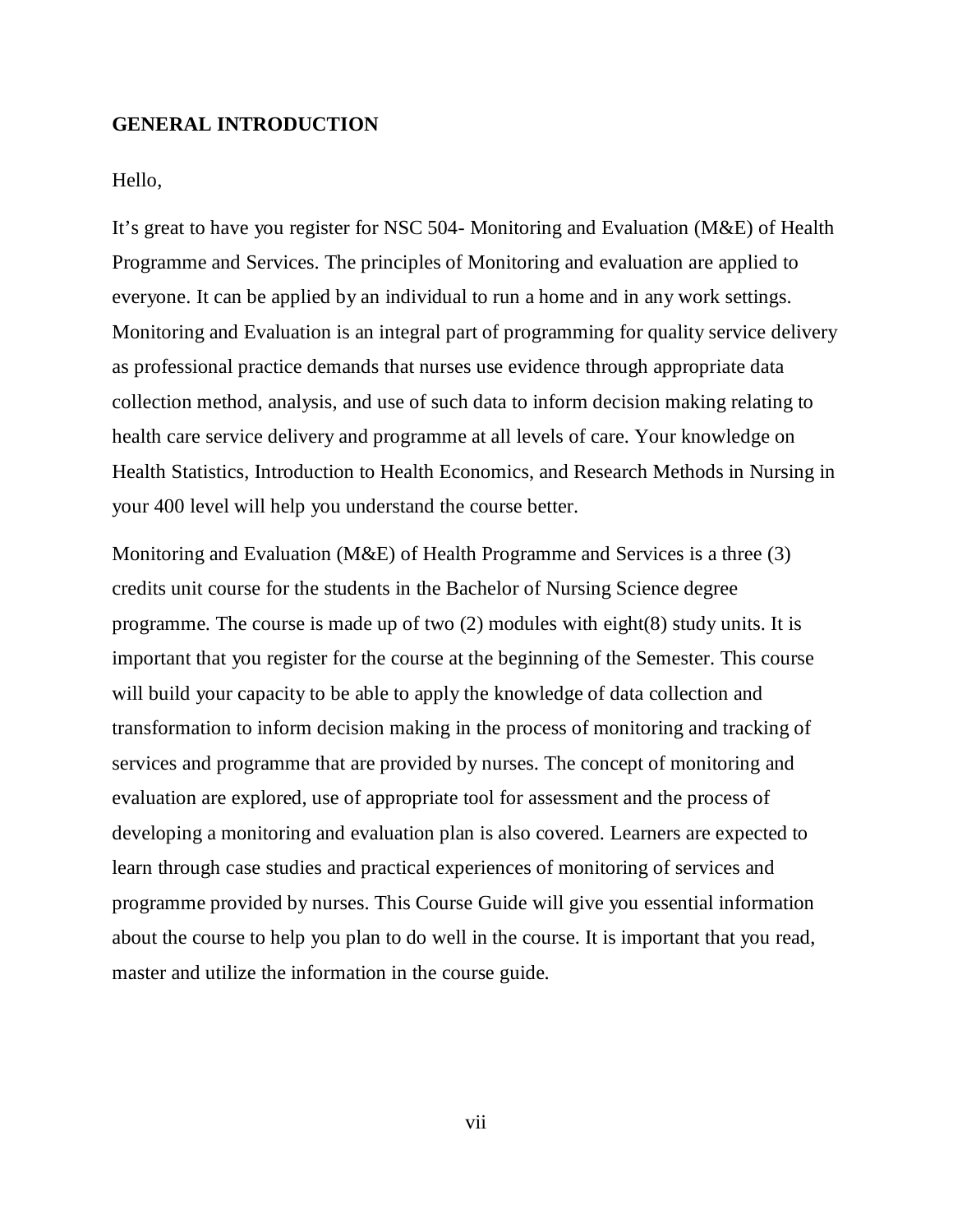## GENERAL INTRODUCTION

Hello,

It's great to have you register for NSC 504- Monitoring and Evaluation (M&E) of Health Programme and Services. The principles of Monitoring and evaluation are applied to everyone. It can be applied by an individual to run a home and in any work settings. Monitoring and Evaluation is an integral part of programming for quality service delivery as professional practice demands that nurses use evidence through appropriate data collection method, analysis, and use of such data to inform decision making relating to health care service delivery and programme at all levels of care. Your knowledge on Health Statistics, Introduction to Health Economics, and Research Methods in Nursing in your 400 level will help you understand the course better.

Monitoring and Evaluation (M&E) of Health Programme and Services is a three (3) credits unit course for the students in the Bachelor of Nursing Science degree programme. The course is made up of two (2) modules with eight(8) study units. It is important that you register for the course at the beginning of the Semester. This course will build your capacity to be able to apply the knowledge of data collection and transformation to inform decision making in the process of monitoring and tracking of services and programme that are provided by nurses. The concept of monitoring and evaluation are explored, use of appropriate tool for assessment and the process of developing a monitoring and evaluation plan is also covered. Learners are expected to learn through case studies and practical experiences of monitoring of services and programme provided by nurses. This Course Guide will give you essential information about the course to help you plan to do well in the course. It is important that you read, master and utilize the information in the course guide.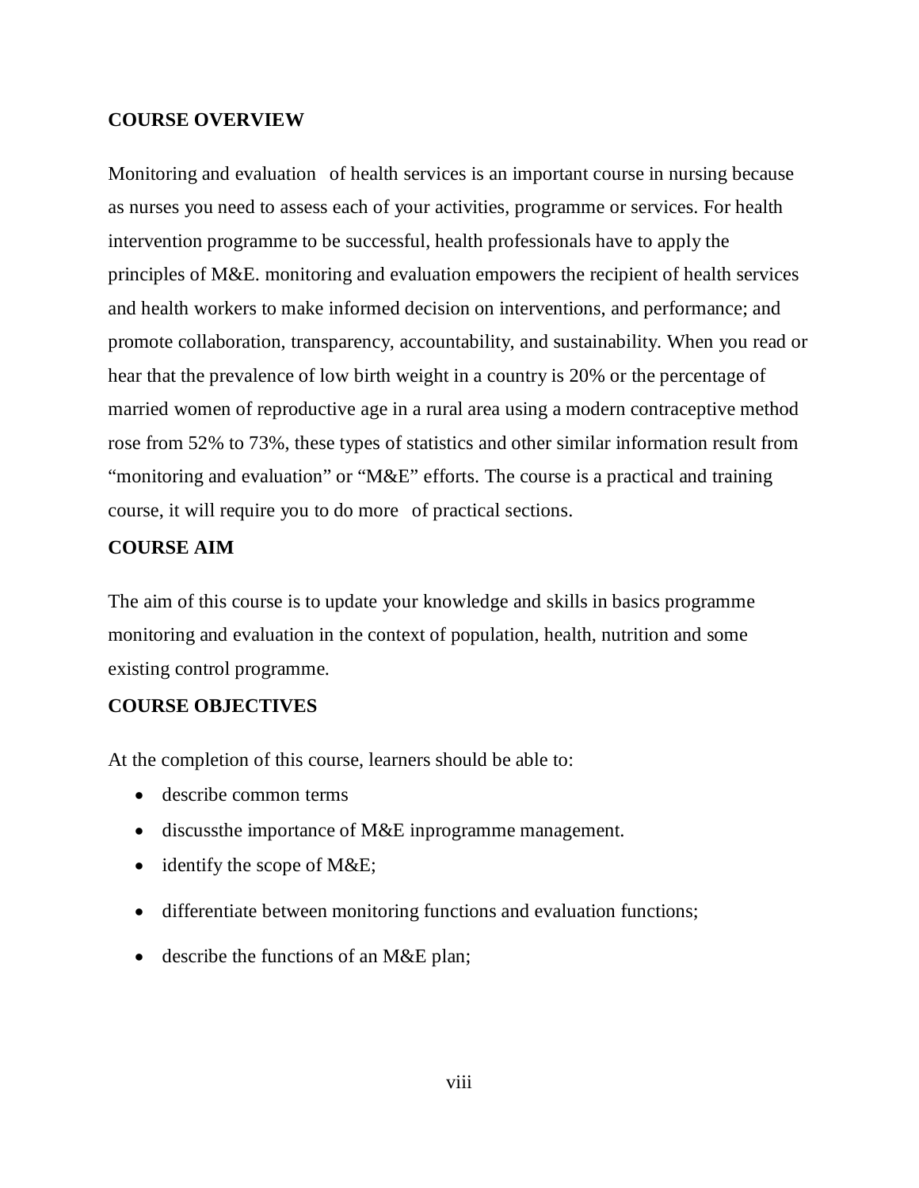## COURSE OVERVIEW

Monitoring and evaluation of health services is an important course in nursing because as nurses you need to assess each of your activities, programme or services. For health intervention programme to be successful, health professionals have to apply the principles of M&E. monitoring and evaluation empowers the recipient of health services and health workers to make informed decision on interventions, and performance; and promote collaboration, transparency, accountability, and sustainability. When you read or hear that the prevalence of low birth weight in a country is 20% or the percentage of married women of reproductive age in a rural area using a modern contraceptive method rose from 52% to 73%, these types of statistics and other similar information result from "monitoring and evaluation" or "M&E" efforts. The course is a practical and training course, it will require you to do more of practical sections.

## COURSE AIM

The aim of this course is to update your knowledge and skills in basics programme monitoring and evaluation in the context of population, health, nutrition and some existing control programme.

## COURSE OBJECTIVES

At the completion of this course, learners should be able to:

- describe common terms
- discussthe importance of M&E inprogramme management.
- identify the scope of M&E;
- differentiate between monitoring functions and evaluation functions;
- describe the functions of an M&E plan;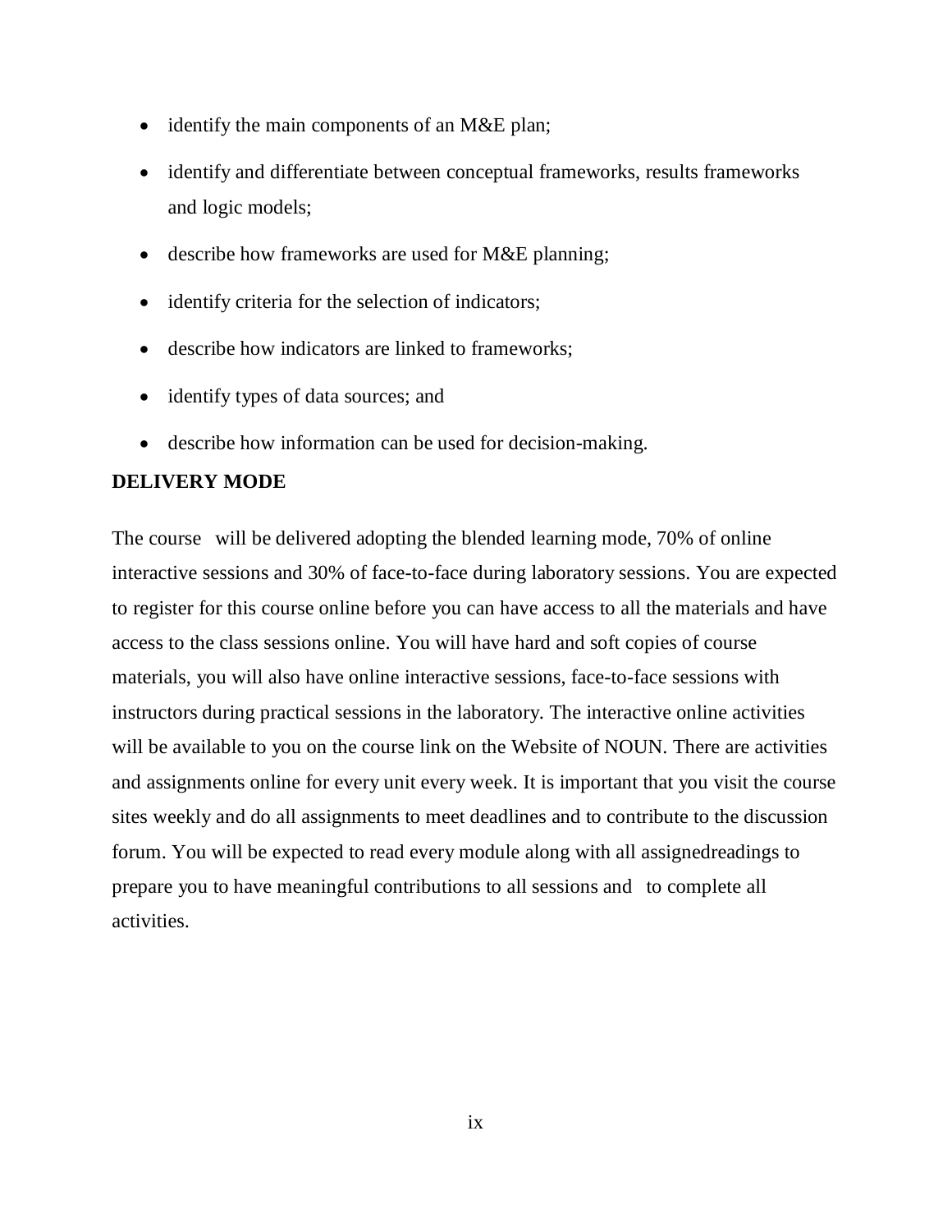- identify the main components of an M&E plan;
- identify and differentiate between conceptual frameworks, results frameworks and logic models;
- describe how frameworks are used for M&E planning;
- identify criteria for the selection of indicators;
- describe how indicators are linked to frameworks;
- identify types of data sources; and
- describe how information can be used for decision-making.

**DELIVERY MODE**

The course will be delivered adopting the blended learning mode, 70% of online interactive sessions and 30% of face-to-face during laboratory sessions. You are expected to register for this course online before you can have access to all the materials and have access to the class sessions online. You will have hard and soft copies of course materials, you will also have online interactive sessions, face-to-face sessions with instructors during practical sessions in the laboratory. The interactive online activities will be available to you on the course link on the Website of NOUN. There are activities and assignments online for every unit every week. It is important that you visit the course sites weekly and do all assignments to meet deadlines and to contribute to the discussion forum. You will be expected to read every module along with all assignedreadings to prepare you to have meaningful contributions to all sessions and to complete all activities.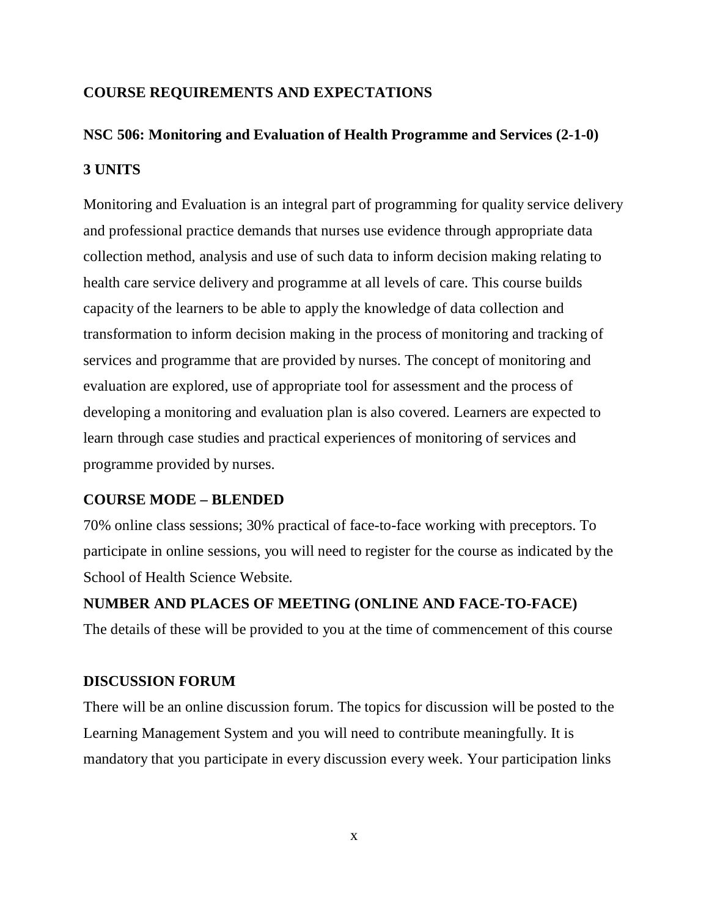## COURSE REQUIREMENTS AND EXPECTATIONS

### NSC 506: Monitoring and Evaluation of Health Programme and Services (2-1-0)

### 3 UNITS

Monitoring and Evaluation is an integral part of programming for quality service delivery and professional practice demands that nurses use evidence through appropriate data collection method, analysis and use of such data to inform decision making relating to health care service delivery and programme at all levels of care. This course builds capacity of the learners to be able to apply the knowledge of data collection and transformation to inform decision making in the process of monitoring and tracking of services and programme that are provided by nurses. The concept of monitoring and evaluation are explored, use of appropriate tool for assessment and the process of developing a monitoring and evaluation plan is also covered. Learners are expected to learn through case studies and practical experiences of monitoring of services and programme provided by nurses.

### COURSE MODE – BLENDED

70% online class sessions; 30% practical of face-to-face working with preceptors. To participate in online sessions, you will need to register for the course as indicated by the School of Health Science Website.

### NUMBER AND PLACES OF MEETING (ONLINE AND FACE-TO-FACE)

The details of these will be provided to you at the time of commencement of this course

### DISCUSSION FORUM

There will be an online discussion forum. The topics for discussion will be posted to the Learning Management System and you will need to contribute meaningfully. It is mandatory that you participate in every discussion every week. Your participation links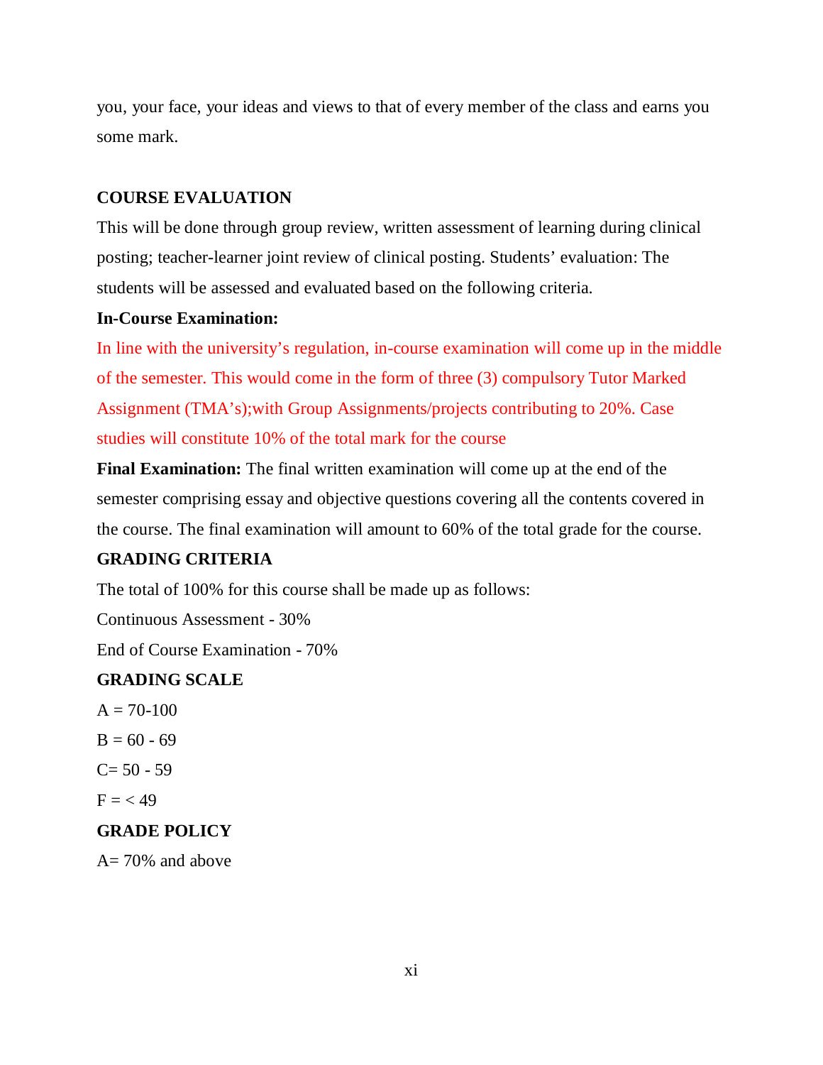you, your face, your ideas and views to that of every member of the class and earns you some mark.

**COURSE EVALUATION**

This will be done through group review, written assessment of learning during clinical posting; teacher-learner joint review of clinical posting. Students' evaluation: The students will be assessed and evaluated based on the following criteria.

**In-Course Examination:**

In line with the university's regulation, in-course examination will come up in the middle of the semester. This would come in the form of three (3) compulsory Tutor Marked Assignment (TMA's);with Group Assignments/projects contributing to 20%. Case studies will constitute 10% of the total mark for the course

**Final Examination:** The final written examination will come up at the end of the semester comprising essay and objective questions covering all the contents covered in the course. The final examination will amount to 60% of the total grade for the course.

**GRADING CRITERIA**

The total of 100% for this course shall be made up as follows:

Continuous Assessment - 30%

End of Course Examination - 70%

**GRADING SCALE**

A = 70-100

B = 60 - 69

C= 50 - 59

F = < 49

**GRADE POLICY**

A= 70% and above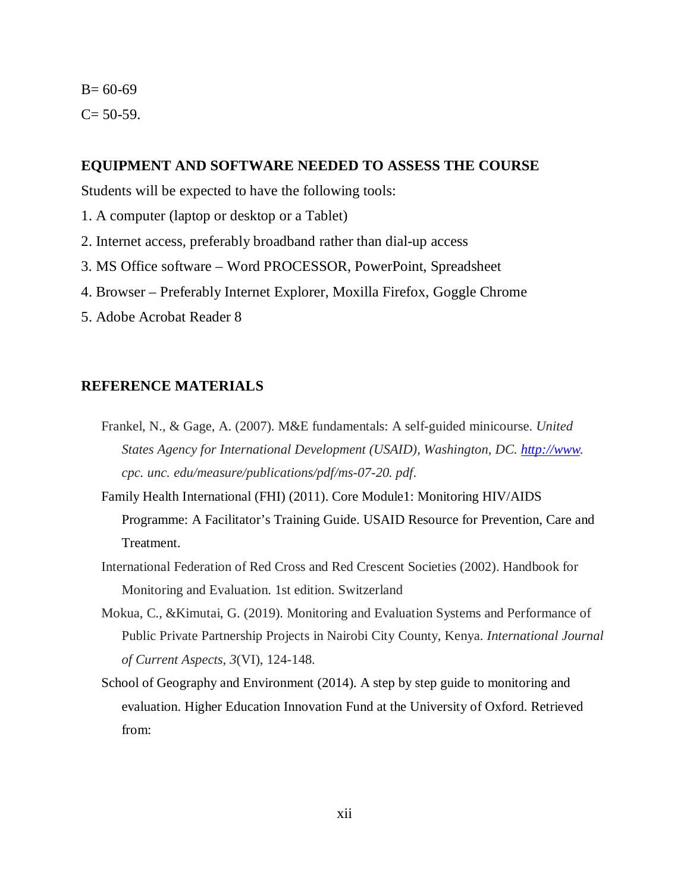B= 60-69

C= 50-59.

## EQUIPMENT AND SOFTWARE NEEDED TO ASSESS THE COURSE

Students will be expected to have the following tools:

1. A computer (laptop or desktop or a Tablet)
2. Internet access, preferably broadband rather than dial-up access
3. MS Office software – Word PROCESSOR, PowerPoint, Spreadsheet
4. Browser – Preferably Internet Explorer, Moxilla Firefox, Goggle Chrome
5. Adobe Acrobat Reader 8

## REFERENCE MATERIALS

Frankel, N., & Gage, A. (2007). M&E fundamentals: A self-guided minicourse. *United States Agency for International Development (USAID), Washington, DC. http://www. cpc. unc. edu/measure/publications/pdf/ms-07-20. pdf*.

Family Health International (FHI) (2011). Core Module1: Monitoring HIV/AIDS Programme: A Facilitator's Training Guide. USAID Resource for Prevention, Care and Treatment.

International Federation of Red Cross and Red Crescent Societies (2002). Handbook for Monitoring and Evaluation. 1st edition. Switzerland

Mokua, C., &Kimutai, G. (2019). Monitoring and Evaluation Systems and Performance of Public Private Partnership Projects in Nairobi City County, Kenya. *International Journal of Current Aspects*, *3*(VI), 124-148.

School of Geography and Environment (2014). A step by step guide to monitoring and evaluation. Higher Education Innovation Fund at the University of Oxford. Retrieved from: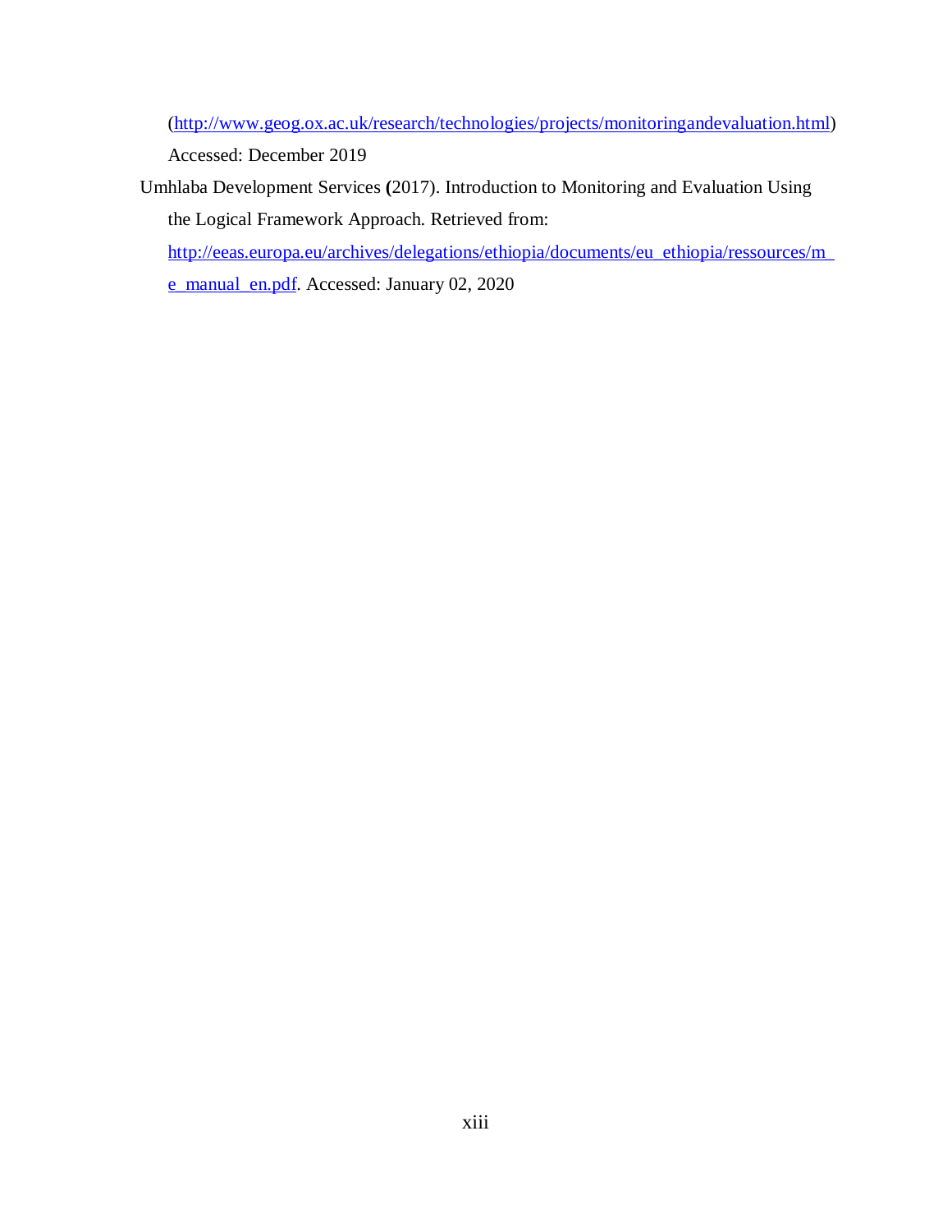(http://www.geog.ox.ac.uk/research/technologies/projects/monitoringandevaluation.html) Accessed: December 2019

Umhlaba Development Services (2017). Introduction to Monitoring and Evaluation Using the Logical Framework Approach. Retrieved from: http://eeas.europa.eu/archives/delegations/ethiopia/documents/eu_ethiopia/ressources/m_e_manual_en.pdf. Accessed: January 02, 2020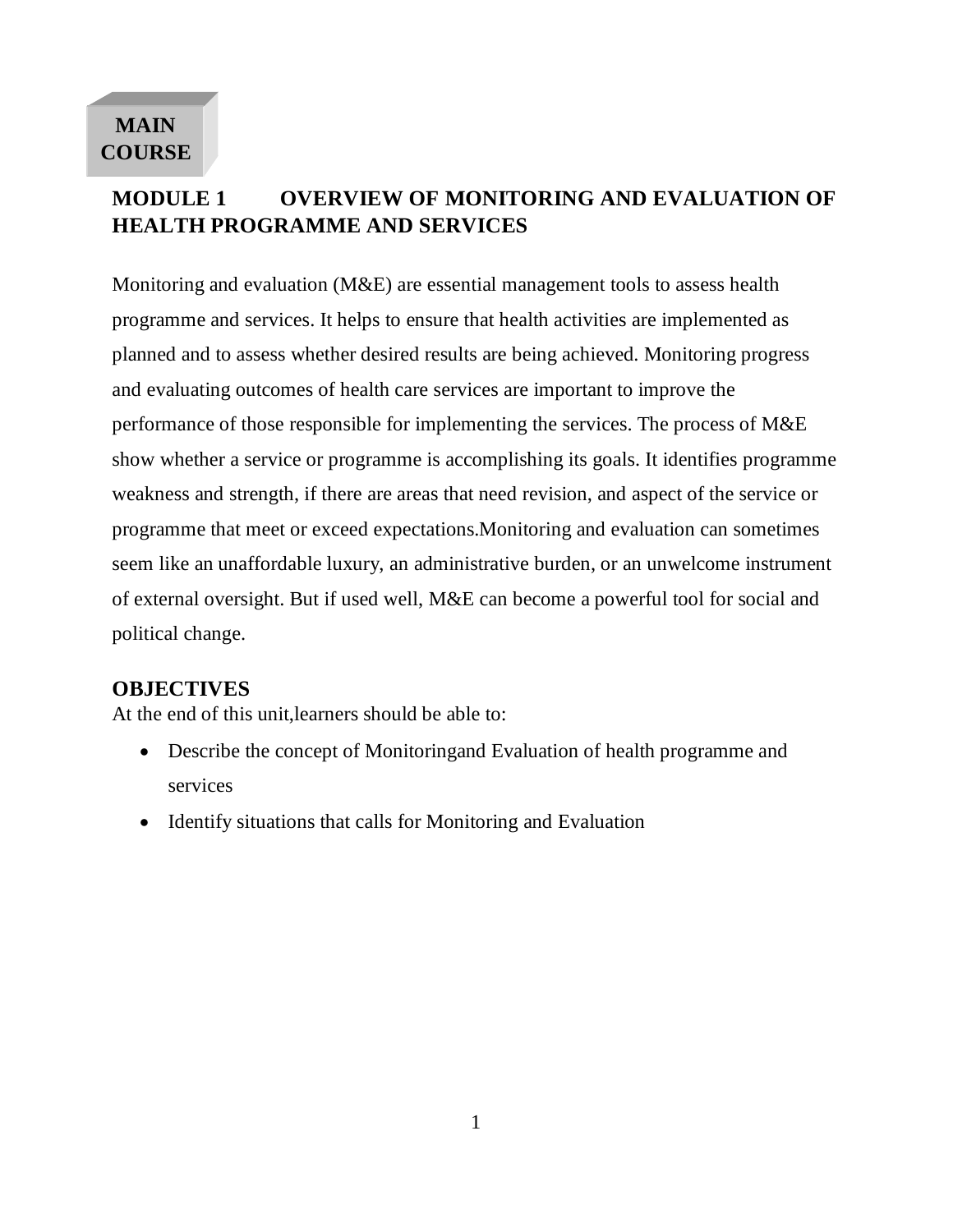**MAIN COURSE**

# MODULE 1 OVERVIEW OF MONITORING AND EVALUATION OF HEALTH PROGRAMME AND SERVICES

Monitoring and evaluation (M&E) are essential management tools to assess health programme and services. It helps to ensure that health activities are implemented as planned and to assess whether desired results are being achieved. Monitoring progress and evaluating outcomes of health care services are important to improve the performance of those responsible for implementing the services. The process of M&E show whether a service or programme is accomplishing its goals. It identifies programme weakness and strength, if there are areas that need revision, and aspect of the service or programme that meet or exceed expectations.Monitoring and evaluation can sometimes seem like an unaffordable luxury, an administrative burden, or an unwelcome instrument of external oversight. But if used well, M&E can become a powerful tool for social and political change.

## OBJECTIVES

At the end of this unit,learners should be able to:

- Describe the concept of Monitoringand Evaluation of health programme and services
- Identify situations that calls for Monitoring and Evaluation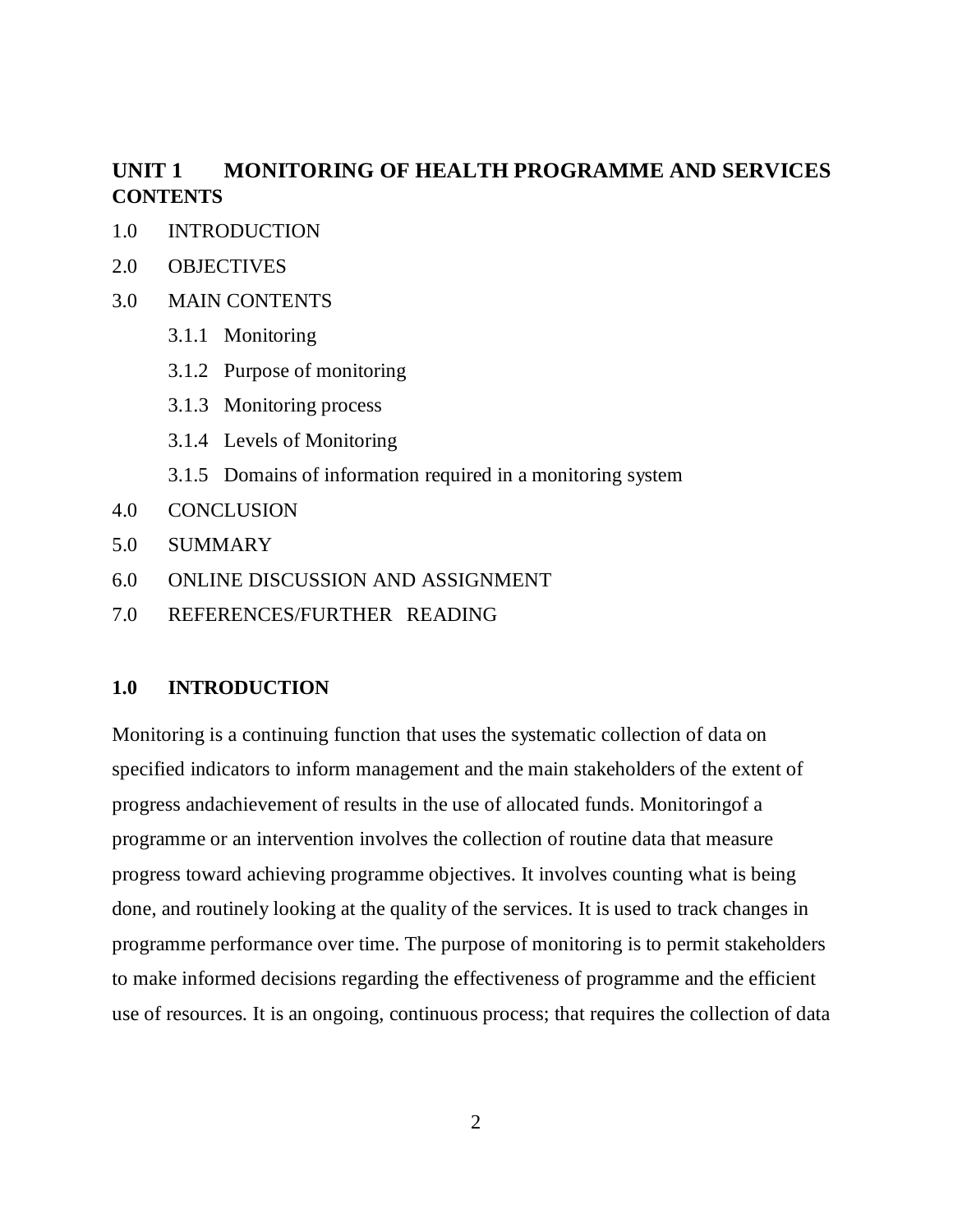## UNIT 1 MONITORING OF HEALTH PROGRAMME AND SERVICES

**CONTENTS**

1.0 INTRODUCTION

2.0 OBJECTIVES

3.0 MAIN CONTENTS

- 3.1.1 Monitoring
- 3.1.2 Purpose of monitoring
- 3.1.3 Monitoring process
- 3.1.4 Levels of Monitoring
- 3.1.5 Domains of information required in a monitoring system

4.0 CONCLUSION

5.0 SUMMARY

6.0 ONLINE DISCUSSION AND ASSIGNMENT

7.0 REFERENCES/FURTHER READING

### 1.0 INTRODUCTION

Monitoring is a continuing function that uses the systematic collection of data on specified indicators to inform management and the main stakeholders of the extent of progress andachievement of results in the use of allocated funds. Monitoringof a programme or an intervention involves the collection of routine data that measure progress toward achieving programme objectives. It involves counting what is being done, and routinely looking at the quality of the services. It is used to track changes in programme performance over time. The purpose of monitoring is to permit stakeholders to make informed decisions regarding the effectiveness of programme and the efficient use of resources. It is an ongoing, continuous process; that requires the collection of data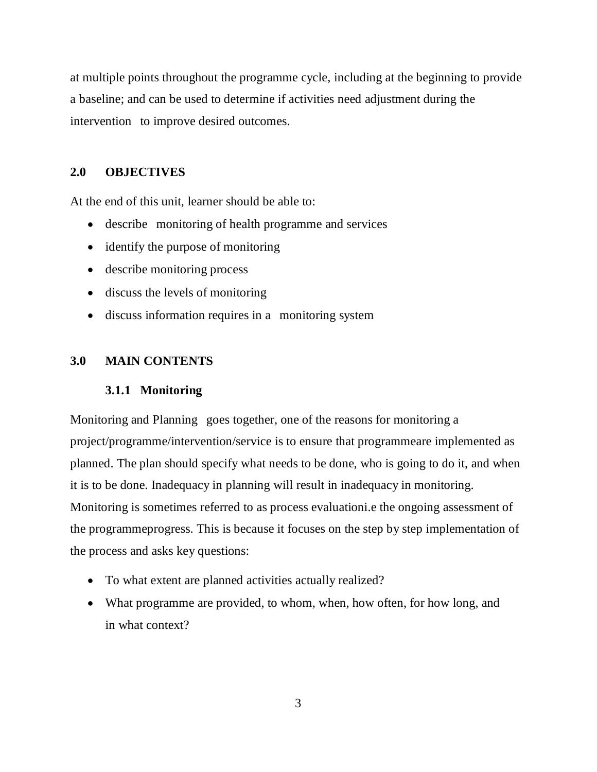at multiple points throughout the programme cycle, including at the beginning to provide a baseline; and can be used to determine if activities need adjustment during the intervention to improve desired outcomes.

## 2.0 OBJECTIVES

At the end of this unit, learner should be able to:

- describe monitoring of health programme and services
- identify the purpose of monitoring
- describe monitoring process
- discuss the levels of monitoring
- discuss information requires in a monitoring system

## 3.0 MAIN CONTENTS

### 3.1.1 Monitoring

Monitoring and Planning goes together, one of the reasons for monitoring a project/programme/intervention/service is to ensure that programmeare implemented as planned. The plan should specify what needs to be done, who is going to do it, and when it is to be done. Inadequacy in planning will result in inadequacy in monitoring. Monitoring is sometimes referred to as process evaluationi.e the ongoing assessment of the programmeprogress. This is because it focuses on the step by step implementation of the process and asks key questions:

- To what extent are planned activities actually realized?
- What programme are provided, to whom, when, how often, for how long, and in what context?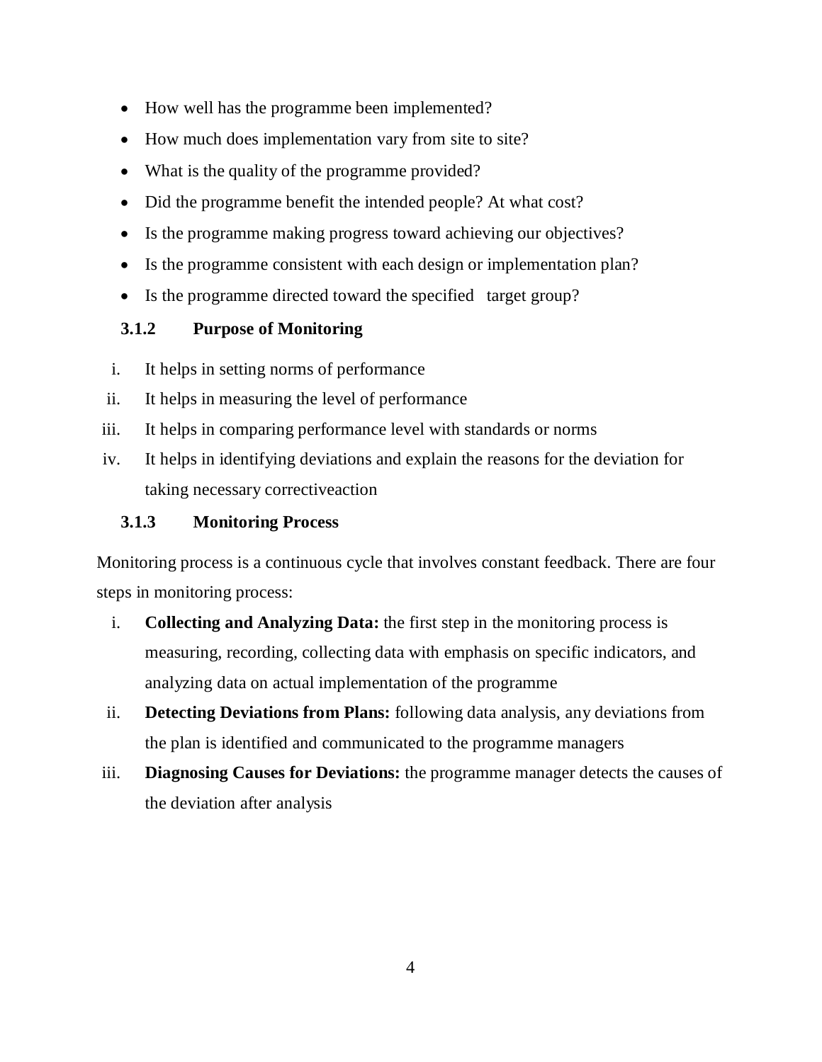- How well has the programme been implemented?
- How much does implementation vary from site to site?
- What is the quality of the programme provided?
- Did the programme benefit the intended people? At what cost?
- Is the programme making progress toward achieving our objectives?
- Is the programme consistent with each design or implementation plan?
- Is the programme directed toward the specified target group?

### 3.1.2 Purpose of Monitoring

i. It helps in setting norms of performance
ii. It helps in measuring the level of performance
iii. It helps in comparing performance level with standards or norms
iv. It helps in identifying deviations and explain the reasons for the deviation for taking necessary correctiveaction

### 3.1.3 Monitoring Process

Monitoring process is a continuous cycle that involves constant feedback. There are four steps in monitoring process:

i. **Collecting and Analyzing Data:** the first step in the monitoring process is measuring, recording, collecting data with emphasis on specific indicators, and analyzing data on actual implementation of the programme
ii. **Detecting Deviations from Plans:** following data analysis, any deviations from the plan is identified and communicated to the programme managers
iii. **Diagnosing Causes for Deviations:** the programme manager detects the causes of the deviation after analysis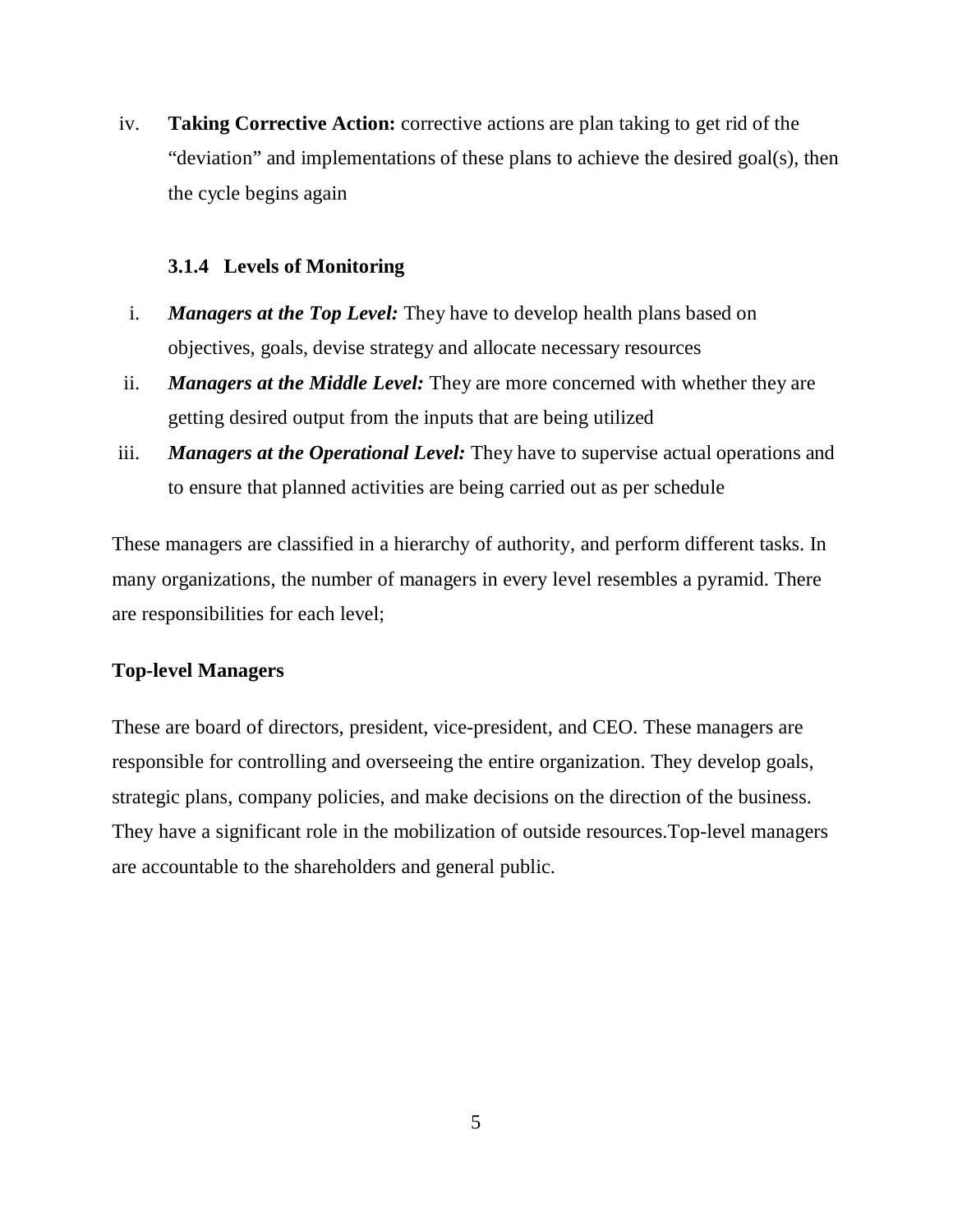iv. **Taking Corrective Action:** corrective actions are plan taking to get rid of the "deviation" and implementations of these plans to achieve the desired goal(s), then the cycle begins again

### 3.1.4 Levels of Monitoring

i. ***Managers at the Top Level:*** They have to develop health plans based on objectives, goals, devise strategy and allocate necessary resources
ii. ***Managers at the Middle Level:*** They are more concerned with whether they are getting desired output from the inputs that are being utilized
iii. ***Managers at the Operational Level:*** They have to supervise actual operations and to ensure that planned activities are being carried out as per schedule

These managers are classified in a hierarchy of authority, and perform different tasks. In many organizations, the number of managers in every level resembles a pyramid. There are responsibilities for each level;

**Top-level Managers**

These are board of directors, president, vice-president, and CEO. These managers are responsible for controlling and overseeing the entire organization. They develop goals, strategic plans, company policies, and make decisions on the direction of the business. They have a significant role in the mobilization of outside resources.Top-level managers are accountable to the shareholders and general public.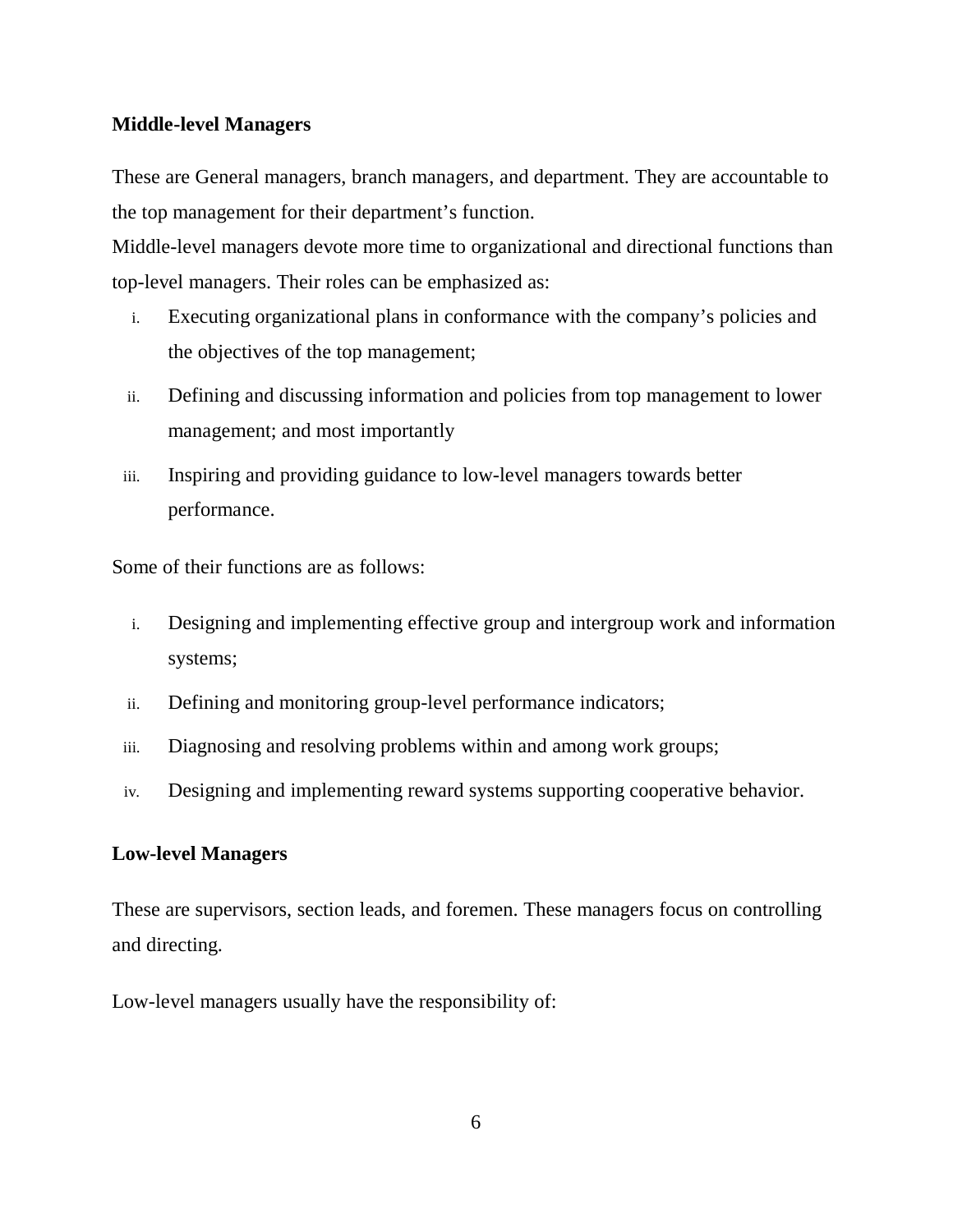**Middle-level Managers**

These are General managers, branch managers, and department. They are accountable to the top management for their department's function.
Middle-level managers devote more time to organizational and directional functions than top-level managers. Their roles can be emphasized as:

i. Executing organizational plans in conformance with the company's policies and the objectives of the top management;
ii. Defining and discussing information and policies from top management to lower management; and most importantly
iii. Inspiring and providing guidance to low-level managers towards better performance.

Some of their functions are as follows:

i. Designing and implementing effective group and intergroup work and information systems;
ii. Defining and monitoring group-level performance indicators;
iii. Diagnosing and resolving problems within and among work groups;
iv. Designing and implementing reward systems supporting cooperative behavior.

**Low-level Managers**

These are supervisors, section leads, and foremen. These managers focus on controlling and directing.

Low-level managers usually have the responsibility of: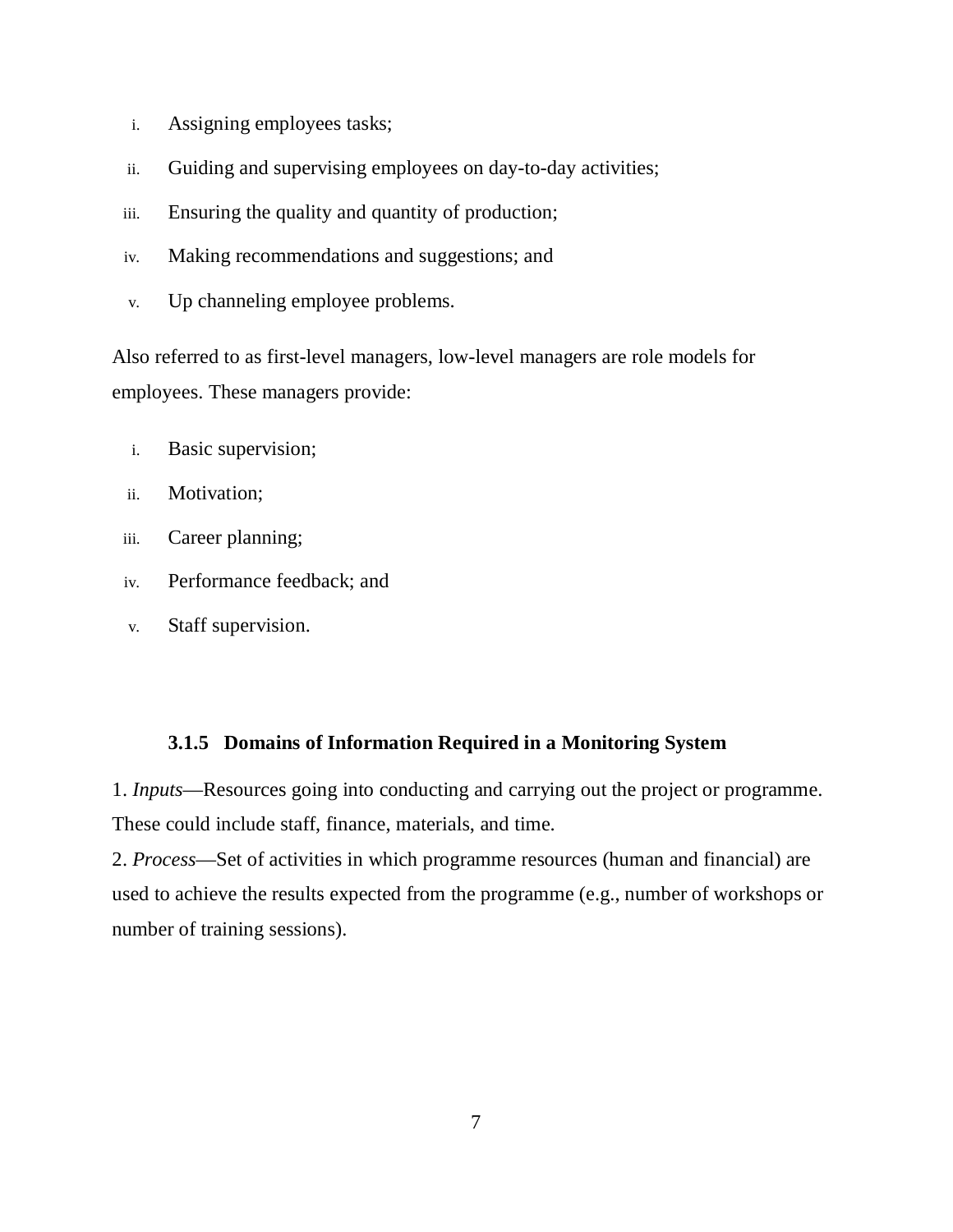i. Assigning employees tasks;
ii. Guiding and supervising employees on day-to-day activities;
iii. Ensuring the quality and quantity of production;
iv. Making recommendations and suggestions; and
v. Up channeling employee problems.

Also referred to as first-level managers, low-level managers are role models for employees. These managers provide:

i. Basic supervision;
ii. Motivation;
iii. Career planning;
iv. Performance feedback; and
v. Staff supervision.

#### 3.1.5 Domains of Information Required in a Monitoring System

1. *Inputs*—Resources going into conducting and carrying out the project or programme. These could include staff, finance, materials, and time.

2. *Process*—Set of activities in which programme resources (human and financial) are used to achieve the results expected from the programme (e.g., number of workshops or number of training sessions).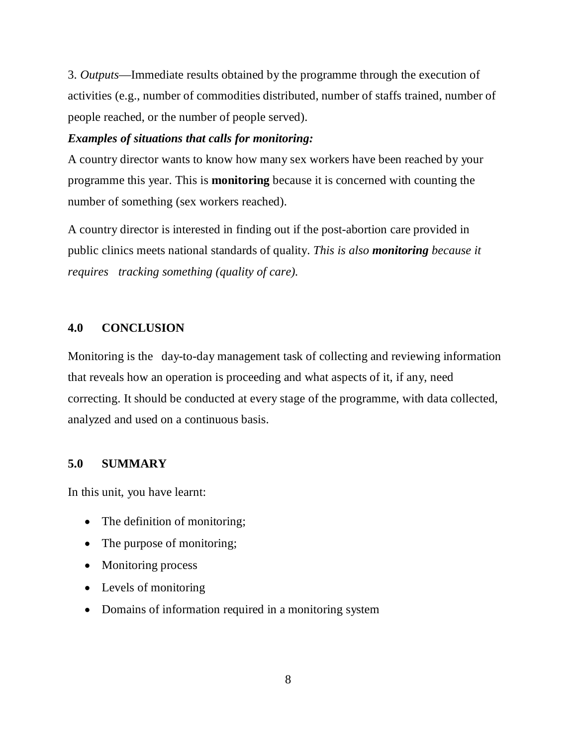3. *Outputs*—Immediate results obtained by the programme through the execution of activities (e.g., number of commodities distributed, number of staffs trained, number of people reached, or the number of people served).

***Examples of situations that calls for monitoring:***

A country director wants to know how many sex workers have been reached by your programme this year. This is **monitoring** because it is concerned with counting the number of something (sex workers reached).

A country director is interested in finding out if the post-abortion care provided in public clinics meets national standards of quality. *This is also **monitoring** because it requires tracking something (quality of care).*

## 4.0 CONCLUSION

Monitoring is the day-to-day management task of collecting and reviewing information that reveals how an operation is proceeding and what aspects of it, if any, need correcting. It should be conducted at every stage of the programme, with data collected, analyzed and used on a continuous basis.

## 5.0 SUMMARY

In this unit, you have learnt:

- The definition of monitoring;
- The purpose of monitoring;
- Monitoring process
- Levels of monitoring
- Domains of information required in a monitoring system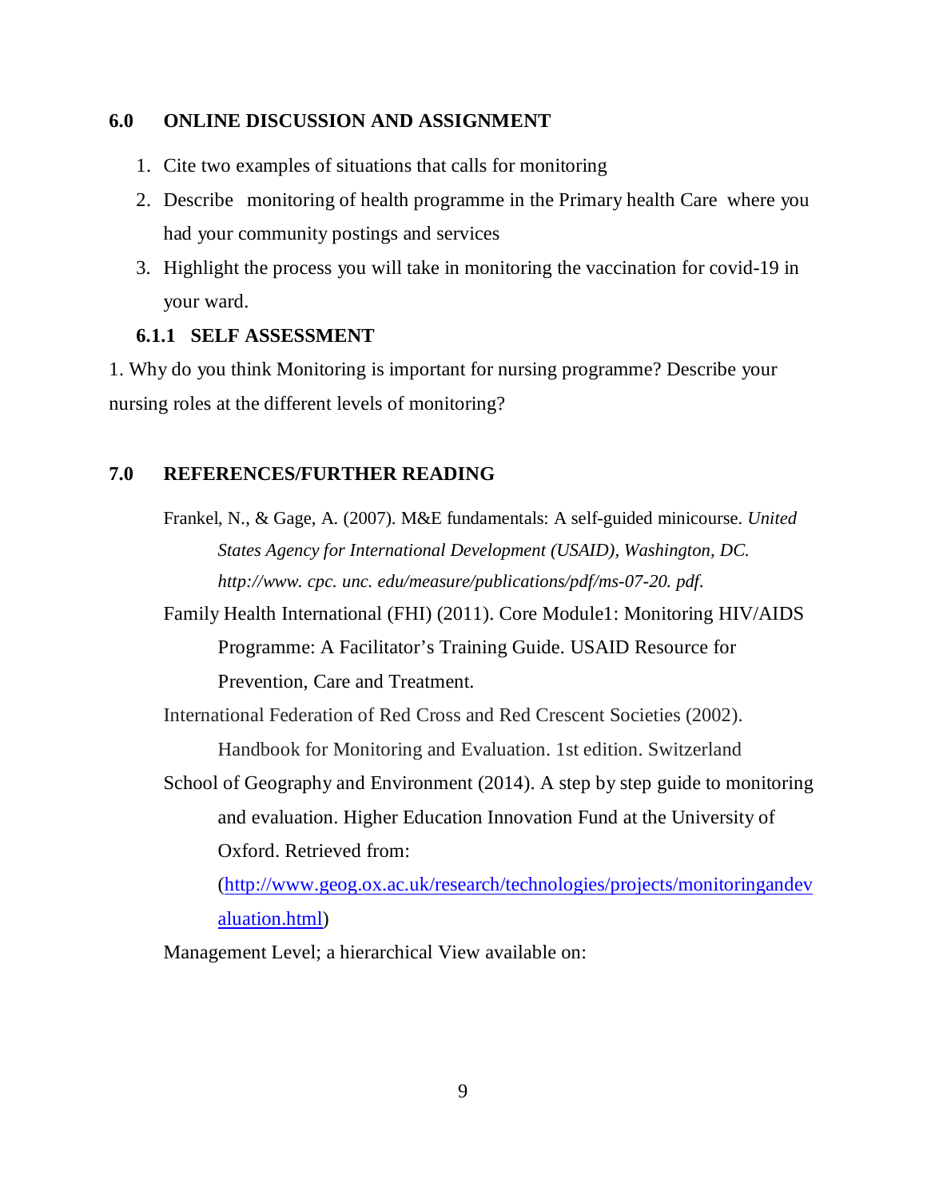## 6.0 ONLINE DISCUSSION AND ASSIGNMENT

1. Cite two examples of situations that calls for monitoring
2. Describe monitoring of health programme in the Primary health Care where you had your community postings and services
3. Highlight the process you will take in monitoring the vaccination for covid-19 in your ward.

### 6.1.1 SELF ASSESSMENT

1. Why do you think Monitoring is important for nursing programme? Describe your nursing roles at the different levels of monitoring?

## 7.0 REFERENCES/FURTHER READING

Frankel, N., & Gage, A. (2007). M&E fundamentals: A self-guided minicourse. *United States Agency for International Development (USAID), Washington, DC. http://www. cpc. unc. edu/measure/publications/pdf/ms-07-20. pdf.*

Family Health International (FHI) (2011). Core Module1: Monitoring HIV/AIDS Programme: A Facilitator's Training Guide. USAID Resource for Prevention, Care and Treatment.

International Federation of Red Cross and Red Crescent Societies (2002). Handbook for Monitoring and Evaluation. 1st edition. Switzerland

School of Geography and Environment (2014). A step by step guide to monitoring and evaluation. Higher Education Innovation Fund at the University of Oxford. Retrieved from: (http://www.geog.ox.ac.uk/research/technologies/projects/monitoringandevaluation.html)

Management Level; a hierarchical View available on: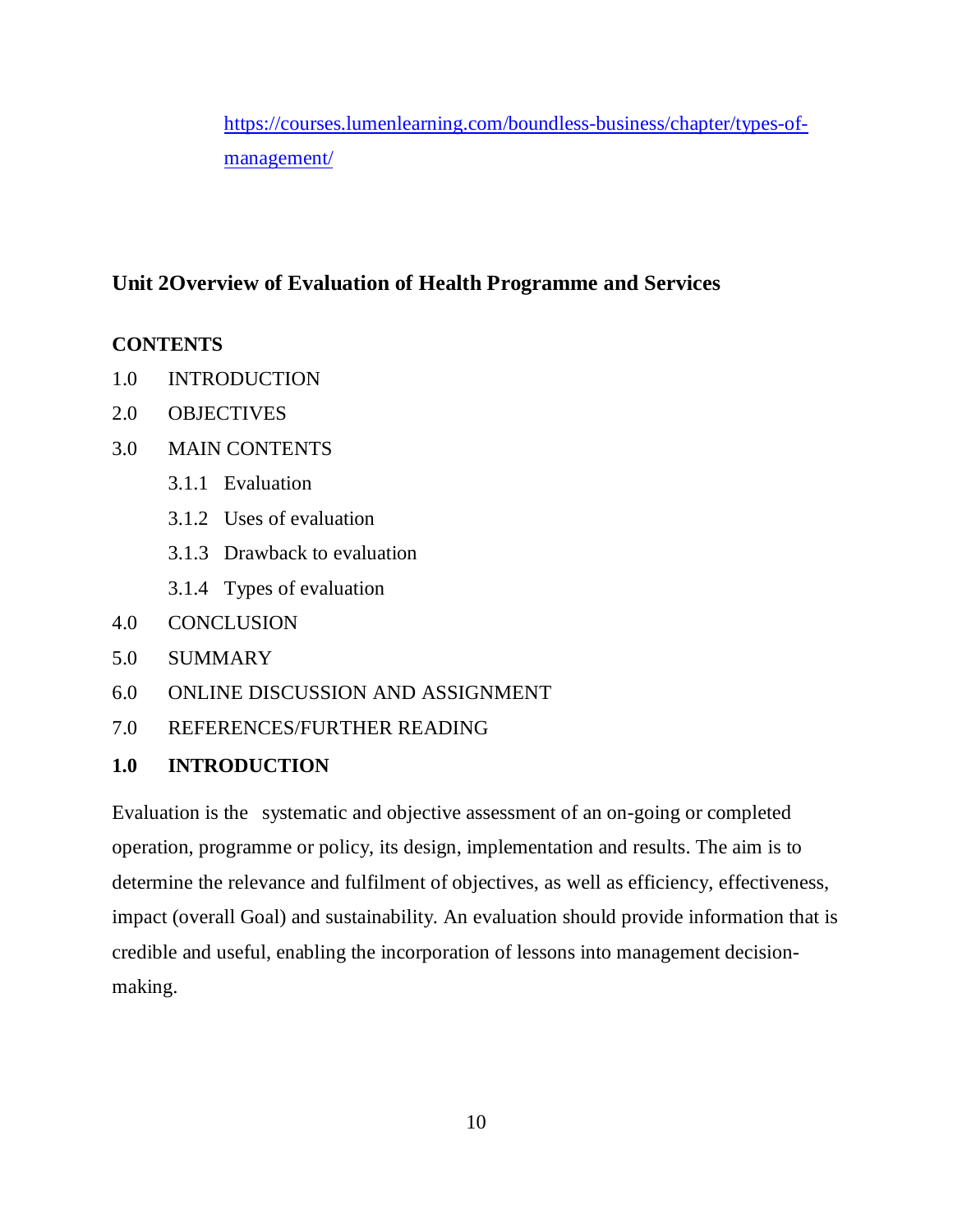https://courses.lumenlearning.com/boundless-business/chapter/types-of-management/

## Unit 2Overview of Evaluation of Health Programme and Services

**CONTENTS**

1.0 INTRODUCTION

2.0 OBJECTIVES

3.0 MAIN CONTENTS

- 3.1.1 Evaluation
- 3.1.2 Uses of evaluation
- 3.1.3 Drawback to evaluation
- 3.1.4 Types of evaluation

4.0 CONCLUSION

5.0 SUMMARY

6.0 ONLINE DISCUSSION AND ASSIGNMENT

7.0 REFERENCES/FURTHER READING

### 1.0 INTRODUCTION

Evaluation is the systematic and objective assessment of an on-going or completed operation, programme or policy, its design, implementation and results. The aim is to determine the relevance and fulfilment of objectives, as well as efficiency, effectiveness, impact (overall Goal) and sustainability. An evaluation should provide information that is credible and useful, enabling the incorporation of lessons into management decision-making.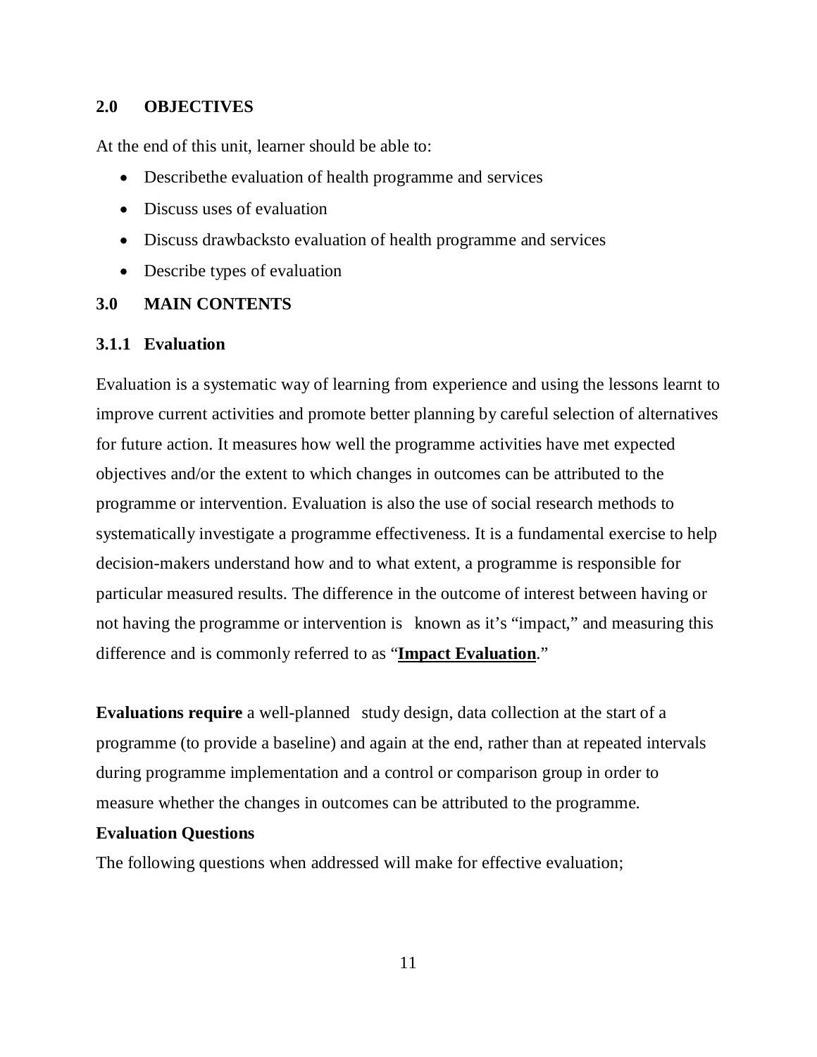## 2.0 OBJECTIVES

At the end of this unit, learner should be able to:

- Describethe evaluation of health programme and services
- Discuss uses of evaluation
- Discuss drawbacksto evaluation of health programme and services
- Describe types of evaluation

## 3.0 MAIN CONTENTS

### 3.1.1 Evaluation

Evaluation is a systematic way of learning from experience and using the lessons learnt to improve current activities and promote better planning by careful selection of alternatives for future action. It measures how well the programme activities have met expected objectives and/or the extent to which changes in outcomes can be attributed to the programme or intervention. Evaluation is also the use of social research methods to systematically investigate a programme effectiveness. It is a fundamental exercise to help decision-makers understand how and to what extent, a programme is responsible for particular measured results. The difference in the outcome of interest between having or not having the programme or intervention is known as it's "impact," and measuring this difference and is commonly referred to as "**Impact Evaluation**."

**Evaluations require** a well-planned study design, data collection at the start of a programme (to provide a baseline) and again at the end, rather than at repeated intervals during programme implementation and a control or comparison group in order to measure whether the changes in outcomes can be attributed to the programme.

**Evaluation Questions**

The following questions when addressed will make for effective evaluation;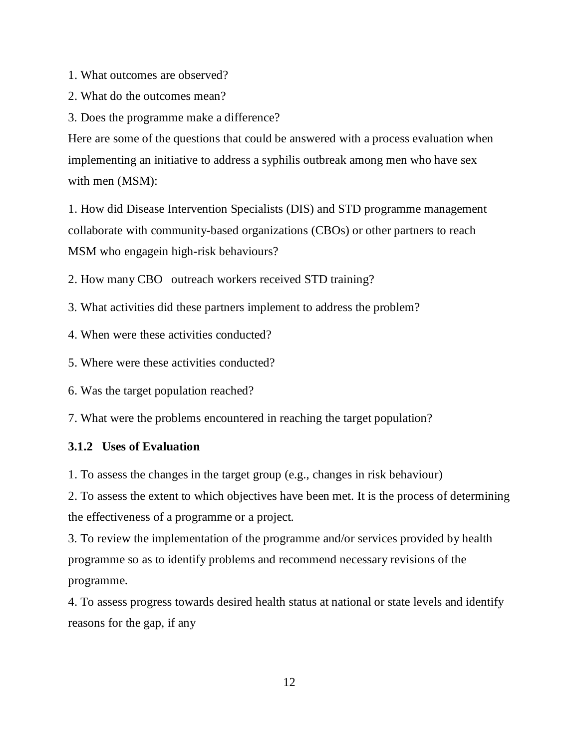1. What outcomes are observed?
2. What do the outcomes mean?
3. Does the programme make a difference?

Here are some of the questions that could be answered with a process evaluation when implementing an initiative to address a syphilis outbreak among men who have sex with men (MSM):

1. How did Disease Intervention Specialists (DIS) and STD programme management collaborate with community-based organizations (CBOs) or other partners to reach MSM who engagein high-risk behaviours?

2. How many CBO outreach workers received STD training?

3. What activities did these partners implement to address the problem?

4. When were these activities conducted?

5. Where were these activities conducted?

6. Was the target population reached?

7. What were the problems encountered in reaching the target population?

### 3.1.2 Uses of Evaluation

1. To assess the changes in the target group (e.g., changes in risk behaviour)
2. To assess the extent to which objectives have been met. It is the process of determining the effectiveness of a programme or a project.
3. To review the implementation of the programme and/or services provided by health programme so as to identify problems and recommend necessary revisions of the programme.
4. To assess progress towards desired health status at national or state levels and identify reasons for the gap, if any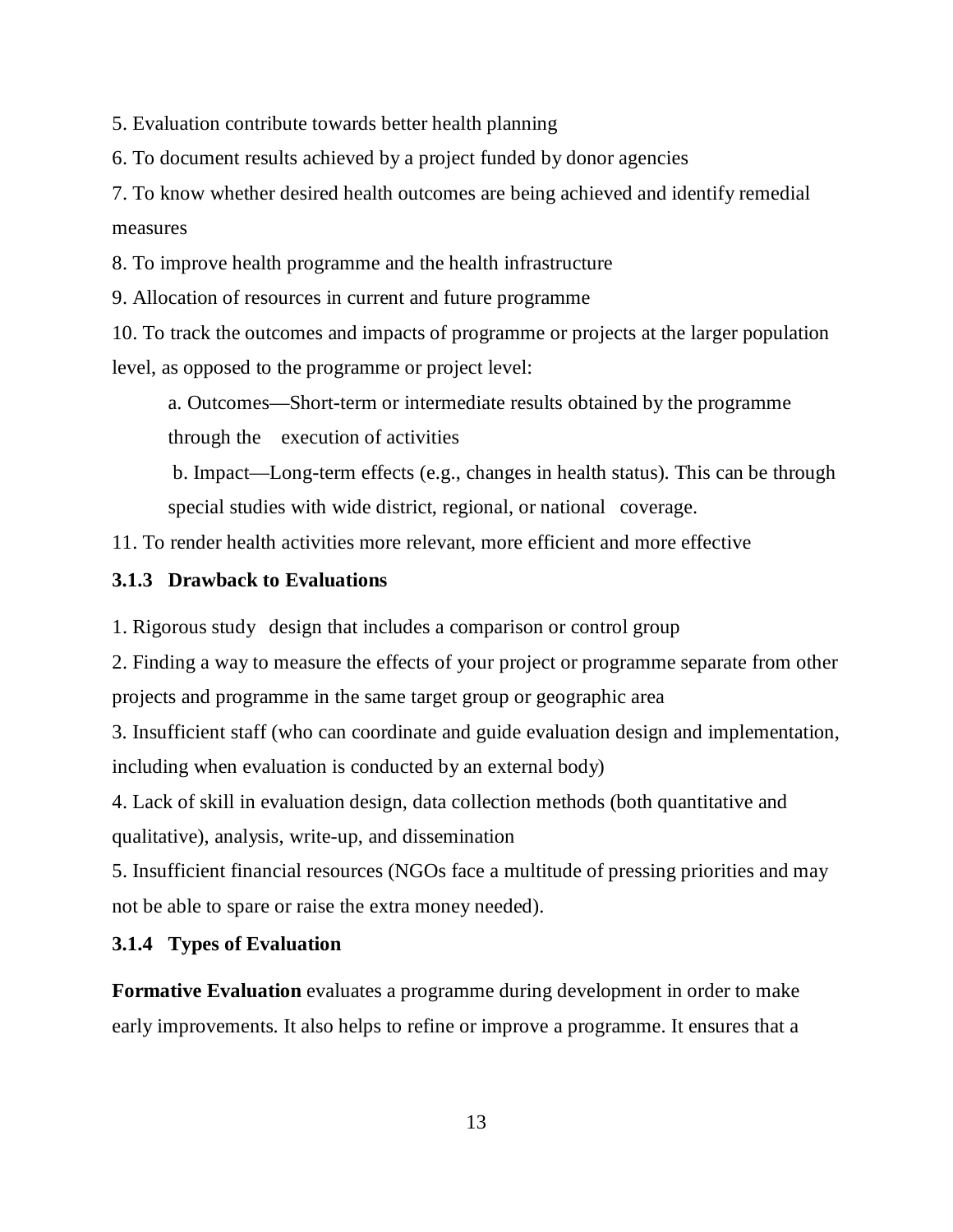5. Evaluation contribute towards better health planning

6. To document results achieved by a project funded by donor agencies

7. To know whether desired health outcomes are being achieved and identify remedial measures

8. To improve health programme and the health infrastructure

9. Allocation of resources in current and future programme

10. To track the outcomes and impacts of programme or projects at the larger population level, as opposed to the programme or project level:

   a. Outcomes—Short-term or intermediate results obtained by the programme through the execution of activities

   b. Impact—Long-term effects (e.g., changes in health status). This can be through special studies with wide district, regional, or national coverage.

11. To render health activities more relevant, more efficient and more effective

### 3.1.3 Drawback to Evaluations

1. Rigorous study design that includes a comparison or control group

2. Finding a way to measure the effects of your project or programme separate from other projects and programme in the same target group or geographic area

3. Insufficient staff (who can coordinate and guide evaluation design and implementation, including when evaluation is conducted by an external body)

4. Lack of skill in evaluation design, data collection methods (both quantitative and qualitative), analysis, write-up, and dissemination

5. Insufficient financial resources (NGOs face a multitude of pressing priorities and may not be able to spare or raise the extra money needed).

### 3.1.4 Types of Evaluation

**Formative Evaluation** evaluates a programme during development in order to make early improvements. It also helps to refine or improve a programme. It ensures that a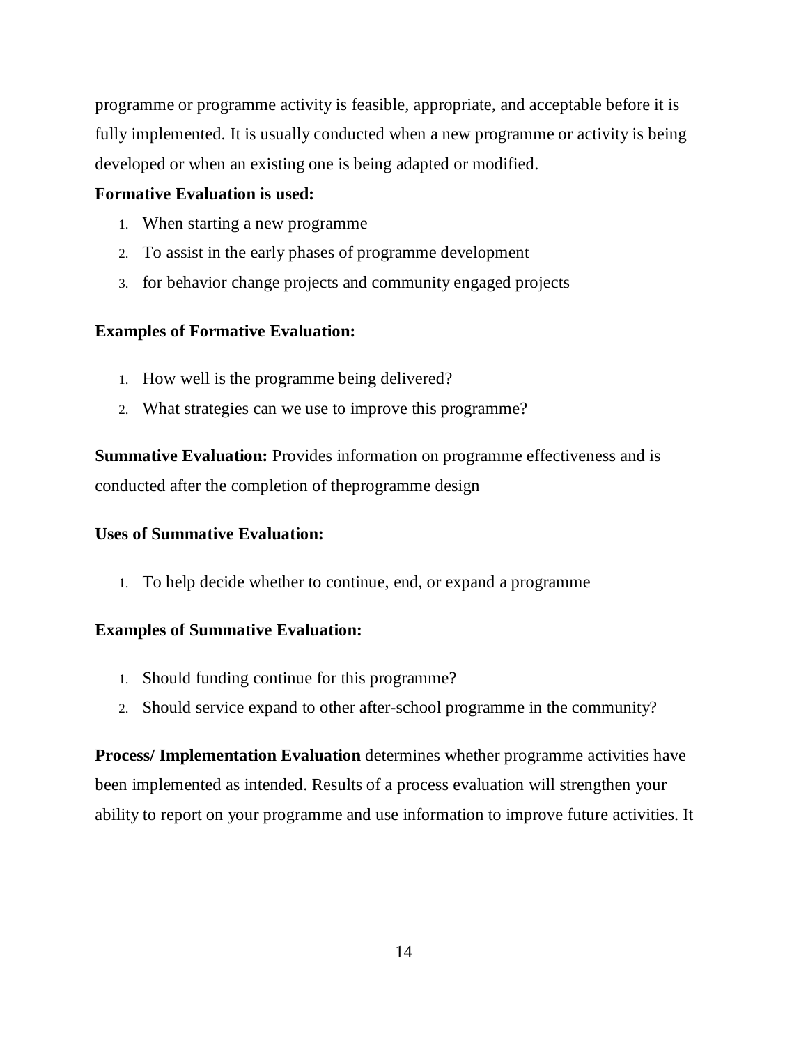programme or programme activity is feasible, appropriate, and acceptable before it is fully implemented. It is usually conducted when a new programme or activity is being developed or when an existing one is being adapted or modified.

**Formative Evaluation is used:**

1. When starting a new programme
2. To assist in the early phases of programme development
3. for behavior change projects and community engaged projects

**Examples of Formative Evaluation:**

1. How well is the programme being delivered?
2. What strategies can we use to improve this programme?

**Summative Evaluation:** Provides information on programme effectiveness and is conducted after the completion of theprogramme design

**Uses of Summative Evaluation:**

1. To help decide whether to continue, end, or expand a programme

**Examples of Summative Evaluation:**

1. Should funding continue for this programme?
2. Should service expand to other after-school programme in the community?

**Process/ Implementation Evaluation** determines whether programme activities have been implemented as intended. Results of a process evaluation will strengthen your ability to report on your programme and use information to improve future activities. It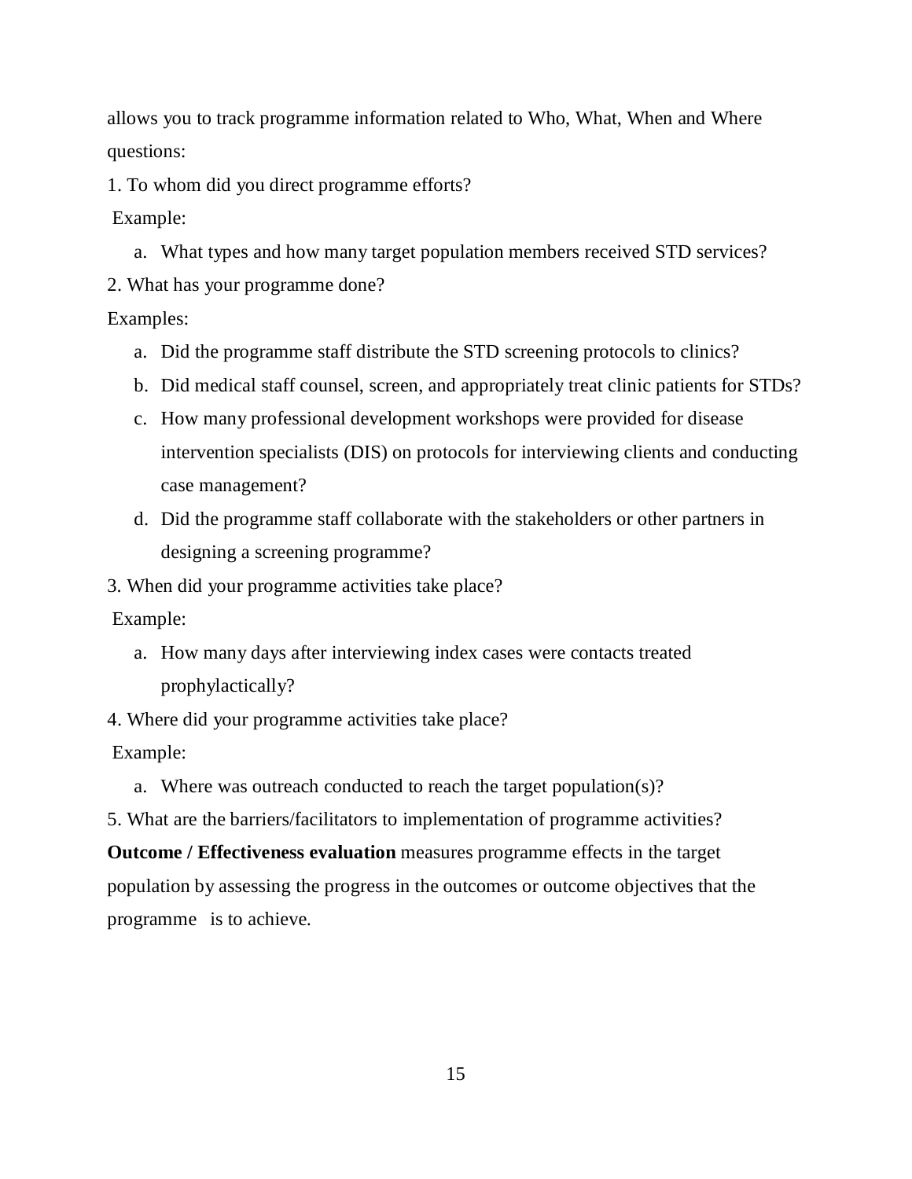allows you to track programme information related to Who, What, When and Where questions:

1. To whom did you direct programme efforts?

 Example:

   a. What types and how many target population members received STD services?

2. What has your programme done?

Examples:

   a. Did the programme staff distribute the STD screening protocols to clinics?
   b. Did medical staff counsel, screen, and appropriately treat clinic patients for STDs?
   c. How many professional development workshops were provided for disease intervention specialists (DIS) on protocols for interviewing clients and conducting case management?
   d. Did the programme staff collaborate with the stakeholders or other partners in designing a screening programme?

3. When did your programme activities take place?

 Example:

   a. How many days after interviewing index cases were contacts treated prophylactically?

4. Where did your programme activities take place?

 Example:

   a. Where was outreach conducted to reach the target population(s)?

5. What are the barriers/facilitators to implementation of programme activities?

**Outcome / Effectiveness evaluation** measures programme effects in the target population by assessing the progress in the outcomes or outcome objectives that the programme is to achieve.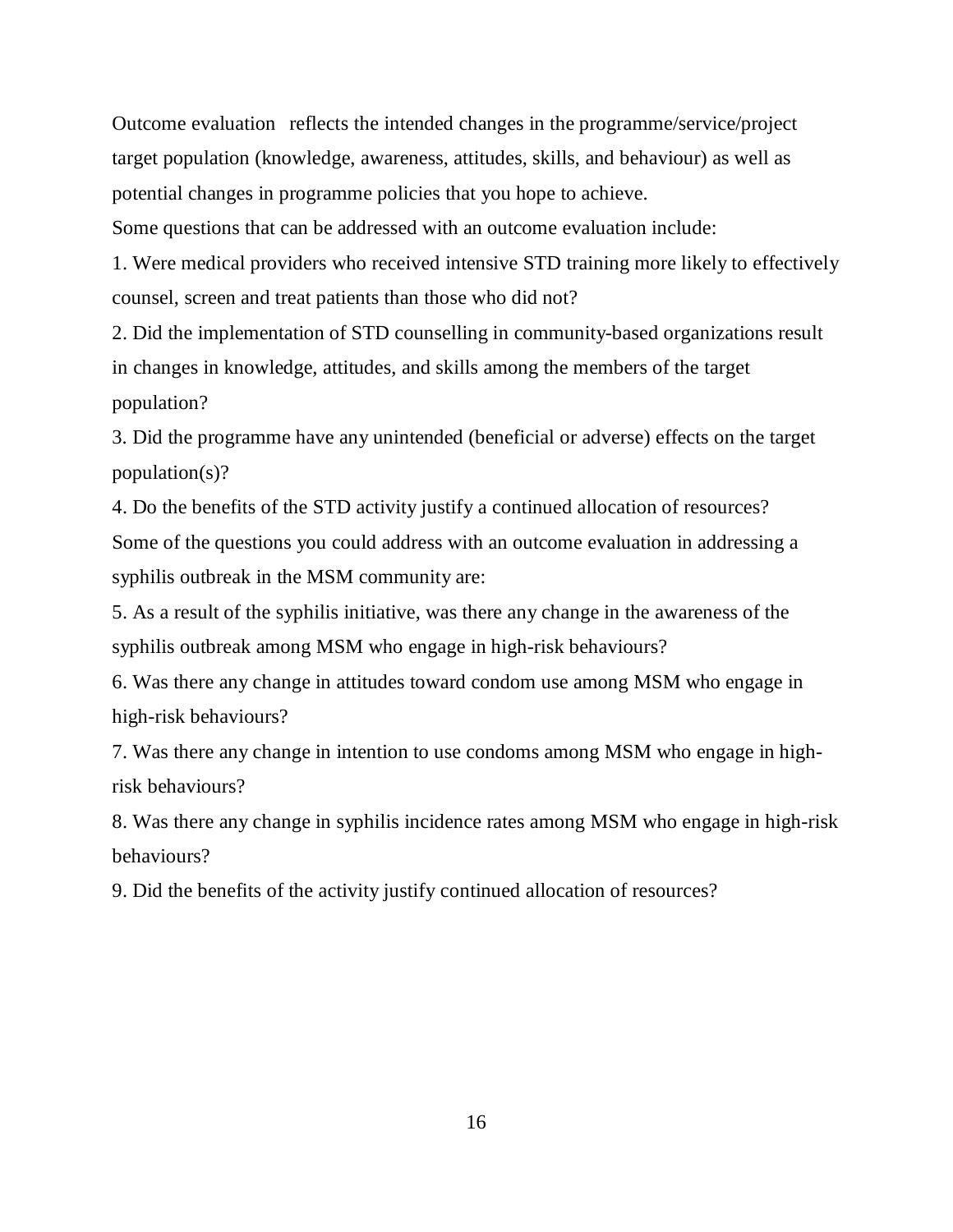Outcome evaluation reflects the intended changes in the programme/service/project target population (knowledge, awareness, attitudes, skills, and behaviour) as well as potential changes in programme policies that you hope to achieve.

Some questions that can be addressed with an outcome evaluation include:

1. Were medical providers who received intensive STD training more likely to effectively counsel, screen and treat patients than those who did not?
2. Did the implementation of STD counselling in community-based organizations result in changes in knowledge, attitudes, and skills among the members of the target population?
3. Did the programme have any unintended (beneficial or adverse) effects on the target population(s)?
4. Do the benefits of the STD activity justify a continued allocation of resources?

Some of the questions you could address with an outcome evaluation in addressing a syphilis outbreak in the MSM community are:

5. As a result of the syphilis initiative, was there any change in the awareness of the syphilis outbreak among MSM who engage in high-risk behaviours?
6. Was there any change in attitudes toward condom use among MSM who engage in high-risk behaviours?
7. Was there any change in intention to use condoms among MSM who engage in high-risk behaviours?
8. Was there any change in syphilis incidence rates among MSM who engage in high-risk behaviours?
9. Did the benefits of the activity justify continued allocation of resources?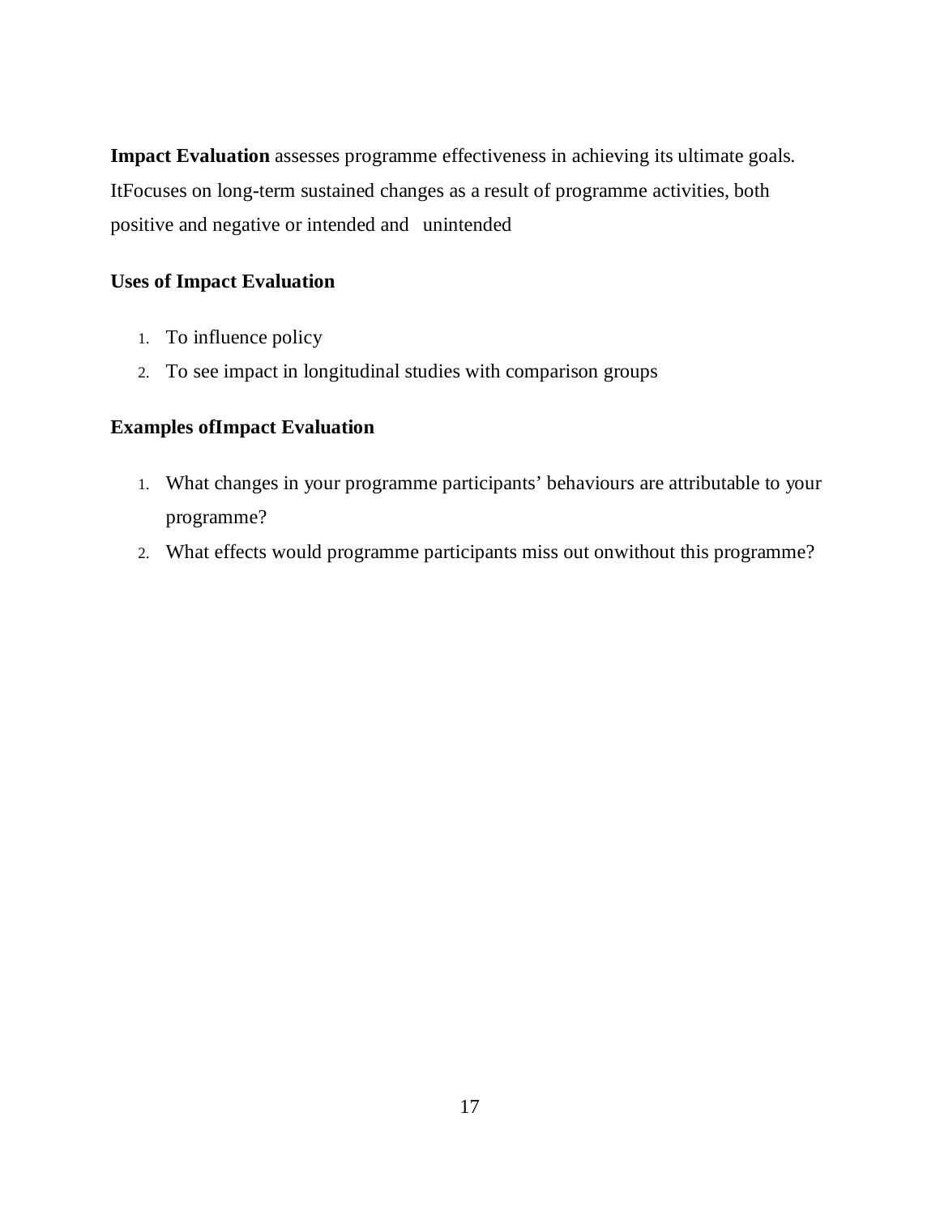**Impact Evaluation** assesses programme effectiveness in achieving its ultimate goals. ItFocuses on long-term sustained changes as a result of programme activities, both positive and negative or intended and unintended

**Uses of Impact Evaluation**

1. To influence policy
2. To see impact in longitudinal studies with comparison groups

**Examples ofImpact Evaluation**

1. What changes in your programme participants' behaviours are attributable to your programme?
2. What effects would programme participants miss out onwithout this programme?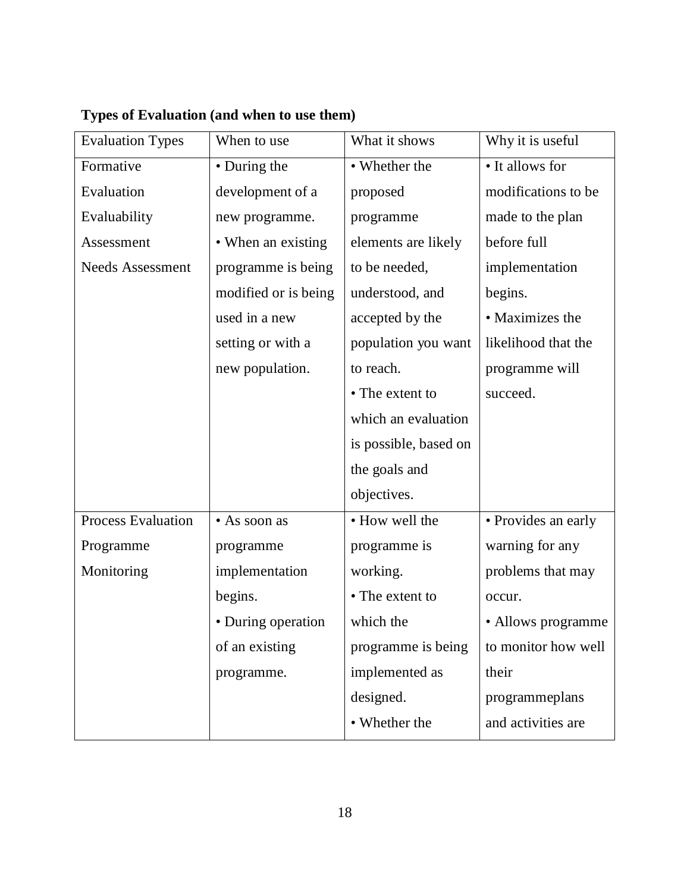**Types of Evaluation (and when to use them)**

| Evaluation Types | When to use | What it shows | Why it is useful |
|---|---|---|---|
| Formative Evaluation Evaluability Assessment Needs Assessment | • During the development of a new programme. • When an existing programme is being modified or is being used in a new setting or with a new population. | • Whether the proposed programme elements are likely to be needed, understood, and accepted by the population you want to reach. • The extent to which an evaluation is possible, based on the goals and objectives. | • It allows for modifications to be made to the plan before full implementation begins. • Maximizes the likelihood that the programme will succeed. |
| Process Evaluation Programme Monitoring | • As soon as programme implementation begins. • During operation of an existing programme. | • How well the programme is working. • The extent to which the programme is being implemented as designed. • Whether the | • Provides an early warning for any problems that may occur. • Allows programme to monitor how well their programmeplans and activities are |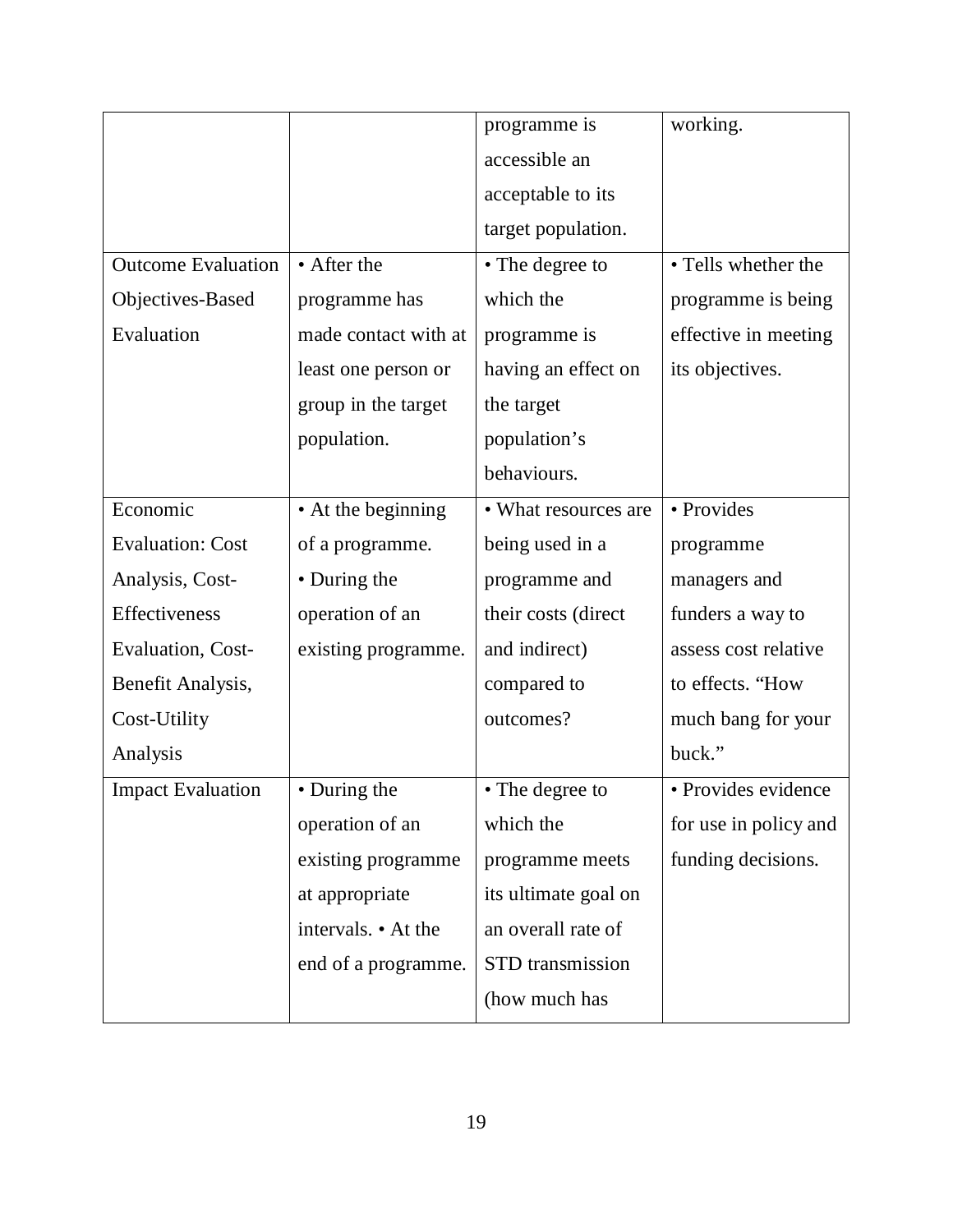| | | programme is accessible an acceptable to its target population. | working. |
|---|---|---|---|
| Outcome Evaluation Objectives-Based Evaluation | • After the programme has made contact with at least one person or group in the target population. | • The degree to which the programme is having an effect on the target population's behaviours. | • Tells whether the programme is being effective in meeting its objectives. |
| Economic Evaluation: Cost Analysis, Cost-Effectiveness Evaluation, Cost-Benefit Analysis, Cost-Utility Analysis | • At the beginning of a programme. • During the operation of an existing programme. | • What resources are being used in a programme and their costs (direct and indirect) compared to outcomes? | • Provides programme managers and funders a way to assess cost relative to effects. "How much bang for your buck." |
| Impact Evaluation | • During the operation of an existing programme at appropriate intervals. • At the end of a programme. | • The degree to which the programme meets its ultimate goal on an overall rate of STD transmission (how much has | • Provides evidence for use in policy and funding decisions. |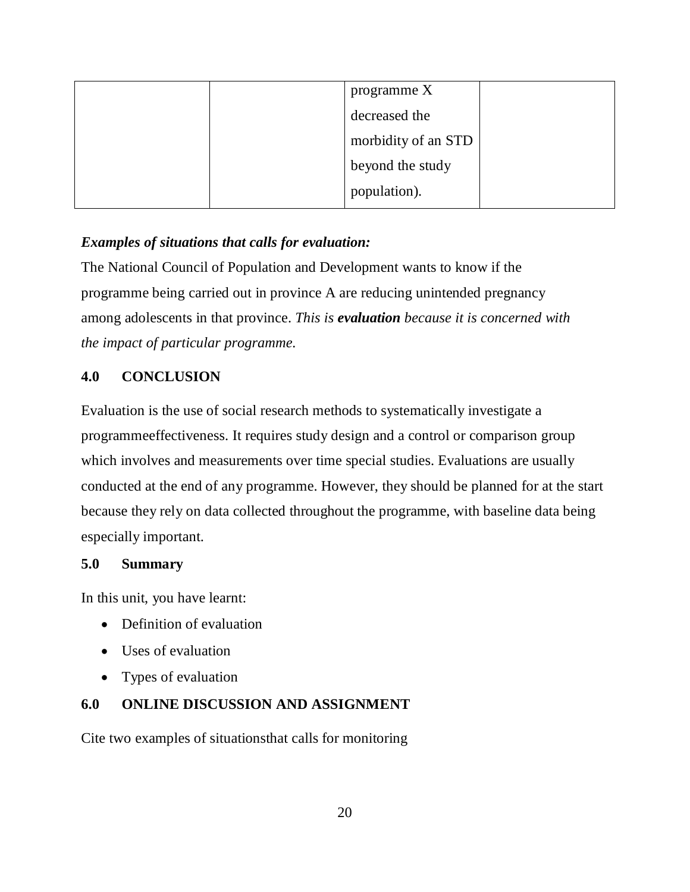| | | programme X decreased the morbidity of an STD beyond the study population). | |
|---|---|---|---|

***Examples of situations that calls for evaluation:***

The National Council of Population and Development wants to know if the programme being carried out in province A are reducing unintended pregnancy among adolescents in that province. *This is **evaluation** because it is concerned with the impact of particular programme.*

## 4.0 CONCLUSION

Evaluation is the use of social research methods to systematically investigate a programmeeffectiveness. It requires study design and a control or comparison group which involves and measurements over time special studies. Evaluations are usually conducted at the end of any programme. However, they should be planned for at the start because they rely on data collected throughout the programme, with baseline data being especially important.

## 5.0 Summary

In this unit, you have learnt:

- Definition of evaluation
- Uses of evaluation
- Types of evaluation

## 6.0 ONLINE DISCUSSION AND ASSIGNMENT

Cite two examples of situationsthat calls for monitoring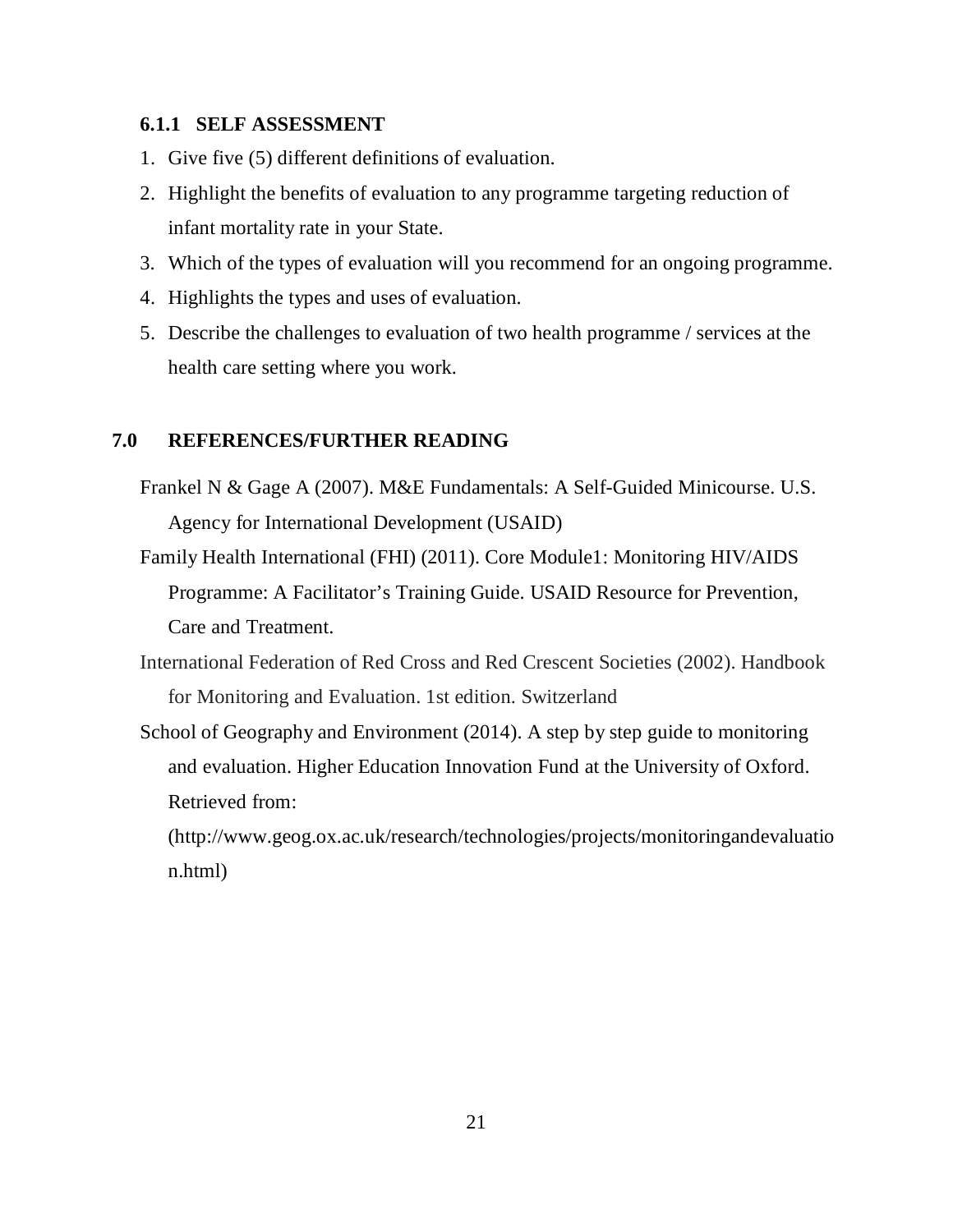### 6.1.1 SELF ASSESSMENT

1. Give five (5) different definitions of evaluation.
2. Highlight the benefits of evaluation to any programme targeting reduction of infant mortality rate in your State.
3. Which of the types of evaluation will you recommend for an ongoing programme.
4. Highlights the types and uses of evaluation.
5. Describe the challenges to evaluation of two health programme / services at the health care setting where you work.

## 7.0 REFERENCES/FURTHER READING

Frankel N & Gage A (2007). M&E Fundamentals: A Self-Guided Minicourse. U.S. Agency for International Development (USAID)

Family Health International (FHI) (2011). Core Module1: Monitoring HIV/AIDS Programme: A Facilitator's Training Guide. USAID Resource for Prevention, Care and Treatment.

International Federation of Red Cross and Red Crescent Societies (2002). Handbook for Monitoring and Evaluation. 1st edition. Switzerland

School of Geography and Environment (2014). A step by step guide to monitoring and evaluation. Higher Education Innovation Fund at the University of Oxford. Retrieved from: (http://www.geog.ox.ac.uk/research/technologies/projects/monitoringandevaluation.html)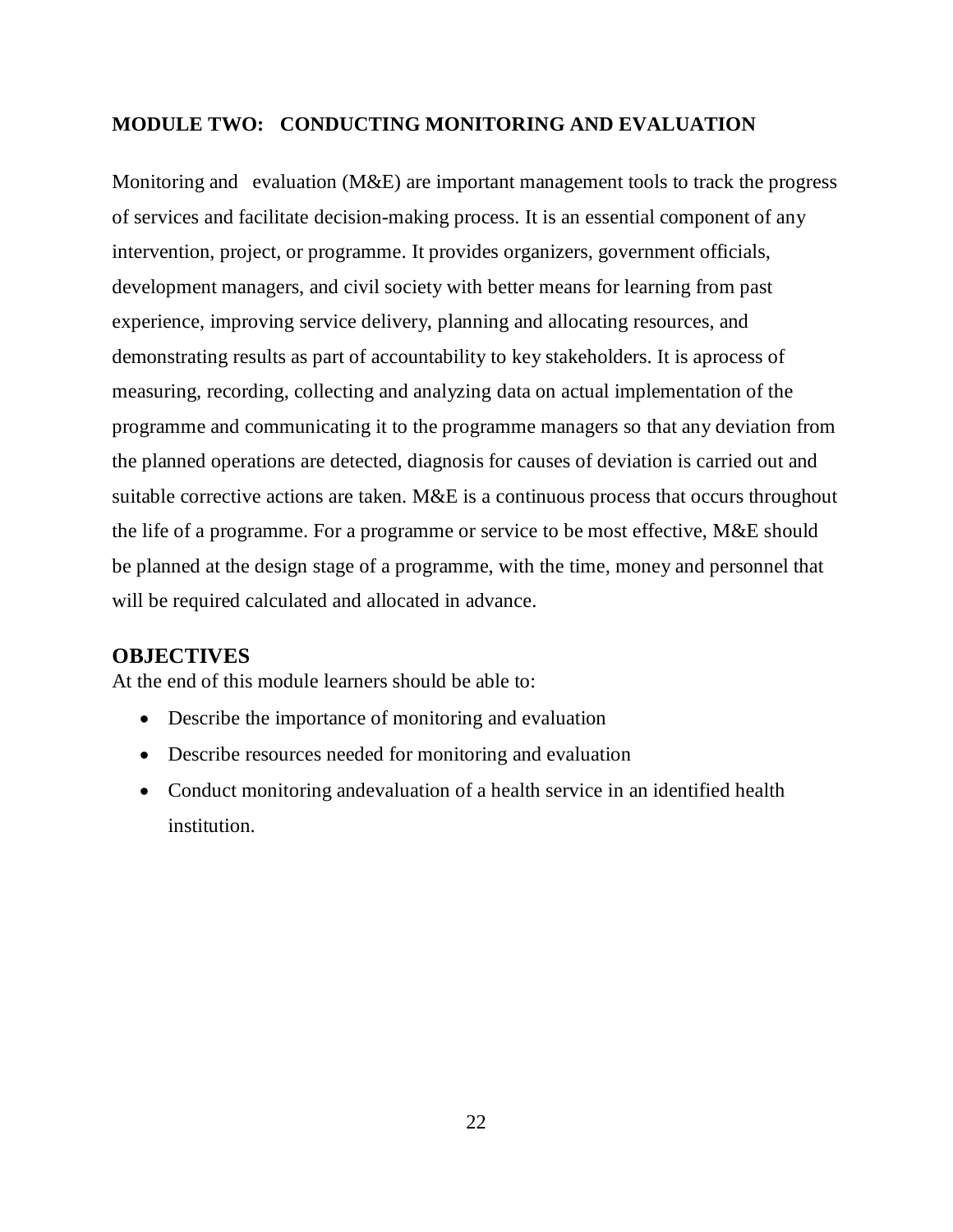## MODULE TWO: CONDUCTING MONITORING AND EVALUATION

Monitoring and evaluation (M&E) are important management tools to track the progress of services and facilitate decision-making process. It is an essential component of any intervention, project, or programme. It provides organizers, government officials, development managers, and civil society with better means for learning from past experience, improving service delivery, planning and allocating resources, and demonstrating results as part of accountability to key stakeholders. It is aprocess of measuring, recording, collecting and analyzing data on actual implementation of the programme and communicating it to the programme managers so that any deviation from the planned operations are detected, diagnosis for causes of deviation is carried out and suitable corrective actions are taken. M&E is a continuous process that occurs throughout the life of a programme. For a programme or service to be most effective, M&E should be planned at the design stage of a programme, with the time, money and personnel that will be required calculated and allocated in advance.

### OBJECTIVES

At the end of this module learners should be able to:

- Describe the importance of monitoring and evaluation
- Describe resources needed for monitoring and evaluation
- Conduct monitoring andevaluation of a health service in an identified health institution.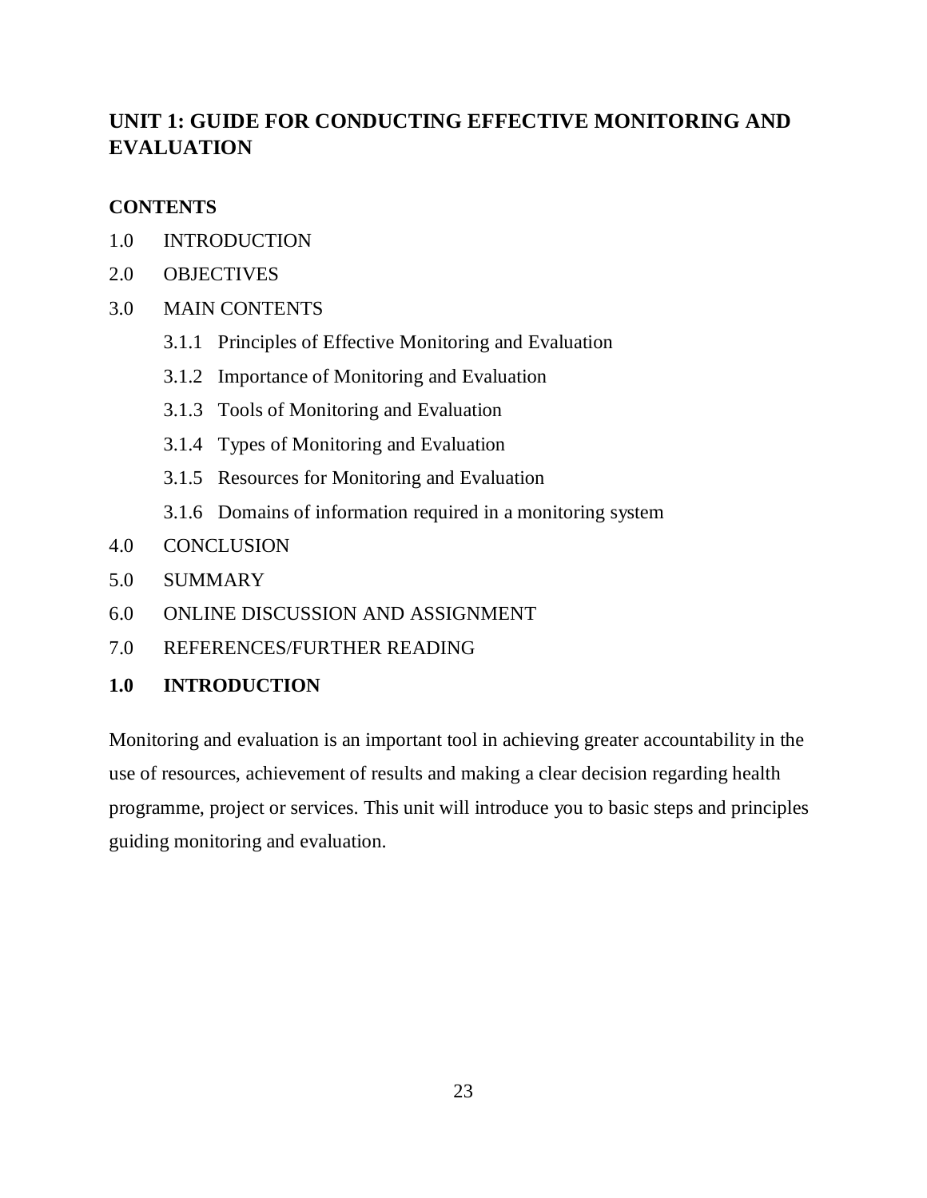## UNIT 1: GUIDE FOR CONDUCTING EFFECTIVE MONITORING AND EVALUATION

**CONTENTS**

1.0 INTRODUCTION

2.0 OBJECTIVES

3.0 MAIN CONTENTS

- 3.1.1 Principles of Effective Monitoring and Evaluation
- 3.1.2 Importance of Monitoring and Evaluation
- 3.1.3 Tools of Monitoring and Evaluation
- 3.1.4 Types of Monitoring and Evaluation
- 3.1.5 Resources for Monitoring and Evaluation
- 3.1.6 Domains of information required in a monitoring system

4.0 CONCLUSION

5.0 SUMMARY

6.0 ONLINE DISCUSSION AND ASSIGNMENT

7.0 REFERENCES/FURTHER READING

### 1.0 INTRODUCTION

Monitoring and evaluation is an important tool in achieving greater accountability in the use of resources, achievement of results and making a clear decision regarding health programme, project or services. This unit will introduce you to basic steps and principles guiding monitoring and evaluation.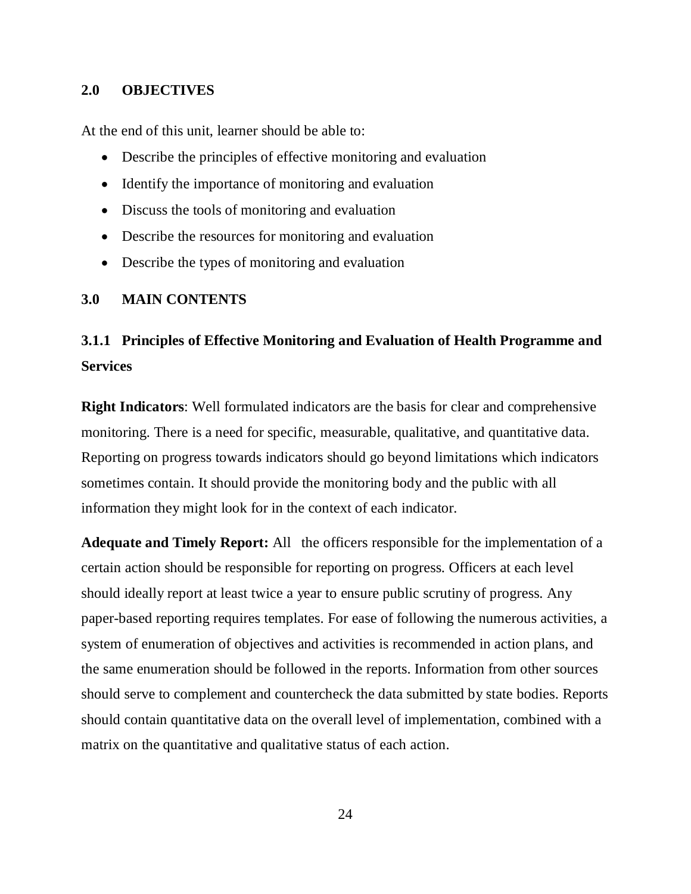## 2.0 OBJECTIVES

At the end of this unit, learner should be able to:

- Describe the principles of effective monitoring and evaluation
- Identify the importance of monitoring and evaluation
- Discuss the tools of monitoring and evaluation
- Describe the resources for monitoring and evaluation
- Describe the types of monitoring and evaluation

## 3.0 MAIN CONTENTS

### 3.1.1 Principles of Effective Monitoring and Evaluation of Health Programme and Services

**Right Indicators**: Well formulated indicators are the basis for clear and comprehensive monitoring. There is a need for specific, measurable, qualitative, and quantitative data. Reporting on progress towards indicators should go beyond limitations which indicators sometimes contain. It should provide the monitoring body and the public with all information they might look for in the context of each indicator.

**Adequate and Timely Report:** All the officers responsible for the implementation of a certain action should be responsible for reporting on progress. Officers at each level should ideally report at least twice a year to ensure public scrutiny of progress. Any paper-based reporting requires templates. For ease of following the numerous activities, a system of enumeration of objectives and activities is recommended in action plans, and the same enumeration should be followed in the reports. Information from other sources should serve to complement and countercheck the data submitted by state bodies. Reports should contain quantitative data on the overall level of implementation, combined with a matrix on the quantitative and qualitative status of each action.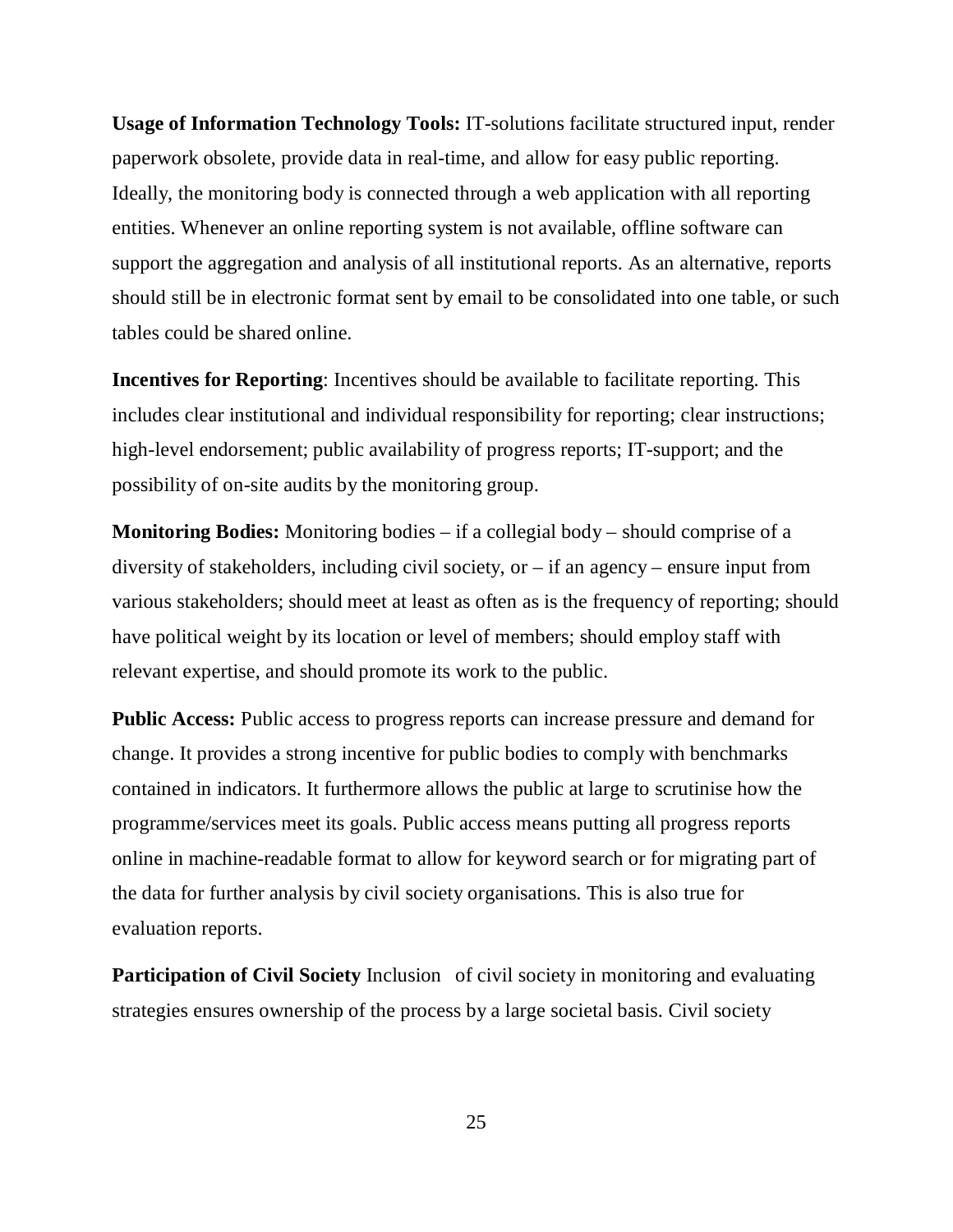**Usage of Information Technology Tools:** IT-solutions facilitate structured input, render paperwork obsolete, provide data in real-time, and allow for easy public reporting. Ideally, the monitoring body is connected through a web application with all reporting entities. Whenever an online reporting system is not available, offline software can support the aggregation and analysis of all institutional reports. As an alternative, reports should still be in electronic format sent by email to be consolidated into one table, or such tables could be shared online.

**Incentives for Reporting**: Incentives should be available to facilitate reporting. This includes clear institutional and individual responsibility for reporting; clear instructions; high-level endorsement; public availability of progress reports; IT-support; and the possibility of on-site audits by the monitoring group.

**Monitoring Bodies:** Monitoring bodies – if a collegial body – should comprise of a diversity of stakeholders, including civil society, or – if an agency – ensure input from various stakeholders; should meet at least as often as is the frequency of reporting; should have political weight by its location or level of members; should employ staff with relevant expertise, and should promote its work to the public.

**Public Access:** Public access to progress reports can increase pressure and demand for change. It provides a strong incentive for public bodies to comply with benchmarks contained in indicators. It furthermore allows the public at large to scrutinise how the programme/services meet its goals. Public access means putting all progress reports online in machine-readable format to allow for keyword search or for migrating part of the data for further analysis by civil society organisations. This is also true for evaluation reports.

**Participation of Civil Society** Inclusion of civil society in monitoring and evaluating strategies ensures ownership of the process by a large societal basis. Civil society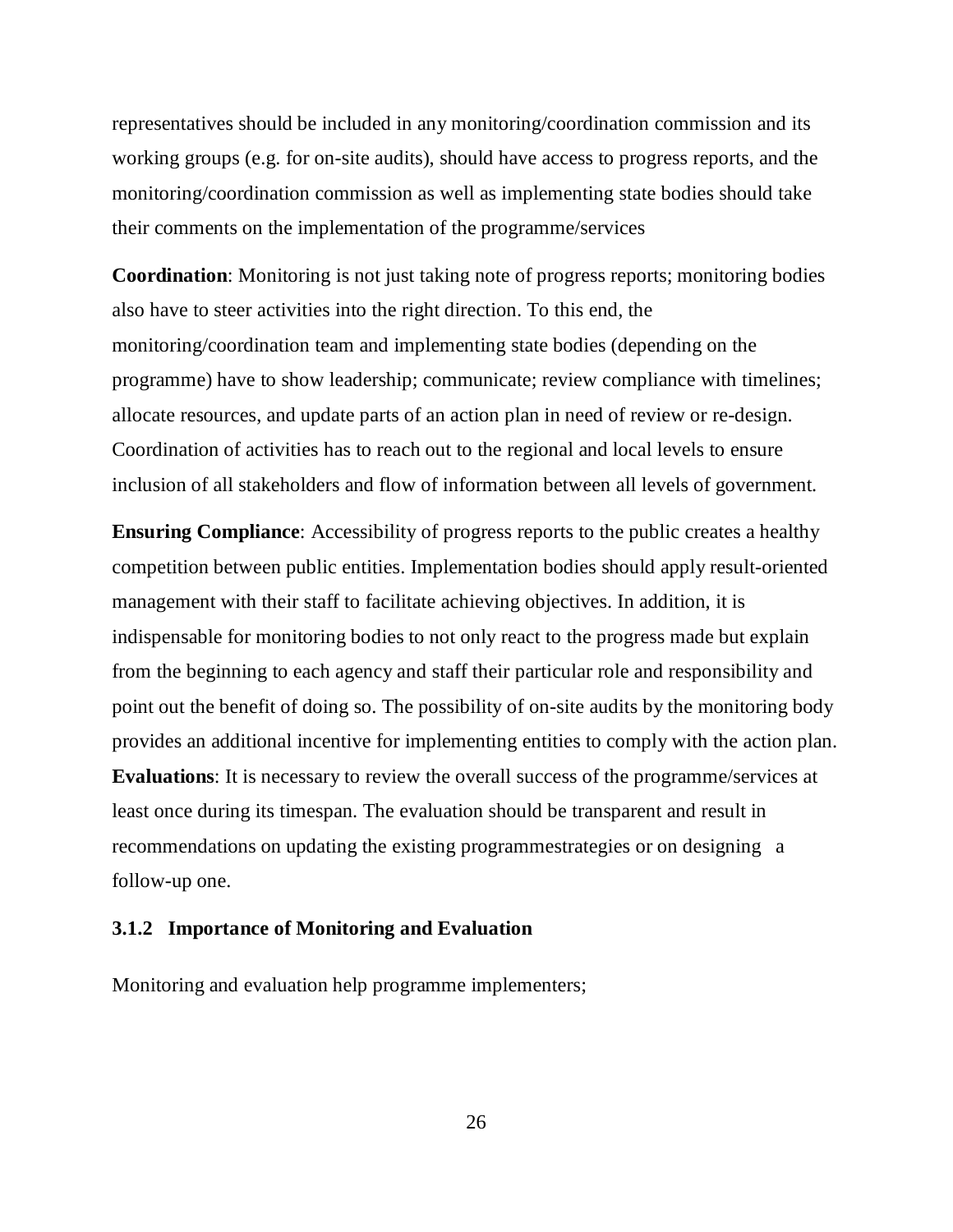representatives should be included in any monitoring/coordination commission and its working groups (e.g. for on-site audits), should have access to progress reports, and the monitoring/coordination commission as well as implementing state bodies should take their comments on the implementation of the programme/services

**Coordination**: Monitoring is not just taking note of progress reports; monitoring bodies also have to steer activities into the right direction. To this end, the monitoring/coordination team and implementing state bodies (depending on the programme) have to show leadership; communicate; review compliance with timelines; allocate resources, and update parts of an action plan in need of review or re-design. Coordination of activities has to reach out to the regional and local levels to ensure inclusion of all stakeholders and flow of information between all levels of government.

**Ensuring Compliance**: Accessibility of progress reports to the public creates a healthy competition between public entities. Implementation bodies should apply result-oriented management with their staff to facilitate achieving objectives. In addition, it is indispensable for monitoring bodies to not only react to the progress made but explain from the beginning to each agency and staff their particular role and responsibility and point out the benefit of doing so. The possibility of on-site audits by the monitoring body provides an additional incentive for implementing entities to comply with the action plan.

**Evaluations**: It is necessary to review the overall success of the programme/services at least once during its timespan. The evaluation should be transparent and result in recommendations on updating the existing programmestrategies or on designing a follow-up one.

### 3.1.2 Importance of Monitoring and Evaluation

Monitoring and evaluation help programme implementers;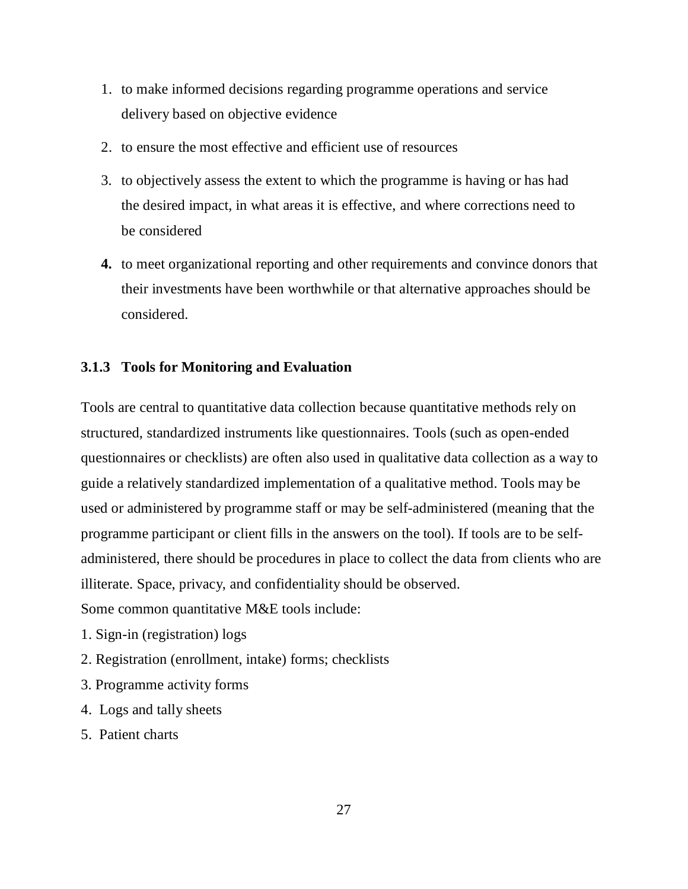1. to make informed decisions regarding programme operations and service delivery based on objective evidence
2. to ensure the most effective and efficient use of resources
3. to objectively assess the extent to which the programme is having or has had the desired impact, in what areas it is effective, and where corrections need to be considered
4. to meet organizational reporting and other requirements and convince donors that their investments have been worthwhile or that alternative approaches should be considered.

### 3.1.3 Tools for Monitoring and Evaluation

Tools are central to quantitative data collection because quantitative methods rely on structured, standardized instruments like questionnaires. Tools (such as open-ended questionnaires or checklists) are often also used in qualitative data collection as a way to guide a relatively standardized implementation of a qualitative method. Tools may be used or administered by programme staff or may be self-administered (meaning that the programme participant or client fills in the answers on the tool). If tools are to be self-administered, there should be procedures in place to collect the data from clients who are illiterate. Space, privacy, and confidentiality should be observed.

Some common quantitative M&E tools include:

1. Sign-in (registration) logs
2. Registration (enrollment, intake) forms; checklists
3. Programme activity forms
4. Logs and tally sheets
5. Patient charts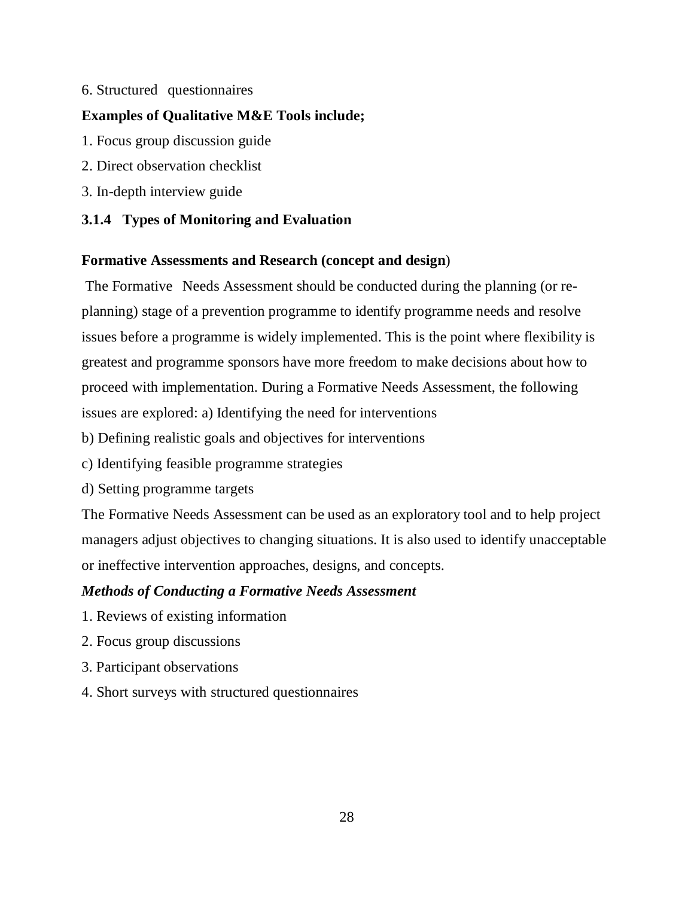6. Structured questionnaires

**Examples of Qualitative M&E Tools include;**

1. Focus group discussion guide
2. Direct observation checklist
3. In-depth interview guide

### 3.1.4 Types of Monitoring and Evaluation

**Formative Assessments and Research (concept and design**)

The Formative Needs Assessment should be conducted during the planning (or re-planning) stage of a prevention programme to identify programme needs and resolve issues before a programme is widely implemented. This is the point where flexibility is greatest and programme sponsors have more freedom to make decisions about how to proceed with implementation. During a Formative Needs Assessment, the following issues are explored: a) Identifying the need for interventions

b) Defining realistic goals and objectives for interventions

c) Identifying feasible programme strategies

d) Setting programme targets

The Formative Needs Assessment can be used as an exploratory tool and to help project managers adjust objectives to changing situations. It is also used to identify unacceptable or ineffective intervention approaches, designs, and concepts.

***Methods of Conducting a Formative Needs Assessment***

1. Reviews of existing information
2. Focus group discussions
3. Participant observations
4. Short surveys with structured questionnaires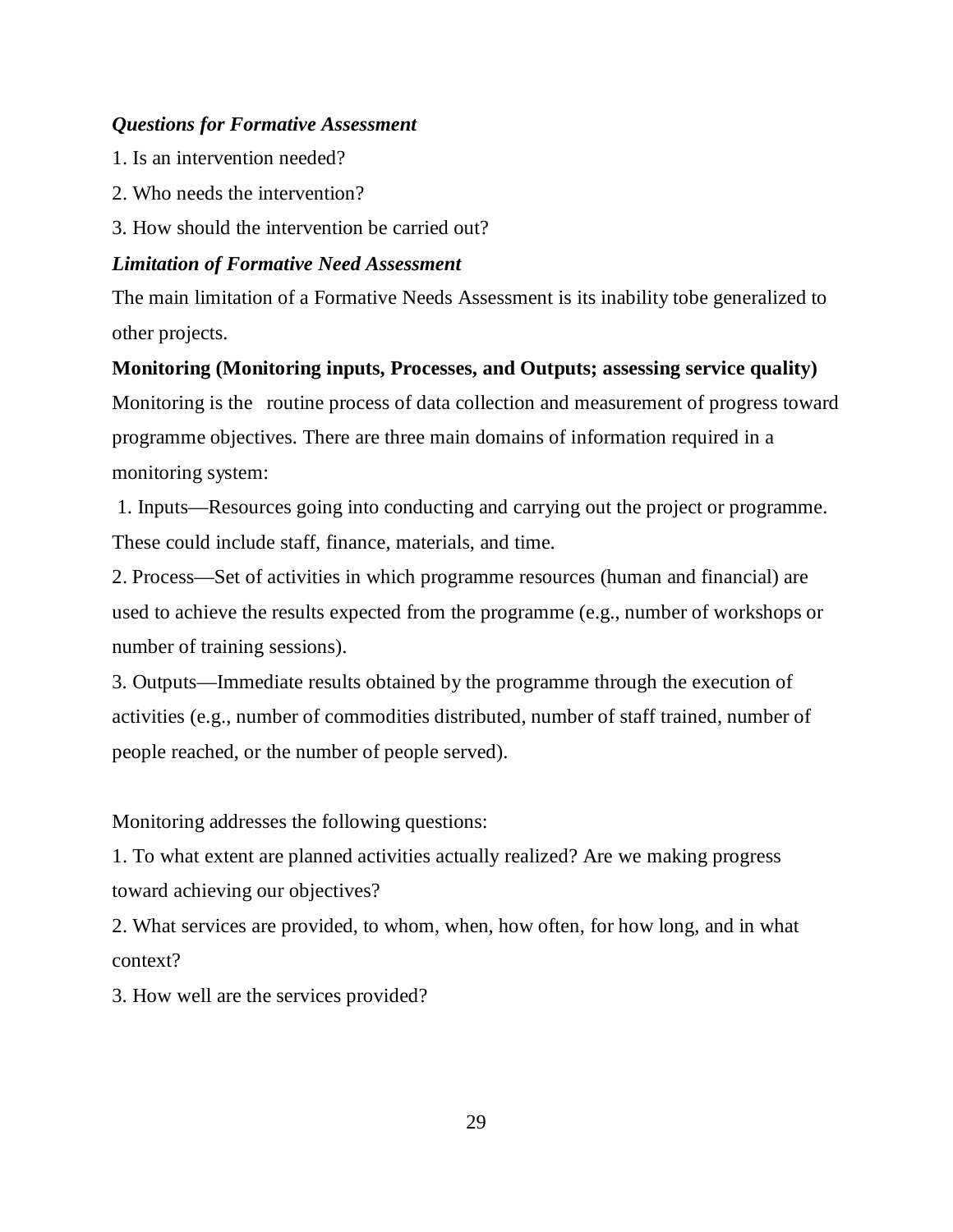***Questions for Formative Assessment***

1. Is an intervention needed?
2. Who needs the intervention?
3. How should the intervention be carried out?

***Limitation of Formative Need Assessment***

The main limitation of a Formative Needs Assessment is its inability tobe generalized to other projects.

**Monitoring (Monitoring inputs, Processes, and Outputs; assessing service quality)**

Monitoring is the routine process of data collection and measurement of progress toward programme objectives. There are three main domains of information required in a monitoring system:

1. Inputs—Resources going into conducting and carrying out the project or programme. These could include staff, finance, materials, and time.
2. Process—Set of activities in which programme resources (human and financial) are used to achieve the results expected from the programme (e.g., number of workshops or number of training sessions).
3. Outputs—Immediate results obtained by the programme through the execution of activities (e.g., number of commodities distributed, number of staff trained, number of people reached, or the number of people served).

Monitoring addresses the following questions:

1. To what extent are planned activities actually realized? Are we making progress toward achieving our objectives?
2. What services are provided, to whom, when, how often, for how long, and in what context?
3. How well are the services provided?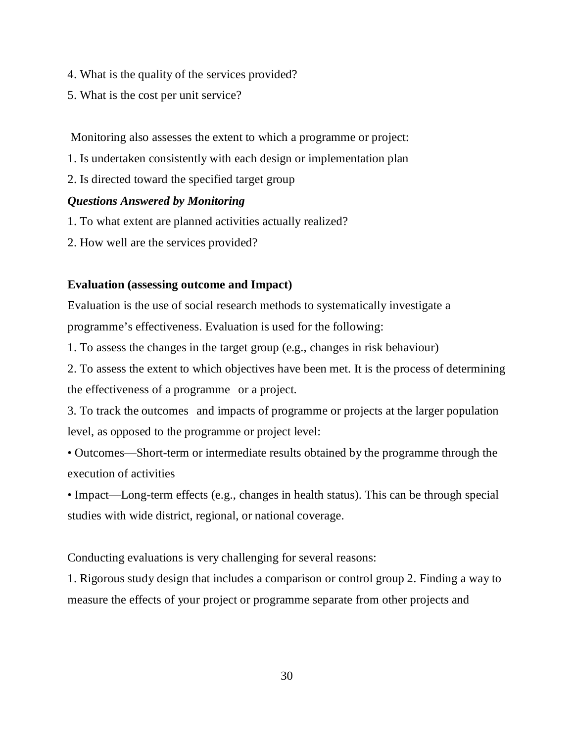4. What is the quality of the services provided?

5. What is the cost per unit service?

Monitoring also assesses the extent to which a programme or project:

1. Is undertaken consistently with each design or implementation plan
2. Is directed toward the specified target group

***Questions Answered by Monitoring***

1. To what extent are planned activities actually realized?
2. How well are the services provided?

**Evaluation (assessing outcome and Impact)**

Evaluation is the use of social research methods to systematically investigate a programme's effectiveness. Evaluation is used for the following:

1. To assess the changes in the target group (e.g., changes in risk behaviour)
2. To assess the extent to which objectives have been met. It is the process of determining the effectiveness of a programme or a project.
3. To track the outcomes and impacts of programme or projects at the larger population level, as opposed to the programme or project level:

• Outcomes—Short-term or intermediate results obtained by the programme through the execution of activities

• Impact—Long-term effects (e.g., changes in health status). This can be through special studies with wide district, regional, or national coverage.

Conducting evaluations is very challenging for several reasons:

1. Rigorous study design that includes a comparison or control group 2. Finding a way to measure the effects of your project or programme separate from other projects and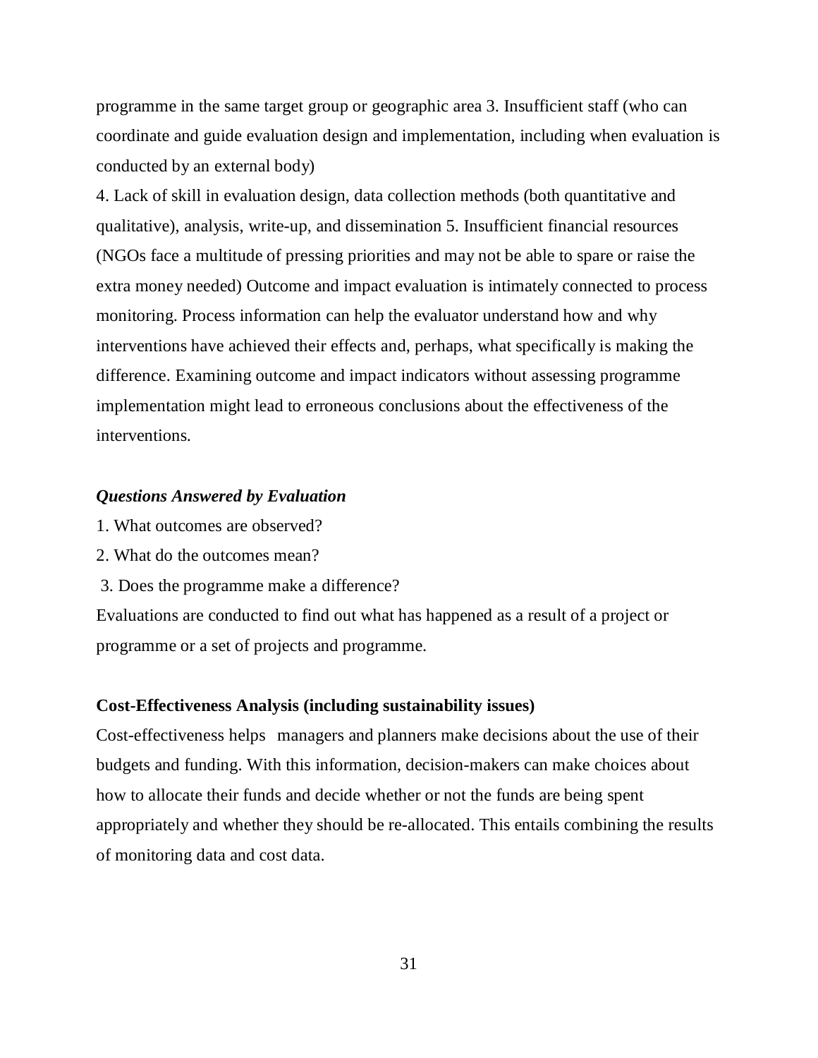programme in the same target group or geographic area 3. Insufficient staff (who can coordinate and guide evaluation design and implementation, including when evaluation is conducted by an external body)

4. Lack of skill in evaluation design, data collection methods (both quantitative and qualitative), analysis, write-up, and dissemination 5. Insufficient financial resources (NGOs face a multitude of pressing priorities and may not be able to spare or raise the extra money needed) Outcome and impact evaluation is intimately connected to process monitoring. Process information can help the evaluator understand how and why interventions have achieved their effects and, perhaps, what specifically is making the difference. Examining outcome and impact indicators without assessing programme implementation might lead to erroneous conclusions about the effectiveness of the interventions.

***Questions Answered by Evaluation***

1. What outcomes are observed?
2. What do the outcomes mean?
3. Does the programme make a difference?

Evaluations are conducted to find out what has happened as a result of a project or programme or a set of projects and programme.

**Cost-Effectiveness Analysis (including sustainability issues)**

Cost-effectiveness helps managers and planners make decisions about the use of their budgets and funding. With this information, decision-makers can make choices about how to allocate their funds and decide whether or not the funds are being spent appropriately and whether they should be re-allocated. This entails combining the results of monitoring data and cost data.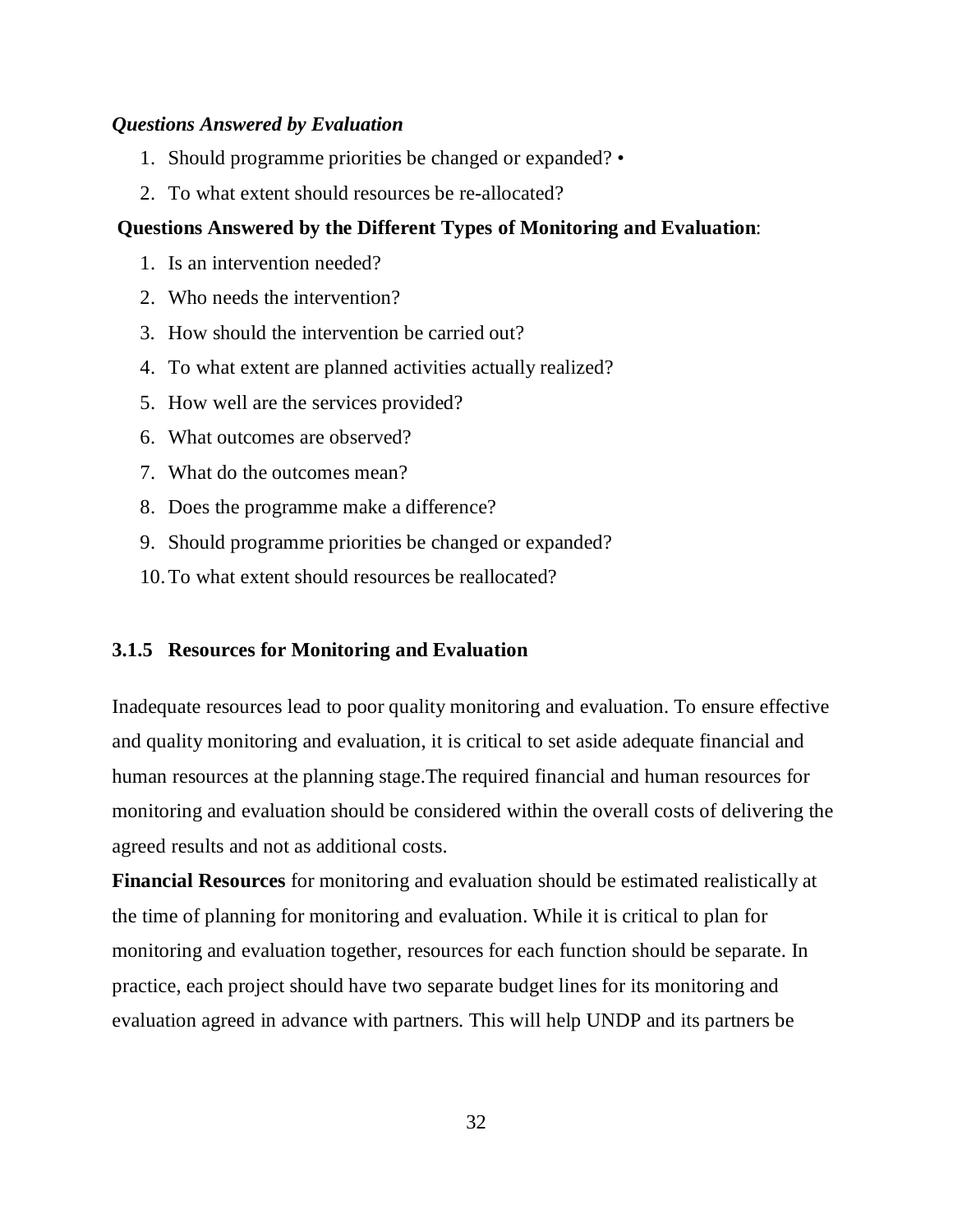***Questions Answered by Evaluation***

1. Should programme priorities be changed or expanded? •
2. To what extent should resources be re-allocated?

**Questions Answered by the Different Types of Monitoring and Evaluation**:

1. Is an intervention needed?
2. Who needs the intervention?
3. How should the intervention be carried out?
4. To what extent are planned activities actually realized?
5. How well are the services provided?
6. What outcomes are observed?
7. What do the outcomes mean?
8. Does the programme make a difference?
9. Should programme priorities be changed or expanded?
10. To what extent should resources be reallocated?

### 3.1.5 Resources for Monitoring and Evaluation

Inadequate resources lead to poor quality monitoring and evaluation. To ensure effective and quality monitoring and evaluation, it is critical to set aside adequate financial and human resources at the planning stage.The required financial and human resources for monitoring and evaluation should be considered within the overall costs of delivering the agreed results and not as additional costs.

**Financial Resources** for monitoring and evaluation should be estimated realistically at the time of planning for monitoring and evaluation. While it is critical to plan for monitoring and evaluation together, resources for each function should be separate. In practice, each project should have two separate budget lines for its monitoring and evaluation agreed in advance with partners. This will help UNDP and its partners be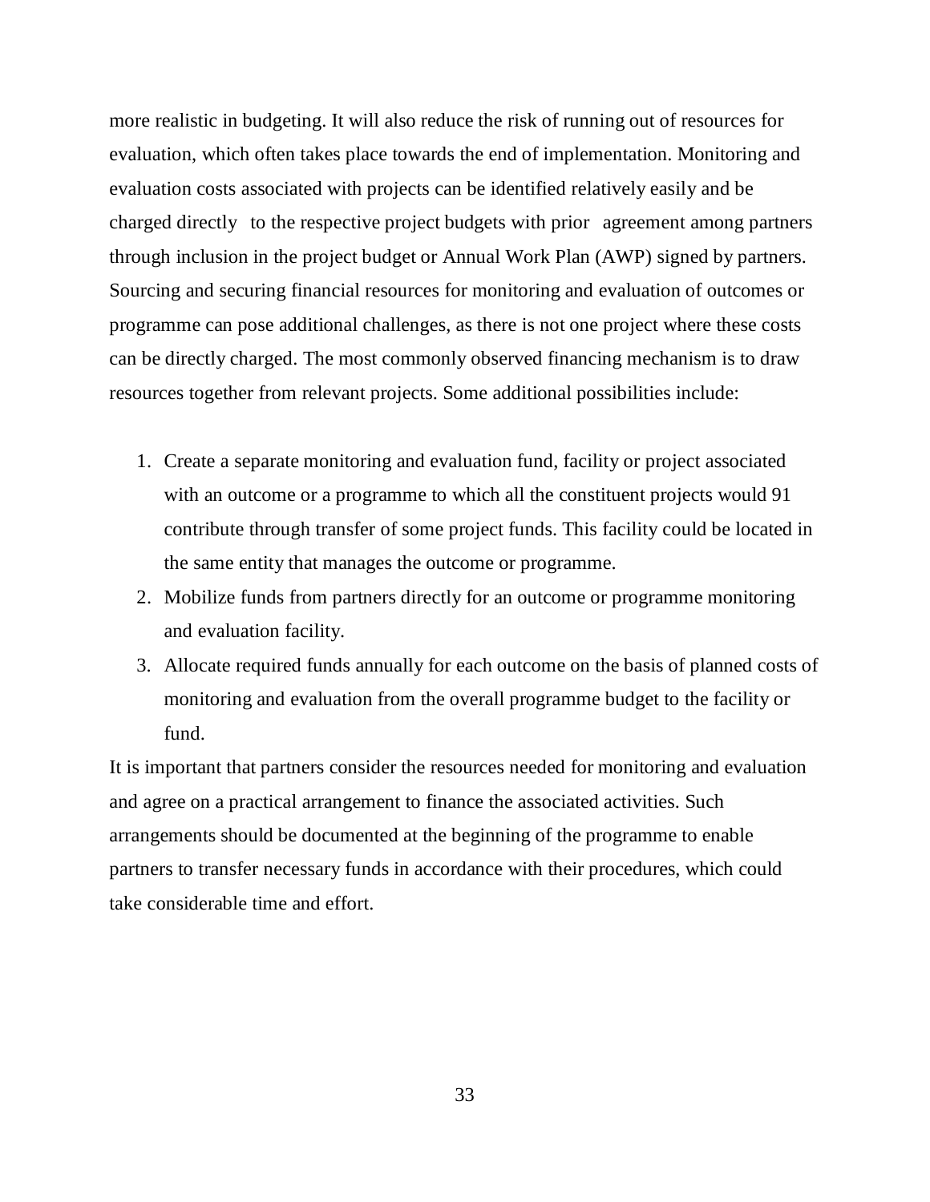more realistic in budgeting. It will also reduce the risk of running out of resources for evaluation, which often takes place towards the end of implementation. Monitoring and evaluation costs associated with projects can be identified relatively easily and be charged directly to the respective project budgets with prior agreement among partners through inclusion in the project budget or Annual Work Plan (AWP) signed by partners. Sourcing and securing financial resources for monitoring and evaluation of outcomes or programme can pose additional challenges, as there is not one project where these costs can be directly charged. The most commonly observed financing mechanism is to draw resources together from relevant projects. Some additional possibilities include:

1. Create a separate monitoring and evaluation fund, facility or project associated with an outcome or a programme to which all the constituent projects would 91 contribute through transfer of some project funds. This facility could be located in the same entity that manages the outcome or programme.
2. Mobilize funds from partners directly for an outcome or programme monitoring and evaluation facility.
3. Allocate required funds annually for each outcome on the basis of planned costs of monitoring and evaluation from the overall programme budget to the facility or fund.

It is important that partners consider the resources needed for monitoring and evaluation and agree on a practical arrangement to finance the associated activities. Such arrangements should be documented at the beginning of the programme to enable partners to transfer necessary funds in accordance with their procedures, which could take considerable time and effort.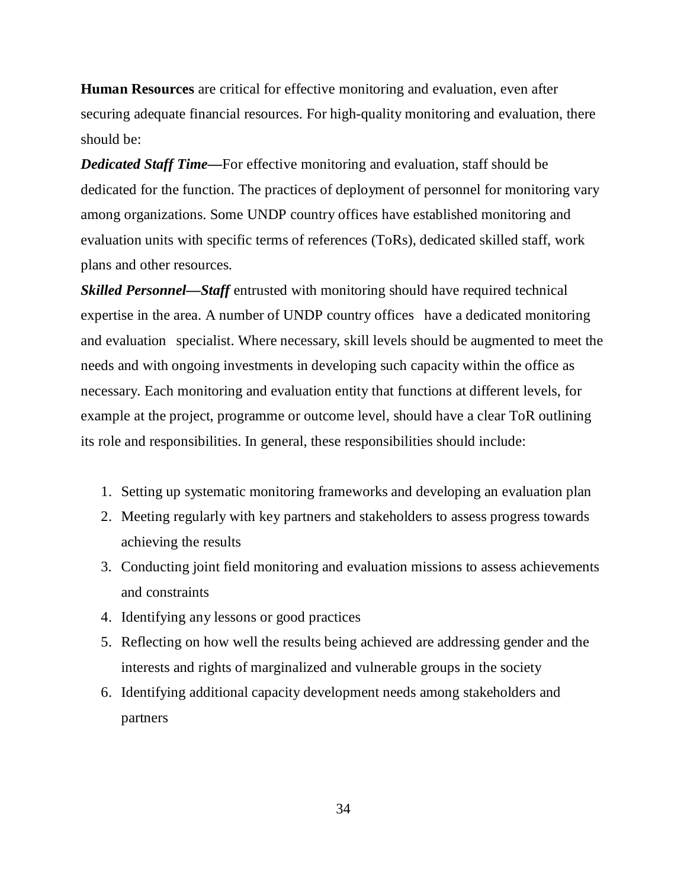**Human Resources** are critical for effective monitoring and evaluation, even after securing adequate financial resources. For high-quality monitoring and evaluation, there should be:

***Dedicated Staff Time—***For effective monitoring and evaluation, staff should be dedicated for the function. The practices of deployment of personnel for monitoring vary among organizations. Some UNDP country offices have established monitoring and evaluation units with specific terms of references (ToRs), dedicated skilled staff, work plans and other resources.

***Skilled Personnel—Staff*** entrusted with monitoring should have required technical expertise in the area. A number of UNDP country offices have a dedicated monitoring and evaluation specialist. Where necessary, skill levels should be augmented to meet the needs and with ongoing investments in developing such capacity within the office as necessary. Each monitoring and evaluation entity that functions at different levels, for example at the project, programme or outcome level, should have a clear ToR outlining its role and responsibilities. In general, these responsibilities should include:

1. Setting up systematic monitoring frameworks and developing an evaluation plan
2. Meeting regularly with key partners and stakeholders to assess progress towards achieving the results
3. Conducting joint field monitoring and evaluation missions to assess achievements and constraints
4. Identifying any lessons or good practices
5. Reflecting on how well the results being achieved are addressing gender and the interests and rights of marginalized and vulnerable groups in the society
6. Identifying additional capacity development needs among stakeholders and partners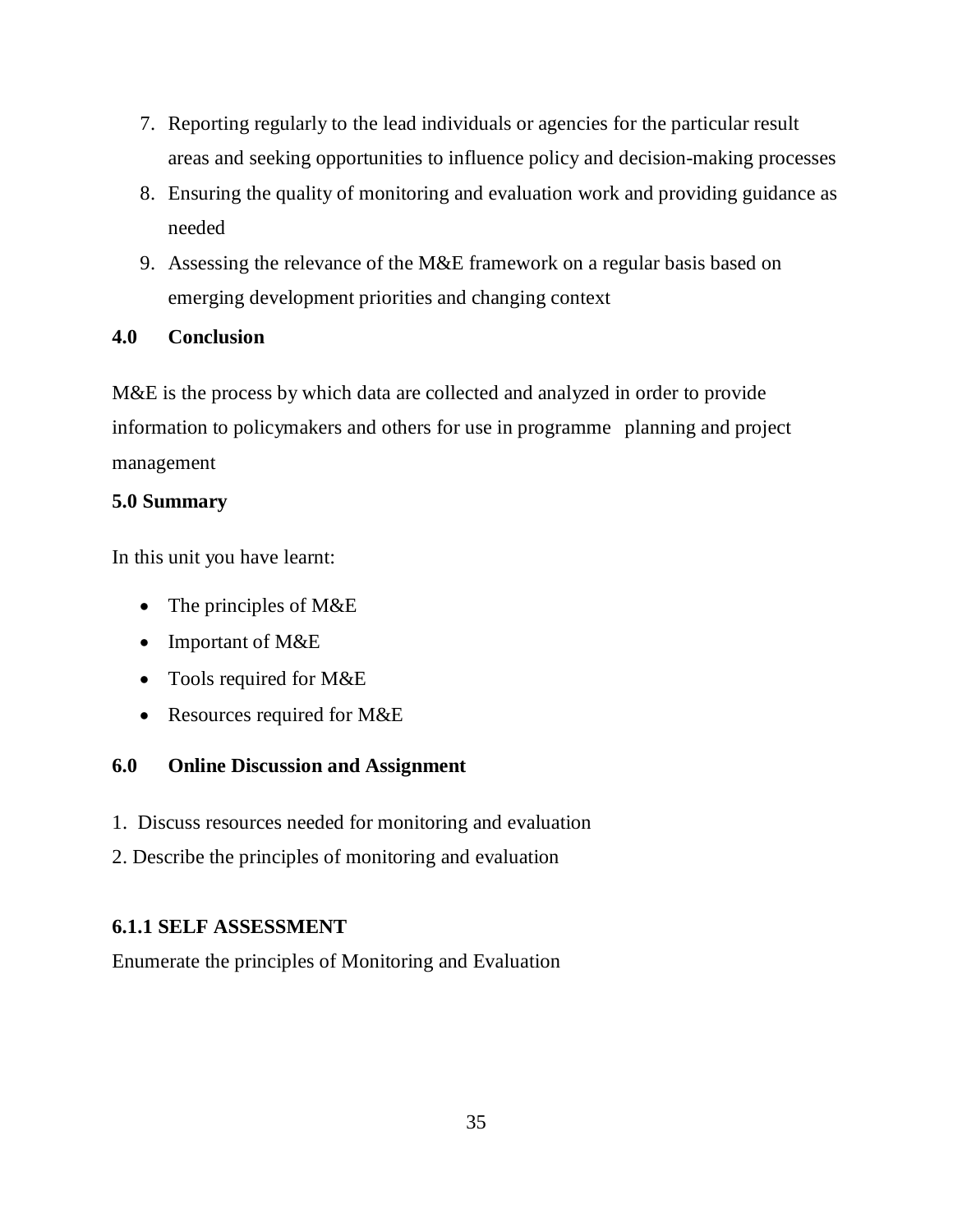7. Reporting regularly to the lead individuals or agencies for the particular result areas and seeking opportunities to influence policy and decision-making processes
8. Ensuring the quality of monitoring and evaluation work and providing guidance as needed
9. Assessing the relevance of the M&E framework on a regular basis based on emerging development priorities and changing context

## 4.0 Conclusion

M&E is the process by which data are collected and analyzed in order to provide information to policymakers and others for use in programme planning and project management

## 5.0 Summary

In this unit you have learnt:

- The principles of M&E
- Important of M&E
- Tools required for M&E
- Resources required for M&E

## 6.0 Online Discussion and Assignment

1. Discuss resources needed for monitoring and evaluation
2. Describe the principles of monitoring and evaluation

### 6.1.1 SELF ASSESSMENT

Enumerate the principles of Monitoring and Evaluation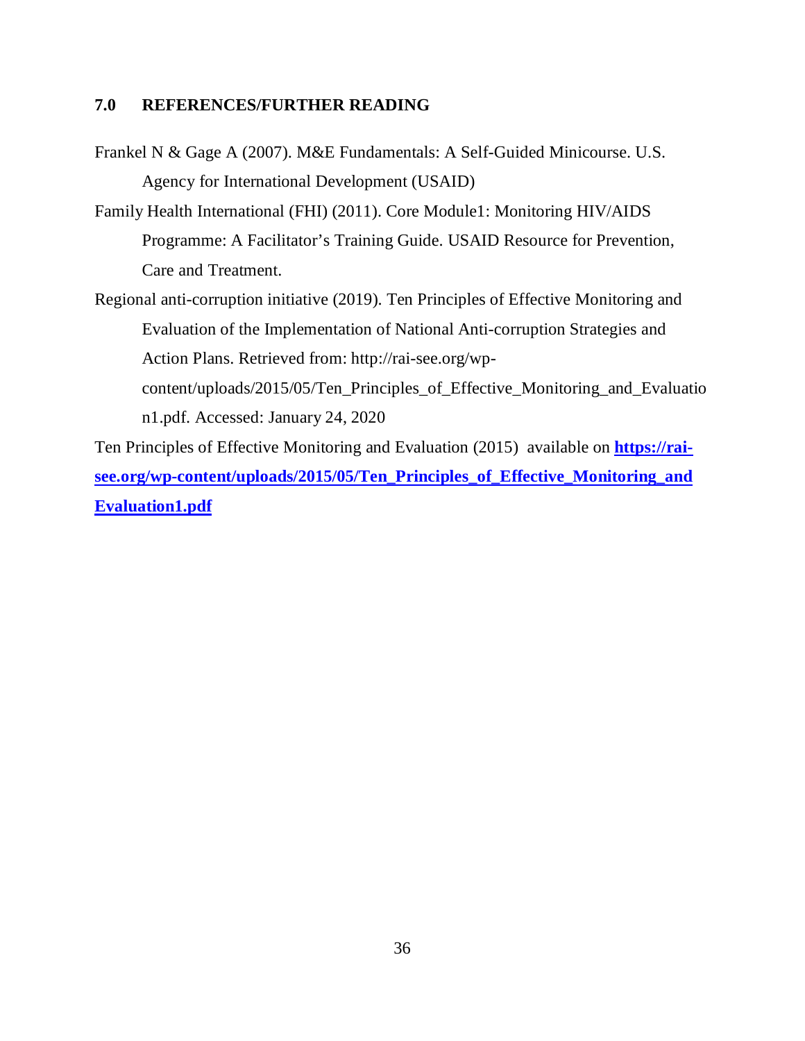## 7.0 REFERENCES/FURTHER READING

Frankel N & Gage A (2007). M&E Fundamentals: A Self-Guided Minicourse. U.S. Agency for International Development (USAID)

Family Health International (FHI) (2011). Core Module1: Monitoring HIV/AIDS Programme: A Facilitator's Training Guide. USAID Resource for Prevention, Care and Treatment.

Regional anti-corruption initiative (2019). Ten Principles of Effective Monitoring and Evaluation of the Implementation of National Anti-corruption Strategies and Action Plans. Retrieved from: http://rai-see.org/wp-content/uploads/2015/05/Ten_Principles_of_Effective_Monitoring_and_Evaluation1.pdf. Accessed: January 24, 2020

Ten Principles of Effective Monitoring and Evaluation (2015) available on **[https://rai-see.org/wp-content/uploads/2015/05/Ten_Principles_of_Effective_Monitoring_and Evaluation1.pdf](https://rai-see.org/wp-content/uploads/2015/05/Ten_Principles_of_Effective_Monitoring_and_Evaluation1.pdf)**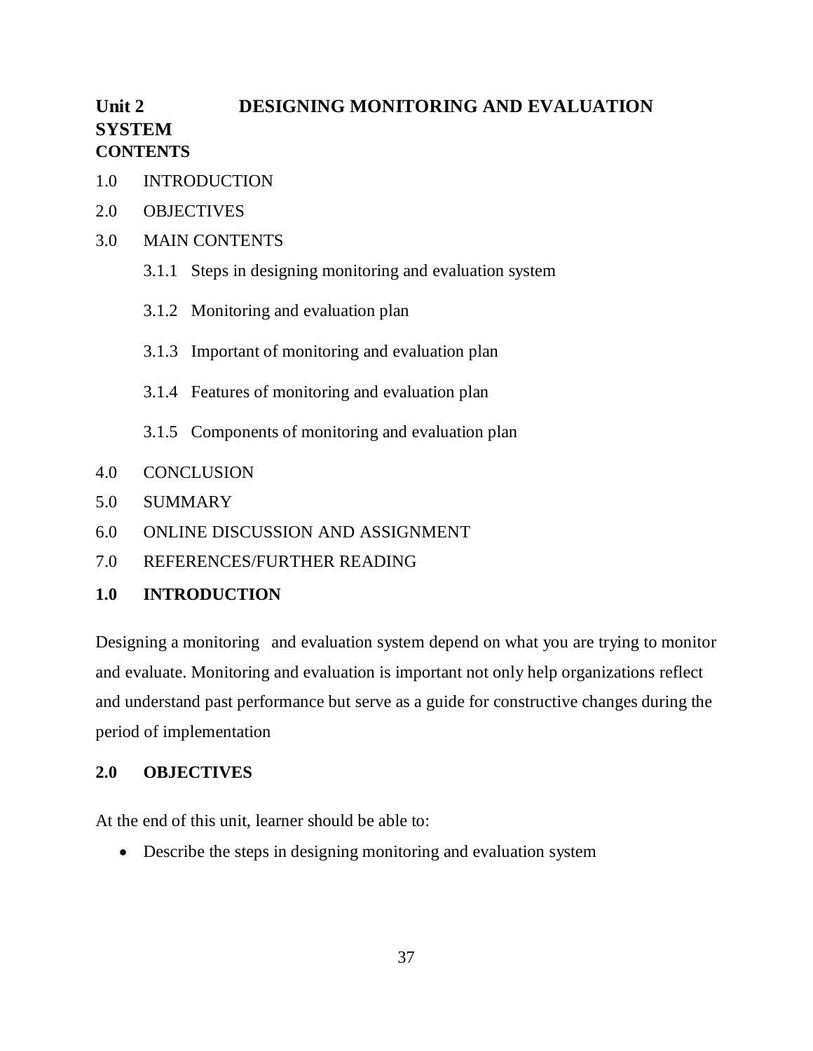# Unit 2 DESIGNING MONITORING AND EVALUATION SYSTEM

**CONTENTS**

1.0 INTRODUCTION

2.0 OBJECTIVES

3.0 MAIN CONTENTS

- 3.1.1 Steps in designing monitoring and evaluation system
- 3.1.2 Monitoring and evaluation plan
- 3.1.3 Important of monitoring and evaluation plan
- 3.1.4 Features of monitoring and evaluation plan
- 3.1.5 Components of monitoring and evaluation plan

4.0 CONCLUSION

5.0 SUMMARY

6.0 ONLINE DISCUSSION AND ASSIGNMENT

7.0 REFERENCES/FURTHER READING

## 1.0 INTRODUCTION

Designing a monitoring and evaluation system depend on what you are trying to monitor and evaluate. Monitoring and evaluation is important not only help organizations reflect and understand past performance but serve as a guide for constructive changes during the period of implementation

## 2.0 OBJECTIVES

At the end of this unit, learner should be able to:

- Describe the steps in designing monitoring and evaluation system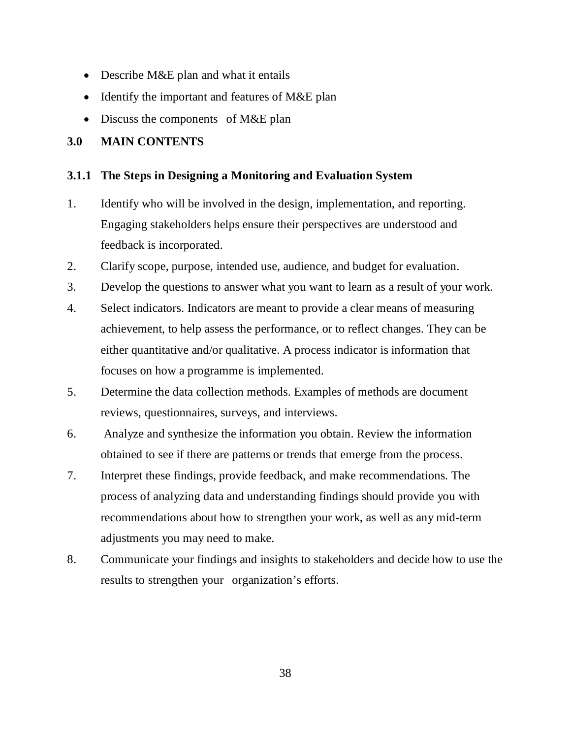- Describe M&E plan and what it entails
- Identify the important and features of M&E plan
- Discuss the components of M&E plan

## 3.0 MAIN CONTENTS

### 3.1.1 The Steps in Designing a Monitoring and Evaluation System

1. Identify who will be involved in the design, implementation, and reporting. Engaging stakeholders helps ensure their perspectives are understood and feedback is incorporated.
2. Clarify scope, purpose, intended use, audience, and budget for evaluation.
3. Develop the questions to answer what you want to learn as a result of your work.
4. Select indicators. Indicators are meant to provide a clear means of measuring achievement, to help assess the performance, or to reflect changes. They can be either quantitative and/or qualitative. A process indicator is information that focuses on how a programme is implemented.
5. Determine the data collection methods. Examples of methods are document reviews, questionnaires, surveys, and interviews.
6. Analyze and synthesize the information you obtain. Review the information obtained to see if there are patterns or trends that emerge from the process.
7. Interpret these findings, provide feedback, and make recommendations. The process of analyzing data and understanding findings should provide you with recommendations about how to strengthen your work, as well as any mid-term adjustments you may need to make.
8. Communicate your findings and insights to stakeholders and decide how to use the results to strengthen your organization's efforts.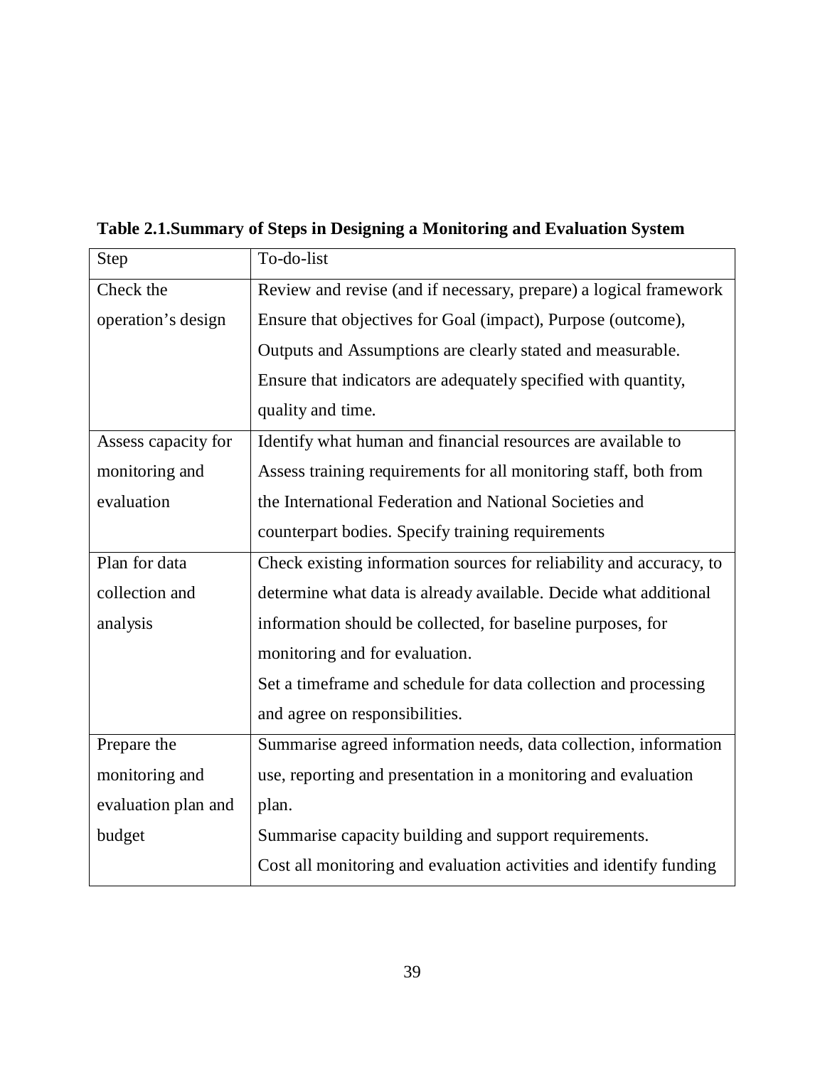**Table 2.1.Summary of Steps in Designing a Monitoring and Evaluation System**

| Step | To-do-list |
|---|---|
| Check the operation's design | Review and revise (and if necessary, prepare) a logical framework Ensure that objectives for Goal (impact), Purpose (outcome), Outputs and Assumptions are clearly stated and measurable. Ensure that indicators are adequately specified with quantity, quality and time. |
| Assess capacity for monitoring and evaluation | Identify what human and financial resources are available to Assess training requirements for all monitoring staff, both from the International Federation and National Societies and counterpart bodies. Specify training requirements |
| Plan for data collection and analysis | Check existing information sources for reliability and accuracy, to determine what data is already available. Decide what additional information should be collected, for baseline purposes, for monitoring and for evaluation. Set a timeframe and schedule for data collection and processing and agree on responsibilities. |
| Prepare the monitoring and evaluation plan and budget | Summarise agreed information needs, data collection, information use, reporting and presentation in a monitoring and evaluation plan. Summarise capacity building and support requirements. Cost all monitoring and evaluation activities and identify funding |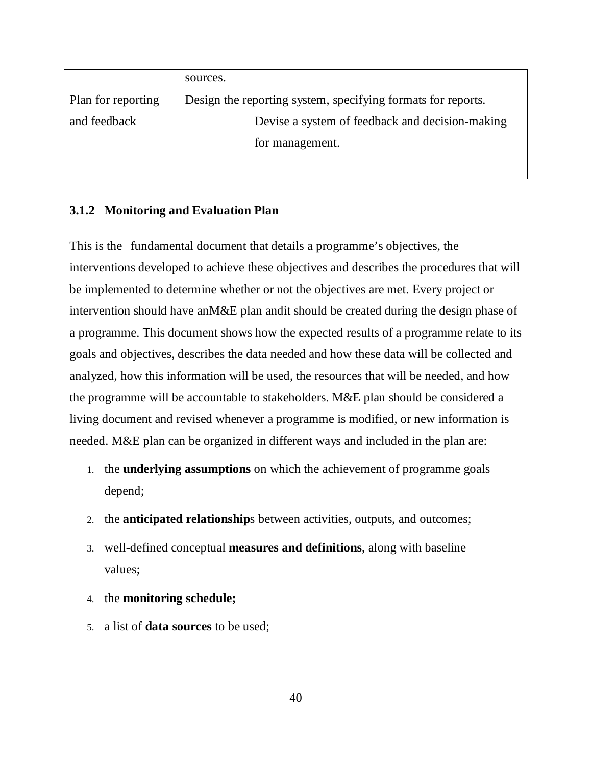| | sources. |
|---|---|
| Plan for reporting and feedback | Design the reporting system, specifying formats for reports. Devise a system of feedback and decision-making for management. |

### 3.1.2 Monitoring and Evaluation Plan

This is the fundamental document that details a programme's objectives, the interventions developed to achieve these objectives and describes the procedures that will be implemented to determine whether or not the objectives are met. Every project or intervention should have anM&E plan andit should be created during the design phase of a programme. This document shows how the expected results of a programme relate to its goals and objectives, describes the data needed and how these data will be collected and analyzed, how this information will be used, the resources that will be needed, and how the programme will be accountable to stakeholders. M&E plan should be considered a living document and revised whenever a programme is modified, or new information is needed. M&E plan can be organized in different ways and included in the plan are:

1. the **underlying assumptions** on which the achievement of programme goals depend;
2. the **anticipated relationship**s between activities, outputs, and outcomes;
3. well-defined conceptual **measures and definitions**, along with baseline values;
4. the **monitoring schedule;**
5. a list of **data sources** to be used;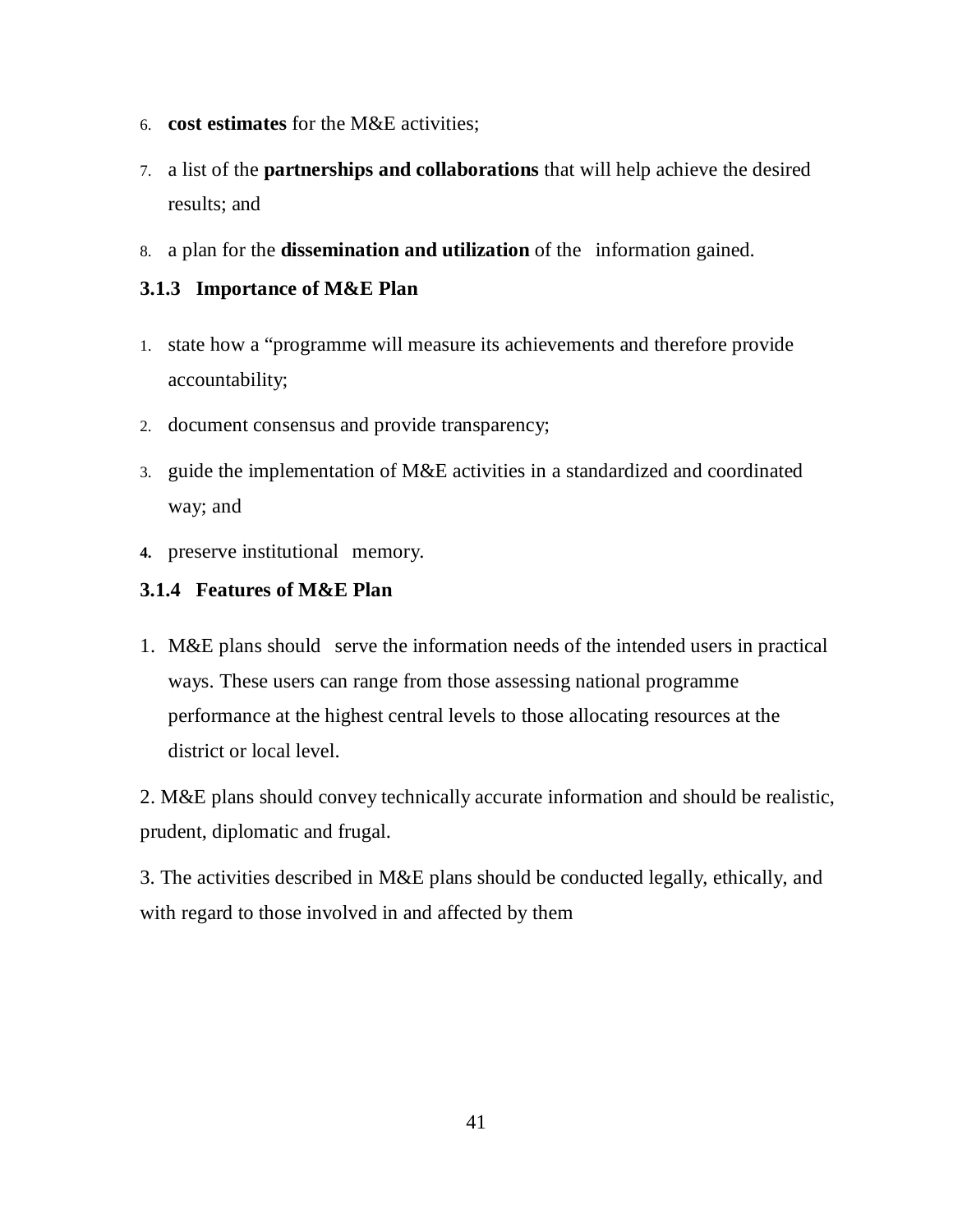6. **cost estimates** for the M&E activities;
7. a list of the **partnerships and collaborations** that will help achieve the desired results; and
8. a plan for the **dissemination and utilization** of the information gained.

### 3.1.3 Importance of M&E Plan

1. state how a "programme will measure its achievements and therefore provide accountability;
2. document consensus and provide transparency;
3. guide the implementation of M&E activities in a standardized and coordinated way; and
4. preserve institutional memory.

### 3.1.4 Features of M&E Plan

1. M&E plans should serve the information needs of the intended users in practical ways. These users can range from those assessing national programme performance at the highest central levels to those allocating resources at the district or local level.

2. M&E plans should convey technically accurate information and should be realistic, prudent, diplomatic and frugal.

3. The activities described in M&E plans should be conducted legally, ethically, and with regard to those involved in and affected by them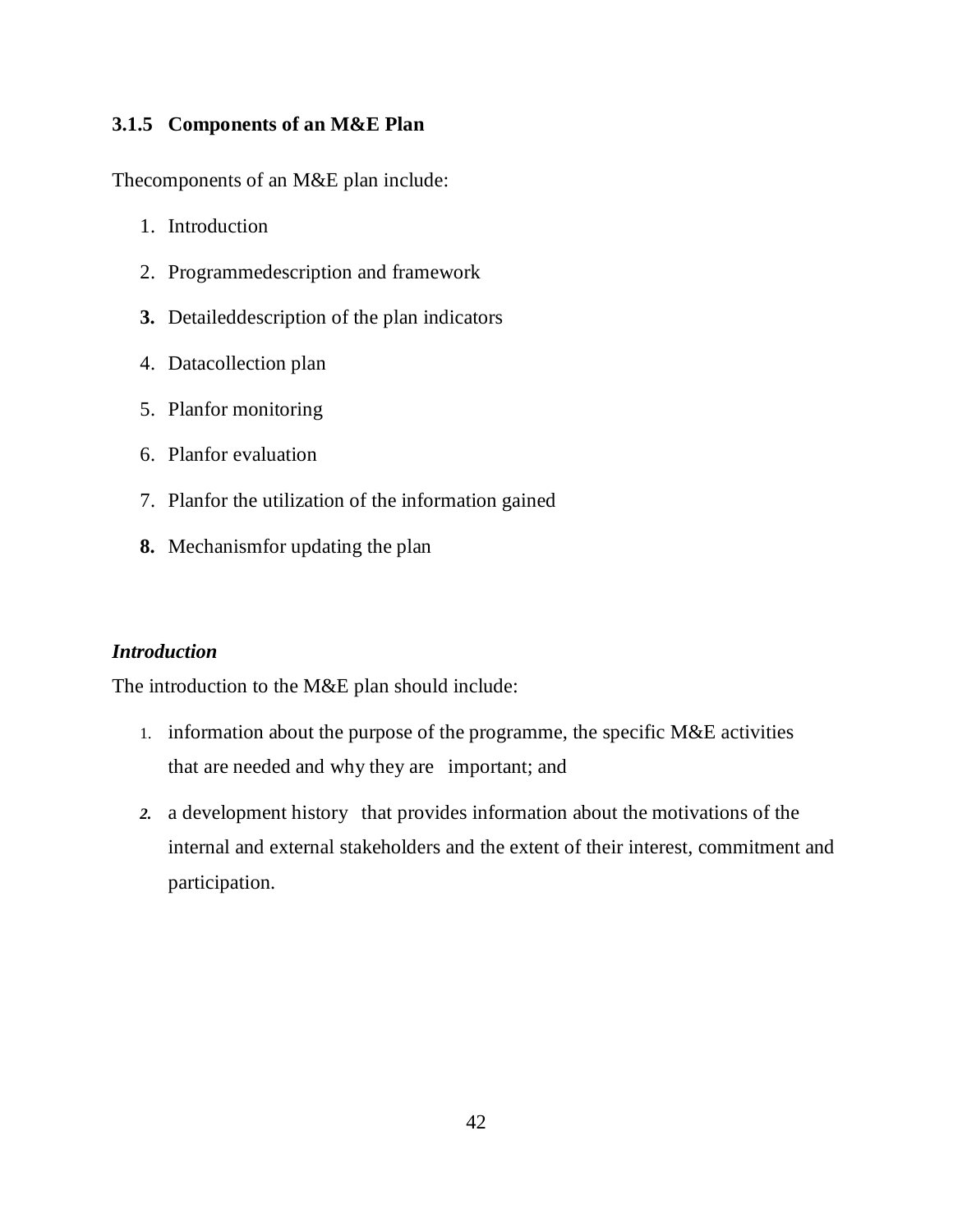### 3.1.5 Components of an M&E Plan

Thecomponents of an M&E plan include:

1. Introduction
2. Programmedescription and framework
3. Detaileddescription of the plan indicators
4. Datacollection plan
5. Planfor monitoring
6. Planfor evaluation
7. Planfor the utilization of the information gained
8. Mechanismfor updating the plan

***Introduction***

The introduction to the M&E plan should include:

1. information about the purpose of the programme, the specific M&E activities that are needed and why they are important; and
2. a development history that provides information about the motivations of the internal and external stakeholders and the extent of their interest, commitment and participation.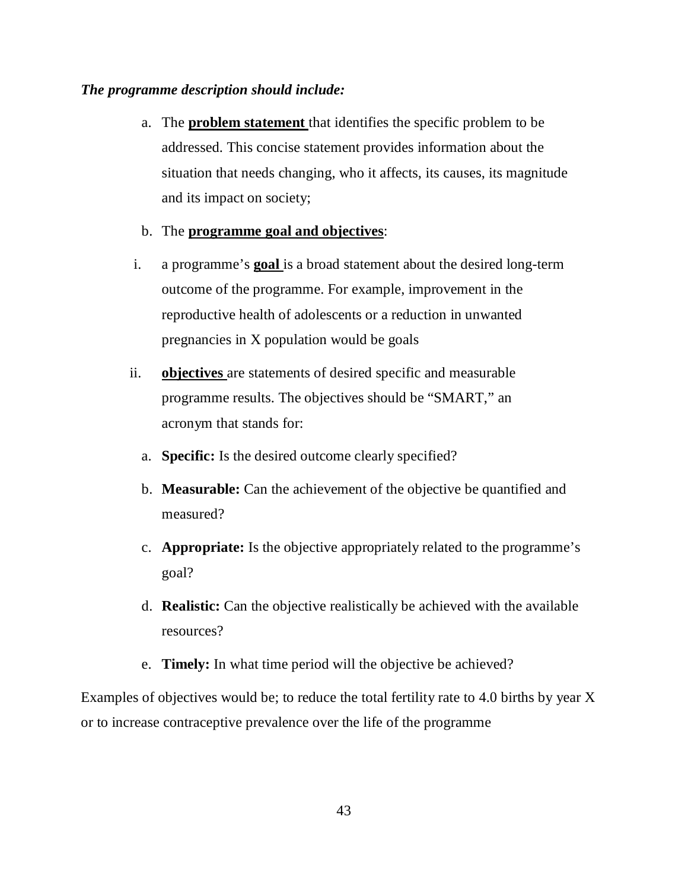***The programme description should include:***

a. The **problem statement** that identifies the specific problem to be addressed. This concise statement provides information about the situation that needs changing, who it affects, its causes, its magnitude and its impact on society;

b. The **programme goal and objectives**:

   i. a programme's **goal** is a broad statement about the desired long-term outcome of the programme. For example, improvement in the reproductive health of adolescents or a reduction in unwanted pregnancies in X population would be goals

   ii. **objectives** are statements of desired specific and measurable programme results. The objectives should be "SMART," an acronym that stands for:

      a. **Specific:** Is the desired outcome clearly specified?

      b. **Measurable:** Can the achievement of the objective be quantified and measured?

      c. **Appropriate:** Is the objective appropriately related to the programme's goal?

      d. **Realistic:** Can the objective realistically be achieved with the available resources?

      e. **Timely:** In what time period will the objective be achieved?

Examples of objectives would be; to reduce the total fertility rate to 4.0 births by year X or to increase contraceptive prevalence over the life of the programme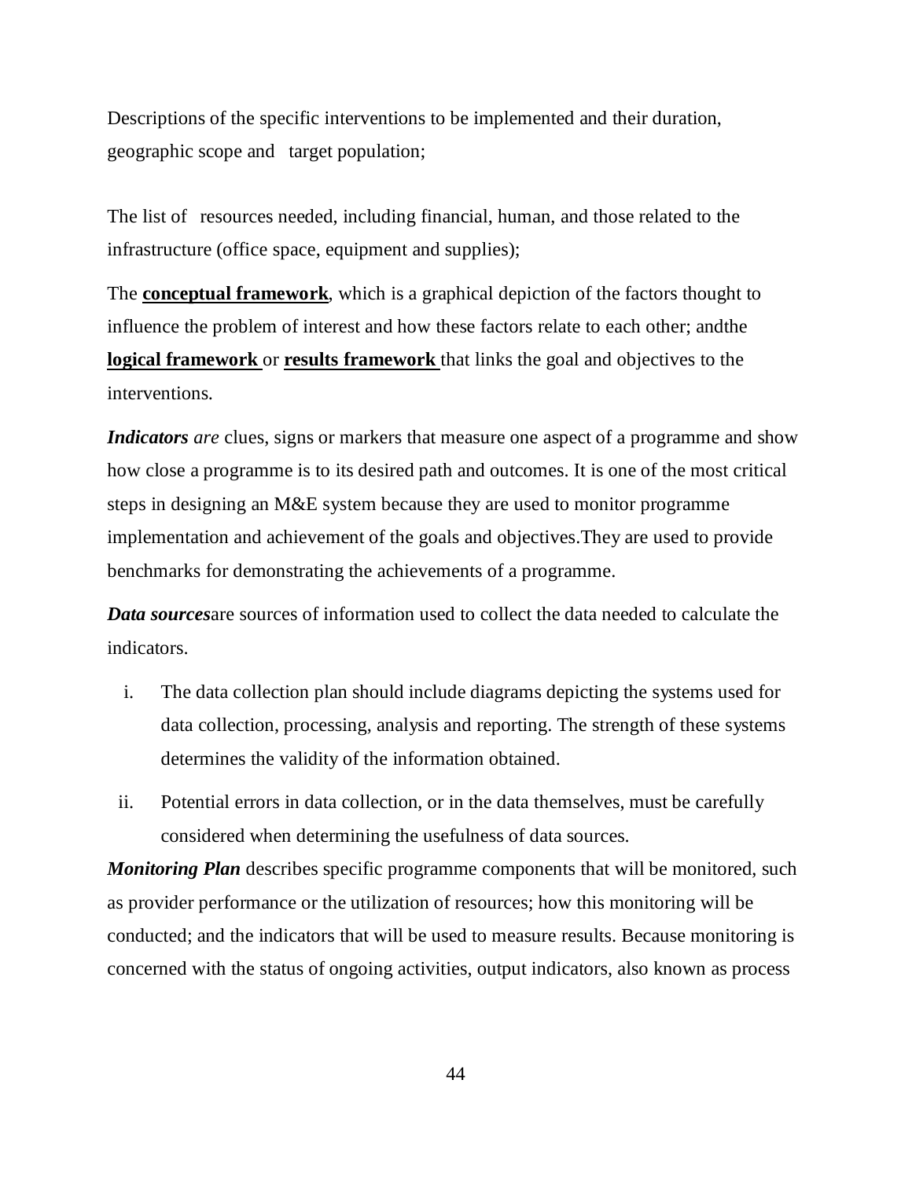Descriptions of the specific interventions to be implemented and their duration, geographic scope and target population;

The list of resources needed, including financial, human, and those related to the infrastructure (office space, equipment and supplies);

The **conceptual framework**, which is a graphical depiction of the factors thought to influence the problem of interest and how these factors relate to each other; andthe **logical framework** or **results framework** that links the goal and objectives to the interventions.

***Indicators*** *are* clues, signs or markers that measure one aspect of a programme and show how close a programme is to its desired path and outcomes. It is one of the most critical steps in designing an M&E system because they are used to monitor programme implementation and achievement of the goals and objectives.They are used to provide benchmarks for demonstrating the achievements of a programme.

***Data sources***are sources of information used to collect the data needed to calculate the indicators.

i. The data collection plan should include diagrams depicting the systems used for data collection, processing, analysis and reporting. The strength of these systems determines the validity of the information obtained.

ii. Potential errors in data collection, or in the data themselves, must be carefully considered when determining the usefulness of data sources.

***Monitoring Plan*** describes specific programme components that will be monitored, such as provider performance or the utilization of resources; how this monitoring will be conducted; and the indicators that will be used to measure results. Because monitoring is concerned with the status of ongoing activities, output indicators, also known as process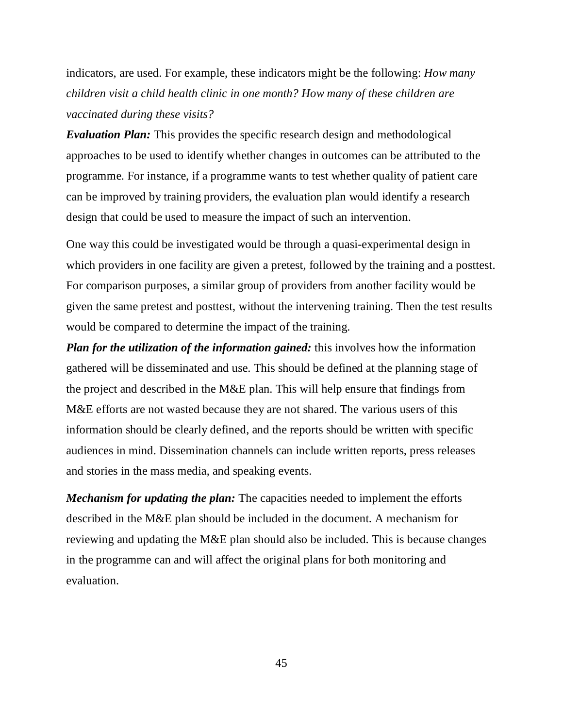indicators, are used. For example, these indicators might be the following: *How many children visit a child health clinic in one month? How many of these children are vaccinated during these visits?*

***Evaluation Plan:*** This provides the specific research design and methodological approaches to be used to identify whether changes in outcomes can be attributed to the programme. For instance, if a programme wants to test whether quality of patient care can be improved by training providers, the evaluation plan would identify a research design that could be used to measure the impact of such an intervention.

One way this could be investigated would be through a quasi-experimental design in which providers in one facility are given a pretest, followed by the training and a posttest. For comparison purposes, a similar group of providers from another facility would be given the same pretest and posttest, without the intervening training. Then the test results would be compared to determine the impact of the training.

***Plan for the utilization of the information gained:*** this involves how the information gathered will be disseminated and use. This should be defined at the planning stage of the project and described in the M&E plan. This will help ensure that findings from M&E efforts are not wasted because they are not shared. The various users of this information should be clearly defined, and the reports should be written with specific audiences in mind. Dissemination channels can include written reports, press releases and stories in the mass media, and speaking events.

***Mechanism for updating the plan:*** The capacities needed to implement the efforts described in the M&E plan should be included in the document. A mechanism for reviewing and updating the M&E plan should also be included. This is because changes in the programme can and will affect the original plans for both monitoring and evaluation.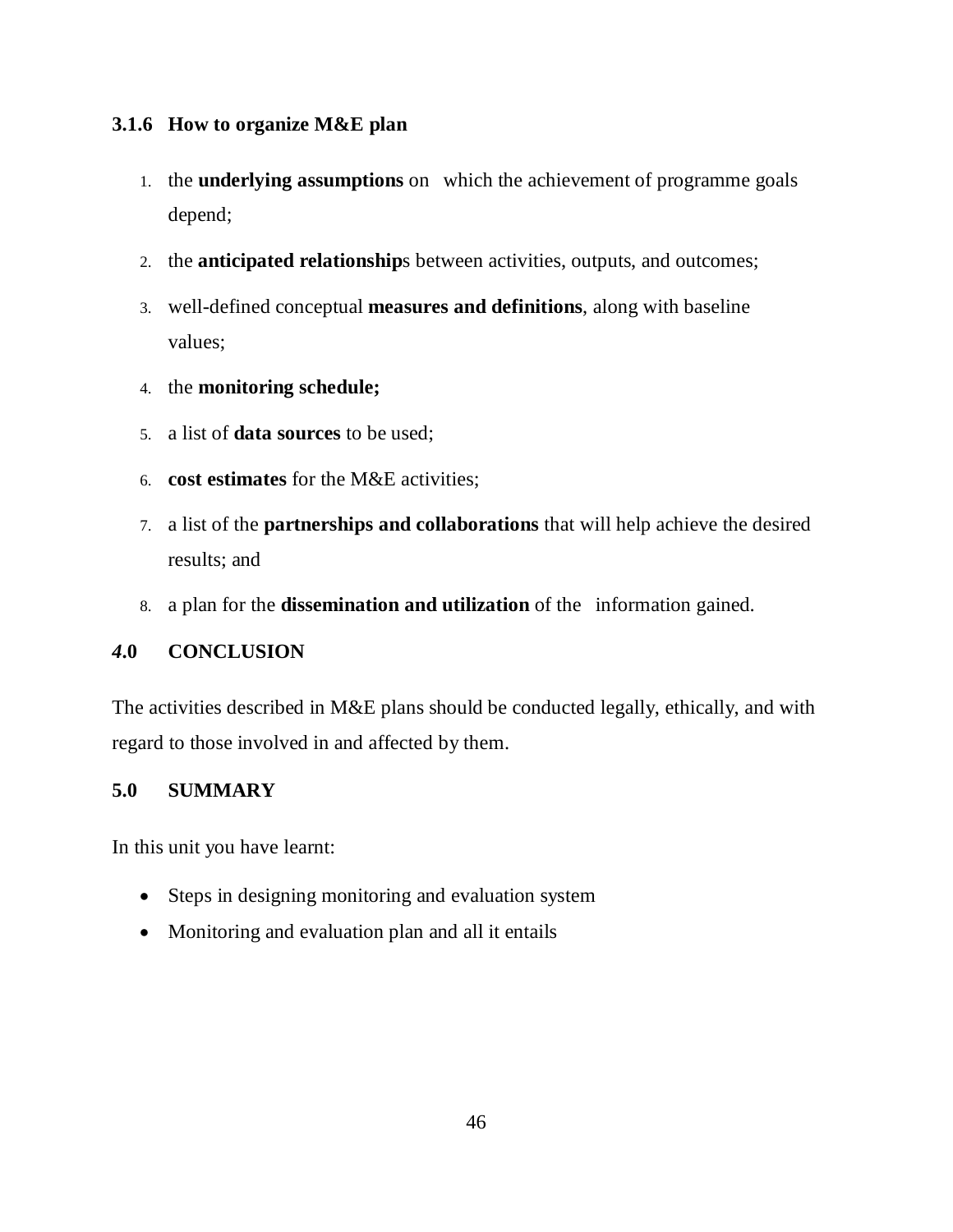### 3.1.6 How to organize M&E plan

1. the **underlying assumptions** on which the achievement of programme goals depend;
2. the **anticipated relationship**s between activities, outputs, and outcomes;
3. well-defined conceptual **measures and definitions**, along with baseline values;
4. the **monitoring schedule;**
5. a list of **data sources** to be used;
6. **cost estimates** for the M&E activities;
7. a list of the **partnerships and collaborations** that will help achieve the desired results; and
8. a plan for the **dissemination and utilization** of the information gained.

## *4*.0 CONCLUSION

The activities described in M&E plans should be conducted legally, ethically, and with regard to those involved in and affected by them.

## 5.0 SUMMARY

In this unit you have learnt:

- Steps in designing monitoring and evaluation system
- Monitoring and evaluation plan and all it entails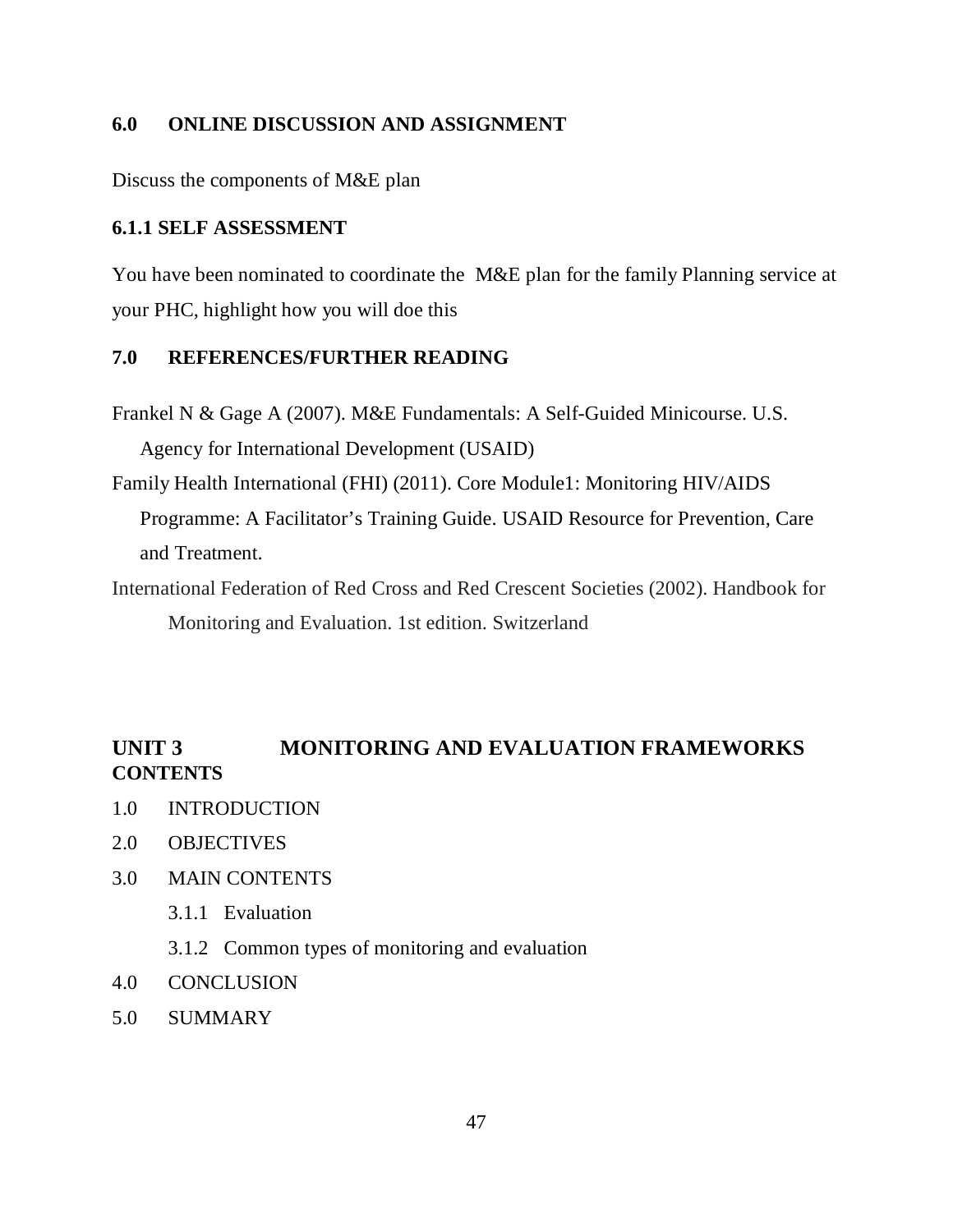## 6.0 ONLINE DISCUSSION AND ASSIGNMENT

Discuss the components of M&E plan

### 6.1.1 SELF ASSESSMENT

You have been nominated to coordinate the M&E plan for the family Planning service at your PHC, highlight how you will doe this

## 7.0 REFERENCES/FURTHER READING

Frankel N & Gage A (2007). M&E Fundamentals: A Self-Guided Minicourse. U.S. Agency for International Development (USAID)

Family Health International (FHI) (2011). Core Module1: Monitoring HIV/AIDS Programme: A Facilitator's Training Guide. USAID Resource for Prevention, Care and Treatment.

International Federation of Red Cross and Red Crescent Societies (2002). Handbook for Monitoring and Evaluation. 1st edition. Switzerland

# UNIT 3 MONITORING AND EVALUATION FRAMEWORKS

**CONTENTS**

1.0 INTRODUCTION

2.0 OBJECTIVES

3.0 MAIN CONTENTS

- 3.1.1 Evaluation
- 3.1.2 Common types of monitoring and evaluation

4.0 CONCLUSION

5.0 SUMMARY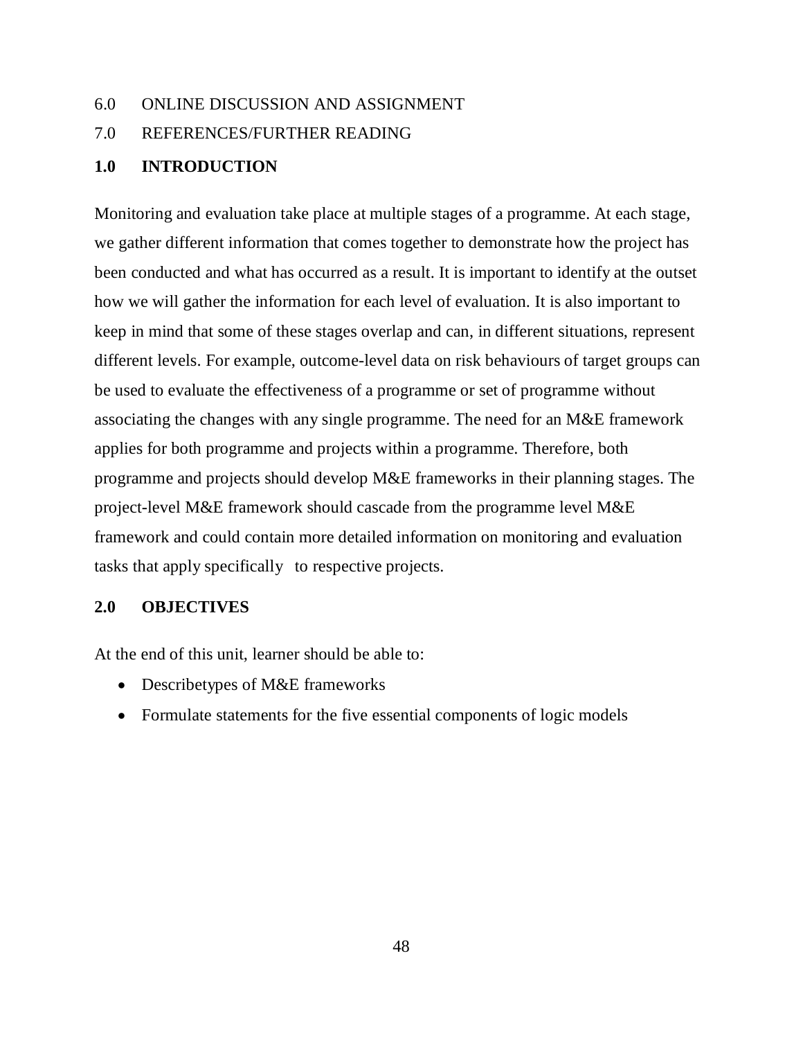6.0 ONLINE DISCUSSION AND ASSIGNMENT

7.0 REFERENCES/FURTHER READING

## 1.0 INTRODUCTION

Monitoring and evaluation take place at multiple stages of a programme. At each stage, we gather different information that comes together to demonstrate how the project has been conducted and what has occurred as a result. It is important to identify at the outset how we will gather the information for each level of evaluation. It is also important to keep in mind that some of these stages overlap and can, in different situations, represent different levels. For example, outcome-level data on risk behaviours of target groups can be used to evaluate the effectiveness of a programme or set of programme without associating the changes with any single programme. The need for an M&E framework applies for both programme and projects within a programme. Therefore, both programme and projects should develop M&E frameworks in their planning stages. The project-level M&E framework should cascade from the programme level M&E framework and could contain more detailed information on monitoring and evaluation tasks that apply specifically to respective projects.

## 2.0 OBJECTIVES

At the end of this unit, learner should be able to:

- Describetypes of M&E frameworks
- Formulate statements for the five essential components of logic models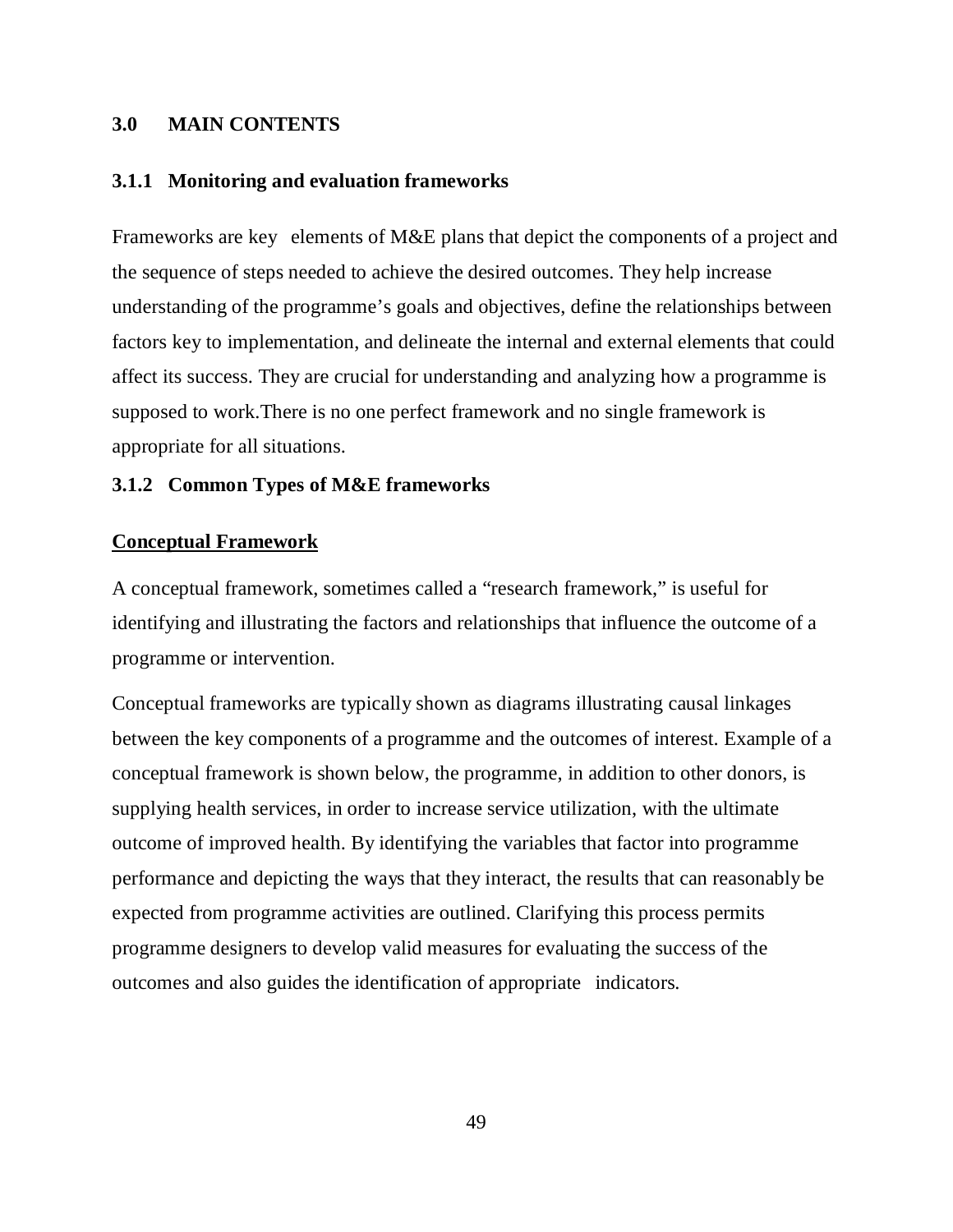## 3.0 MAIN CONTENTS

### 3.1.1 Monitoring and evaluation frameworks

Frameworks are key elements of M&E plans that depict the components of a project and the sequence of steps needed to achieve the desired outcomes. They help increase understanding of the programme's goals and objectives, define the relationships between factors key to implementation, and delineate the internal and external elements that could affect its success. They are crucial for understanding and analyzing how a programme is supposed to work.There is no one perfect framework and no single framework is appropriate for all situations.

### 3.1.2 Common Types of M&E frameworks

**Conceptual Framework**

A conceptual framework, sometimes called a "research framework," is useful for identifying and illustrating the factors and relationships that influence the outcome of a programme or intervention.

Conceptual frameworks are typically shown as diagrams illustrating causal linkages between the key components of a programme and the outcomes of interest. Example of a conceptual framework is shown below, the programme, in addition to other donors, is supplying health services, in order to increase service utilization, with the ultimate outcome of improved health. By identifying the variables that factor into programme performance and depicting the ways that they interact, the results that can reasonably be expected from programme activities are outlined. Clarifying this process permits programme designers to develop valid measures for evaluating the success of the outcomes and also guides the identification of appropriate indicators.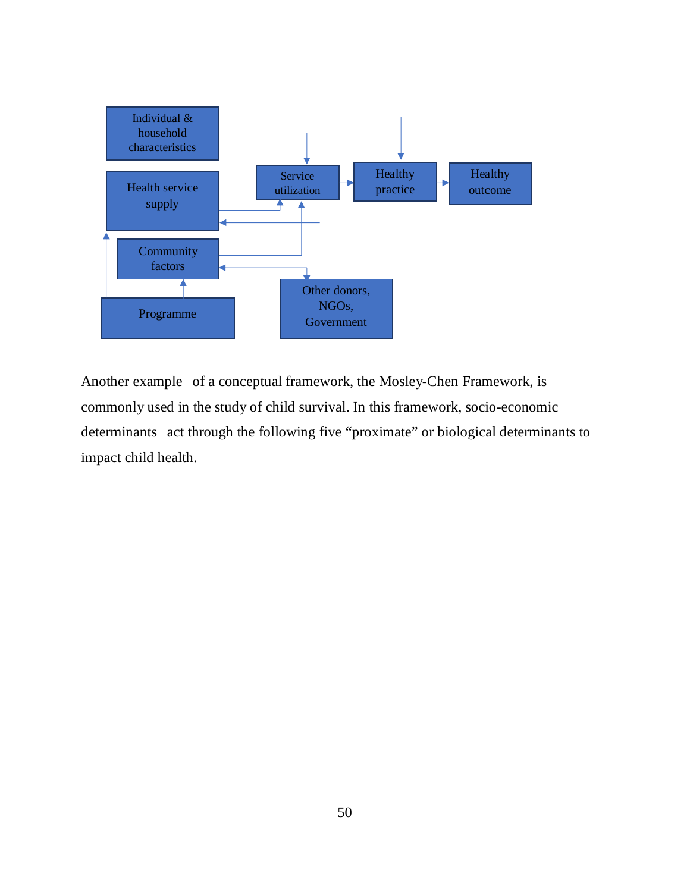Individual & household characteristics

Health service supply

Service utilization

Healthy practice

Healthy outcome

Community factors

Programme

Other donors, NGOs, Government

Another example of a conceptual framework, the Mosley-Chen Framework, is commonly used in the study of child survival. In this framework, socio-economic determinants act through the following five "proximate" or biological determinants to impact child health.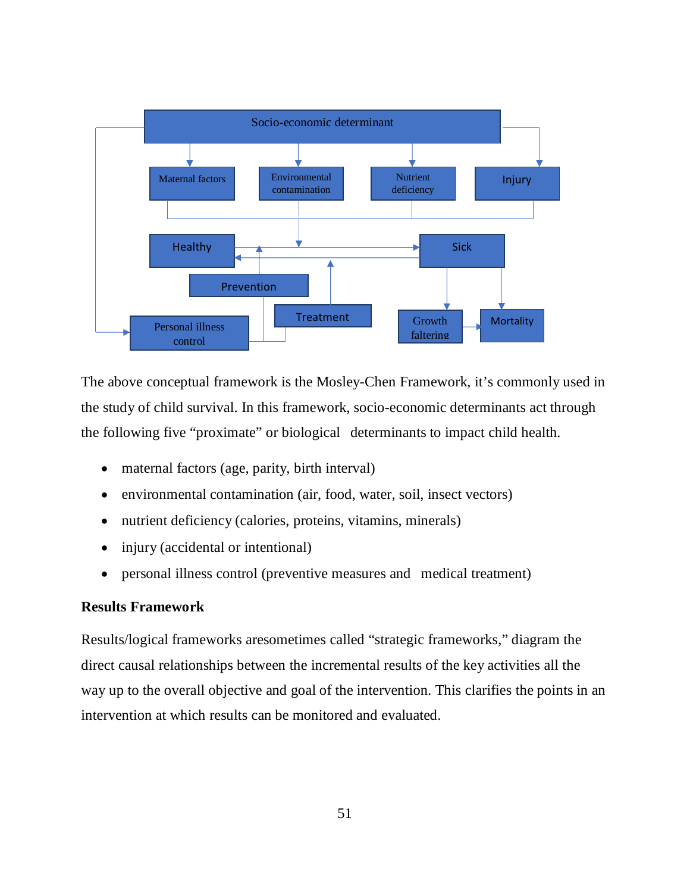The above conceptual framework is the Mosley-Chen Framework, it's commonly used in the study of child survival. In this framework, socio-economic determinants act through the following five "proximate" or biological determinants to impact child health.

- maternal factors (age, parity, birth interval)
- environmental contamination (air, food, water, soil, insect vectors)
- nutrient deficiency (calories, proteins, vitamins, minerals)
- injury (accidental or intentional)
- personal illness control (preventive measures and medical treatment)

**Results Framework**

Results/logical frameworks aresometimes called "strategic frameworks," diagram the direct causal relationships between the incremental results of the key activities all the way up to the overall objective and goal of the intervention. This clarifies the points in an intervention at which results can be monitored and evaluated.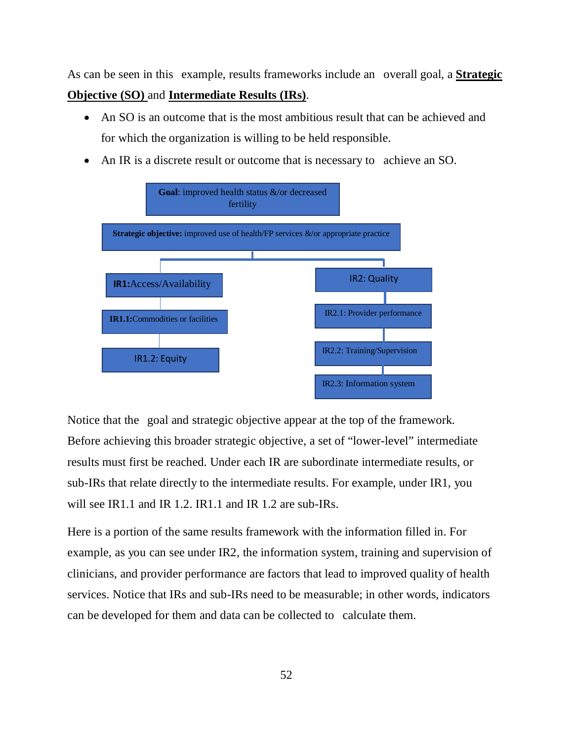As can be seen in this example, results frameworks include an overall goal, a **Strategic Objective (SO)** and **Intermediate Results (IRs)**.

- An SO is an outcome that is the most ambitious result that can be achieved and for which the organization is willing to be held responsible.
- An IR is a discrete result or outcome that is necessary to achieve an SO.

**Goal**: improved health status &/or decreased fertility

**Strategic objective:** improved use of health/FP services &/or appropriate practice

- **IR1:** Access/Availability
  - **IR1.1:** Commodities or facilities
  - IR1.2: Equity
- IR2: Quality
  - IR2.1: Provider performance
  - IR2.2: Training/Supervision
  - IR2.3: Information system

Notice that the goal and strategic objective appear at the top of the framework. Before achieving this broader strategic objective, a set of "lower-level" intermediate results must first be reached. Under each IR are subordinate intermediate results, or sub-IRs that relate directly to the intermediate results. For example, under IR1, you will see IR1.1 and IR 1.2. IR1.1 and IR 1.2 are sub-IRs.

Here is a portion of the same results framework with the information filled in. For example, as you can see under IR2, the information system, training and supervision of clinicians, and provider performance are factors that lead to improved quality of health services. Notice that IRs and sub-IRs need to be measurable; in other words, indicators can be developed for them and data can be collected to calculate them.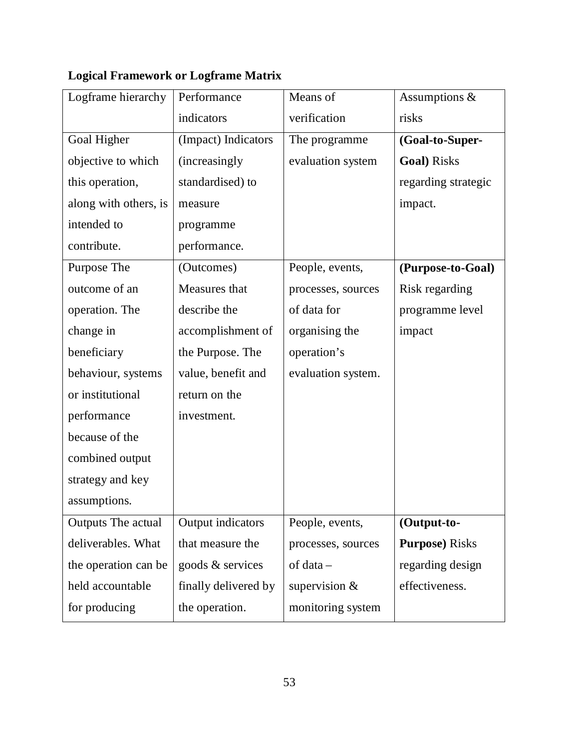**Logical Framework or Logframe Matrix**

| Logframe hierarchy | Performance indicators | Means of verification | Assumptions & risks |
|---|---|---|---|
| Goal Higher objective to which this operation, along with others, is intended to contribute. | (Impact) Indicators (increasingly standardised) to measure programme performance. | The programme evaluation system | **(Goal-to-Super-Goal)** Risks regarding strategic impact. |
| Purpose The outcome of an operation. The change in beneficiary behaviour, systems or institutional performance because of the combined output strategy and key assumptions. | (Outcomes) Measures that describe the accomplishment of the Purpose. The value, benefit and return on the investment. | People, events, processes, sources of data for organising the operation's evaluation system. | **(Purpose-to-Goal)** Risk regarding programme level impact |
| Outputs The actual deliverables. What the operation can be held accountable for producing | Output indicators that measure the goods & services finally delivered by the operation. | People, events, processes, sources of data – supervision & monitoring system | **(Output-to-Purpose)** Risks regarding design effectiveness. |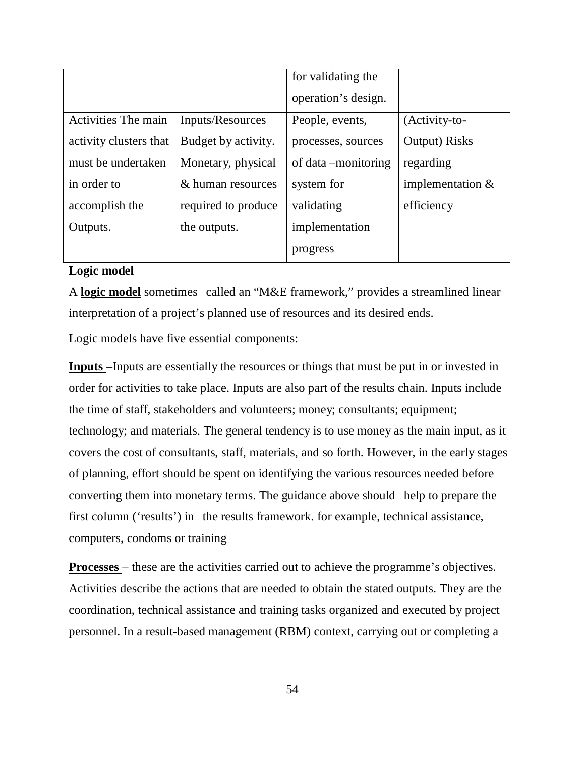| | | for validating the operation's design. | |
|---|---|---|---|
| Activities The main activity clusters that must be undertaken in order to accomplish the Outputs. | Inputs/Resources Budget by activity. Monetary, physical & human resources required to produce the outputs. | People, events, processes, sources of data –monitoring system for validating implementation progress | (Activity-to-Output) Risks regarding implementation & efficiency |

**Logic model**

A **logic model** sometimes called an "M&E framework," provides a streamlined linear interpretation of a project's planned use of resources and its desired ends.

Logic models have five essential components:

**Inputs** –Inputs are essentially the resources or things that must be put in or invested in order for activities to take place. Inputs are also part of the results chain. Inputs include the time of staff, stakeholders and volunteers; money; consultants; equipment; technology; and materials. The general tendency is to use money as the main input, as it covers the cost of consultants, staff, materials, and so forth. However, in the early stages of planning, effort should be spent on identifying the various resources needed before converting them into monetary terms. The guidance above should help to prepare the first column ('results') in the results framework. for example, technical assistance, computers, condoms or training

**Processes** – these are the activities carried out to achieve the programme's objectives. Activities describe the actions that are needed to obtain the stated outputs. They are the coordination, technical assistance and training tasks organized and executed by project personnel. In a result-based management (RBM) context, carrying out or completing a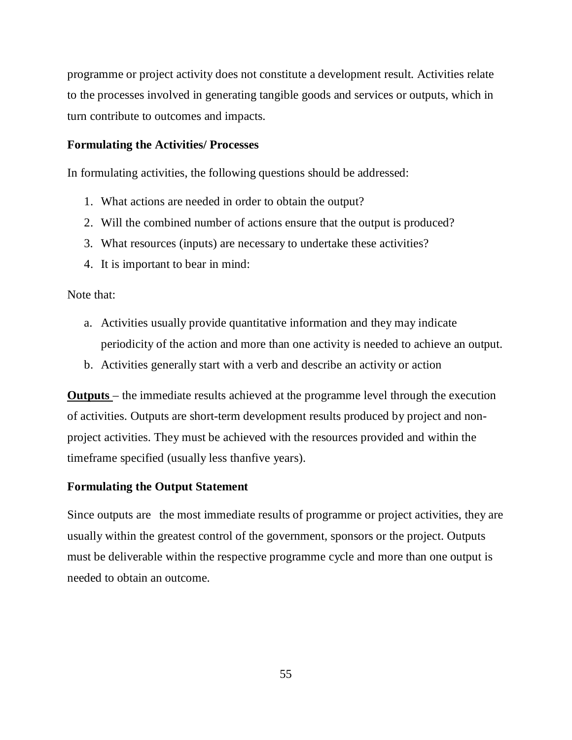programme or project activity does not constitute a development result. Activities relate to the processes involved in generating tangible goods and services or outputs, which in turn contribute to outcomes and impacts.

**Formulating the Activities/ Processes**

In formulating activities, the following questions should be addressed:

1. What actions are needed in order to obtain the output?
2. Will the combined number of actions ensure that the output is produced?
3. What resources (inputs) are necessary to undertake these activities?
4. It is important to bear in mind:

Note that:

a. Activities usually provide quantitative information and they may indicate periodicity of the action and more than one activity is needed to achieve an output.
b. Activities generally start with a verb and describe an activity or action

**Outputs** – the immediate results achieved at the programme level through the execution of activities. Outputs are short-term development results produced by project and non-project activities. They must be achieved with the resources provided and within the timeframe specified (usually less thanfive years).

**Formulating the Output Statement**

Since outputs are the most immediate results of programme or project activities, they are usually within the greatest control of the government, sponsors or the project. Outputs must be deliverable within the respective programme cycle and more than one output is needed to obtain an outcome.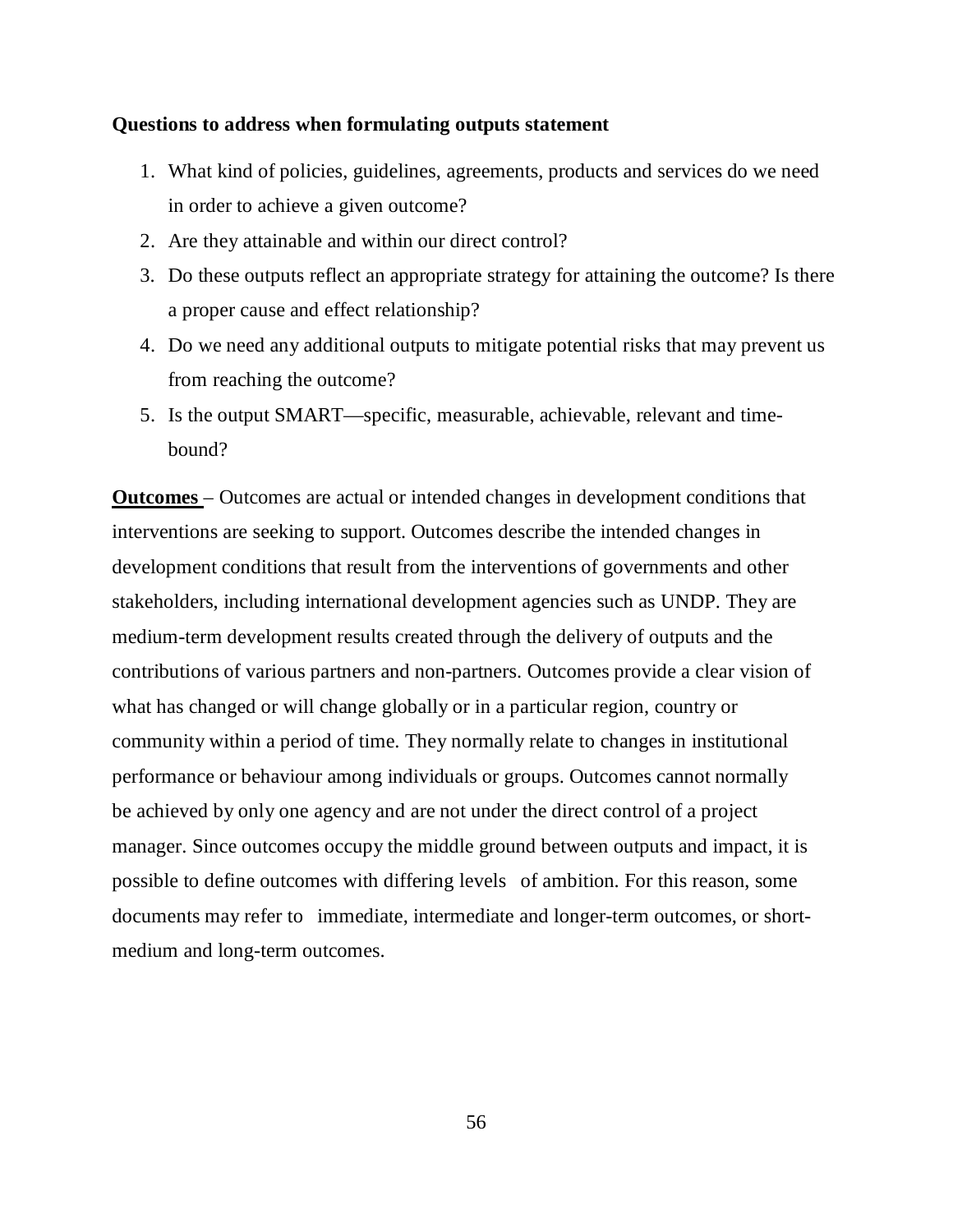**Questions to address when formulating outputs statement**

1. What kind of policies, guidelines, agreements, products and services do we need in order to achieve a given outcome?
2. Are they attainable and within our direct control?
3. Do these outputs reflect an appropriate strategy for attaining the outcome? Is there a proper cause and effect relationship?
4. Do we need any additional outputs to mitigate potential risks that may prevent us from reaching the outcome?
5. Is the output SMART—specific, measurable, achievable, relevant and time-bound?

**Outcomes** – Outcomes are actual or intended changes in development conditions that interventions are seeking to support. Outcomes describe the intended changes in development conditions that result from the interventions of governments and other stakeholders, including international development agencies such as UNDP. They are medium-term development results created through the delivery of outputs and the contributions of various partners and non-partners. Outcomes provide a clear vision of what has changed or will change globally or in a particular region, country or community within a period of time. They normally relate to changes in institutional performance or behaviour among individuals or groups. Outcomes cannot normally be achieved by only one agency and are not under the direct control of a project manager. Since outcomes occupy the middle ground between outputs and impact, it is possible to define outcomes with differing levels of ambition. For this reason, some documents may refer to immediate, intermediate and longer-term outcomes, or short-medium and long-term outcomes.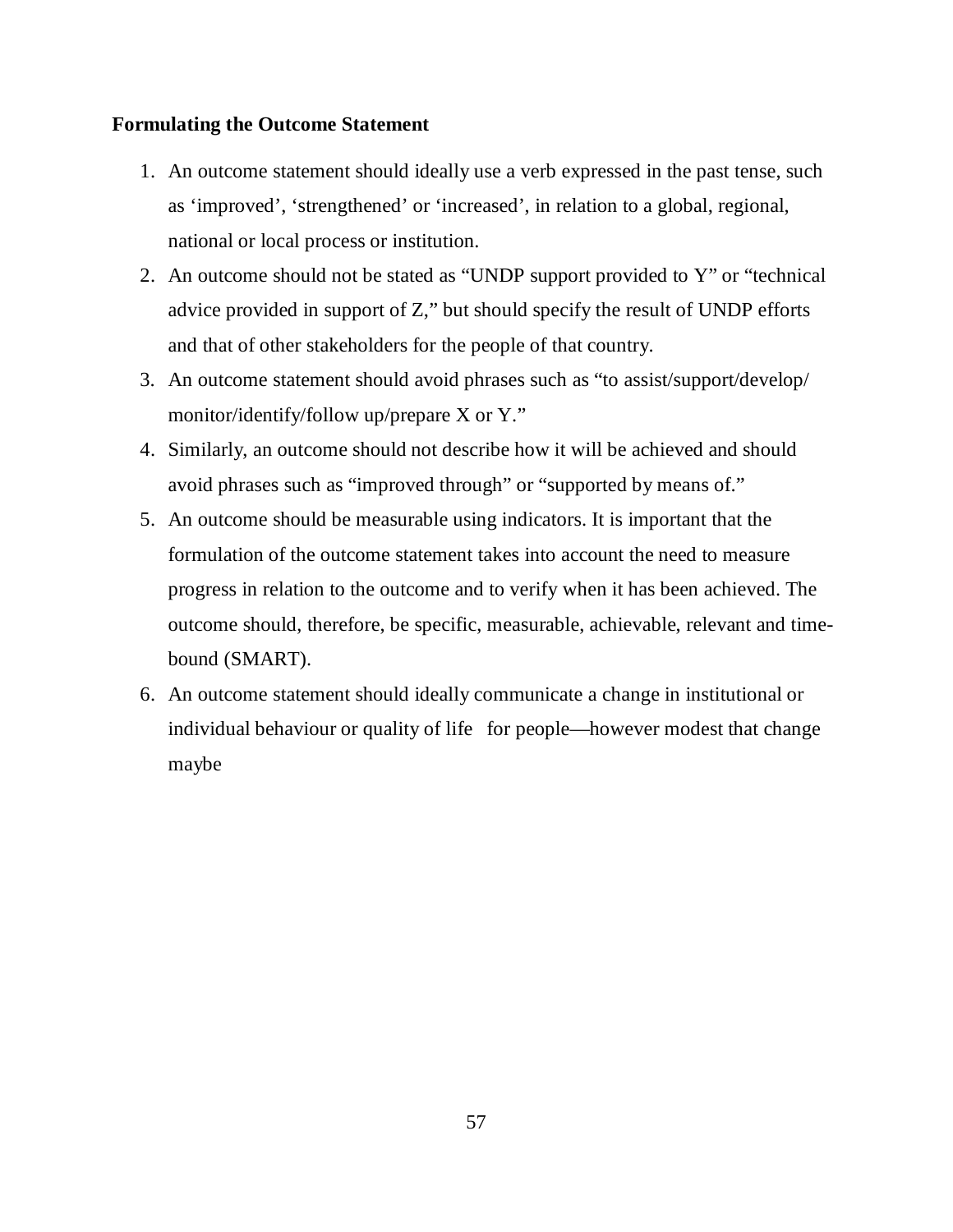**Formulating the Outcome Statement**

1. An outcome statement should ideally use a verb expressed in the past tense, such as ‘improved’, ‘strengthened’ or ‘increased’, in relation to a global, regional, national or local process or institution.
2. An outcome should not be stated as “UNDP support provided to Y” or “technical advice provided in support of Z,” but should specify the result of UNDP efforts and that of other stakeholders for the people of that country.
3. An outcome statement should avoid phrases such as “to assist/support/develop/monitor/identify/follow up/prepare X or Y.”
4. Similarly, an outcome should not describe how it will be achieved and should avoid phrases such as “improved through” or “supported by means of.”
5. An outcome should be measurable using indicators. It is important that the formulation of the outcome statement takes into account the need to measure progress in relation to the outcome and to verify when it has been achieved. The outcome should, therefore, be specific, measurable, achievable, relevant and time-bound (SMART).
6. An outcome statement should ideally communicate a change in institutional or individual behaviour or quality of life for people—however modest that change maybe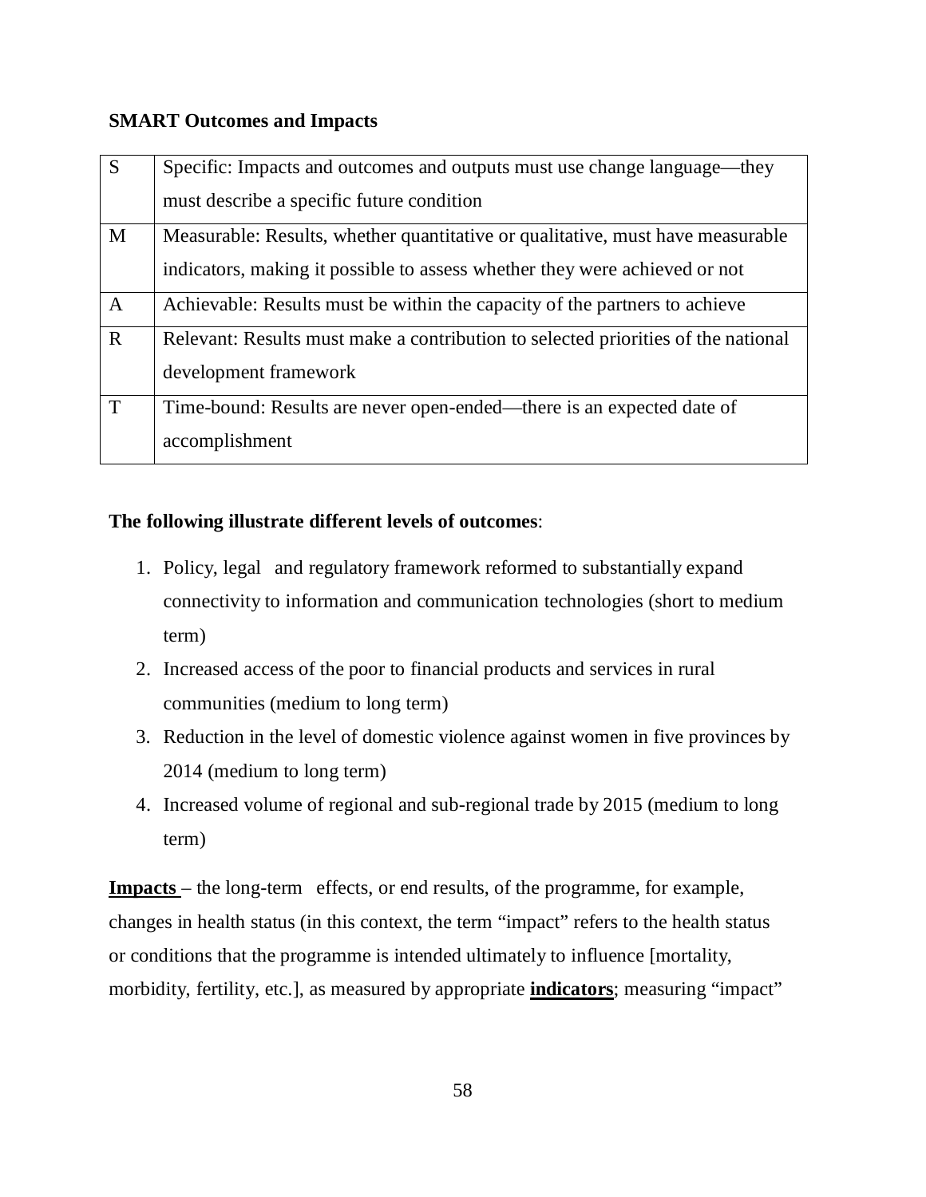**SMART Outcomes and Impacts**

| | |
|---|---|
| S | Specific: Impacts and outcomes and outputs must use change language—they must describe a specific future condition |
| M | Measurable: Results, whether quantitative or qualitative, must have measurable indicators, making it possible to assess whether they were achieved or not |
| A | Achievable: Results must be within the capacity of the partners to achieve |
| R | Relevant: Results must make a contribution to selected priorities of the national development framework |
| T | Time-bound: Results are never open-ended—there is an expected date of accomplishment |

**The following illustrate different levels of outcomes**:

1. Policy, legal and regulatory framework reformed to substantially expand connectivity to information and communication technologies (short to medium term)
2. Increased access of the poor to financial products and services in rural communities (medium to long term)
3. Reduction in the level of domestic violence against women in five provinces by 2014 (medium to long term)
4. Increased volume of regional and sub-regional trade by 2015 (medium to long term)

**Impacts** – the long-term effects, or end results, of the programme, for example, changes in health status (in this context, the term "impact" refers to the health status or conditions that the programme is intended ultimately to influence [mortality, morbidity, fertility, etc.], as measured by appropriate **indicators**; measuring "impact"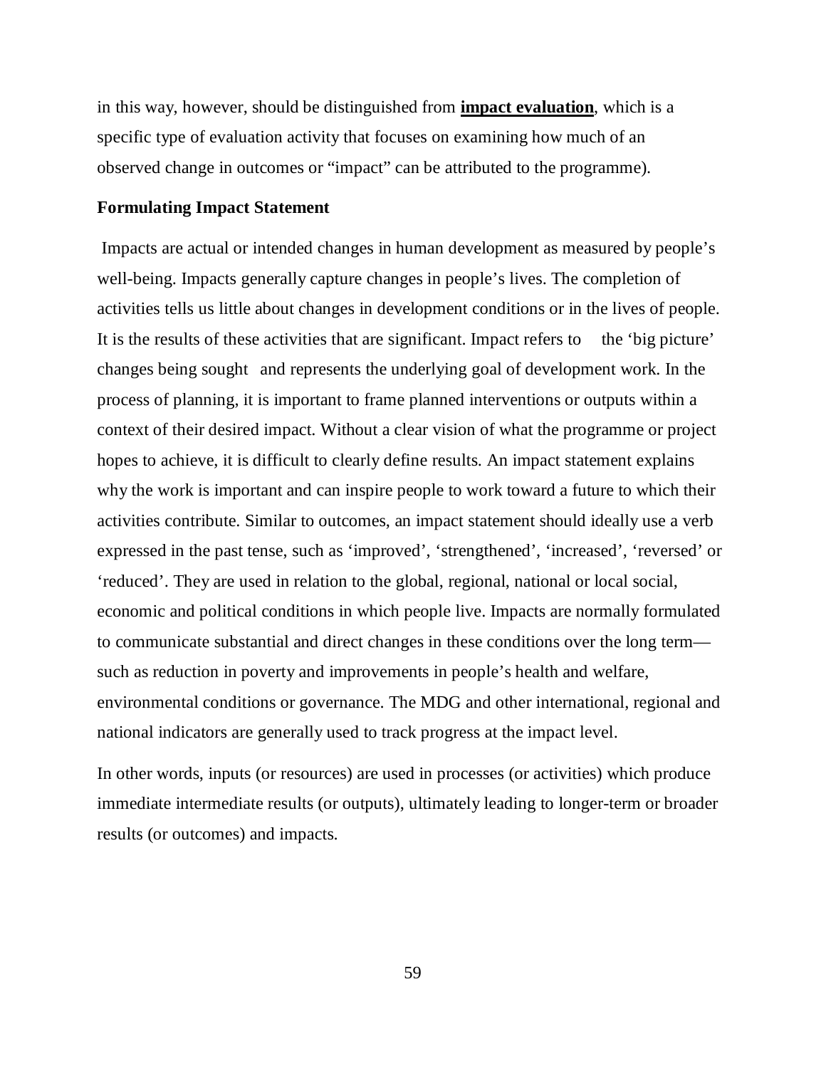in this way, however, should be distinguished from **impact evaluation**, which is a specific type of evaluation activity that focuses on examining how much of an observed change in outcomes or "impact" can be attributed to the programme).

**Formulating Impact Statement**

Impacts are actual or intended changes in human development as measured by people's well-being. Impacts generally capture changes in people's lives. The completion of activities tells us little about changes in development conditions or in the lives of people. It is the results of these activities that are significant. Impact refers to the 'big picture' changes being sought and represents the underlying goal of development work. In the process of planning, it is important to frame planned interventions or outputs within a context of their desired impact. Without a clear vision of what the programme or project hopes to achieve, it is difficult to clearly define results. An impact statement explains why the work is important and can inspire people to work toward a future to which their activities contribute. Similar to outcomes, an impact statement should ideally use a verb expressed in the past tense, such as 'improved', 'strengthened', 'increased', 'reversed' or 'reduced'. They are used in relation to the global, regional, national or local social, economic and political conditions in which people live. Impacts are normally formulated to communicate substantial and direct changes in these conditions over the long term—such as reduction in poverty and improvements in people's health and welfare, environmental conditions or governance. The MDG and other international, regional and national indicators are generally used to track progress at the impact level.

In other words, inputs (or resources) are used in processes (or activities) which produce immediate intermediate results (or outputs), ultimately leading to longer-term or broader results (or outcomes) and impacts.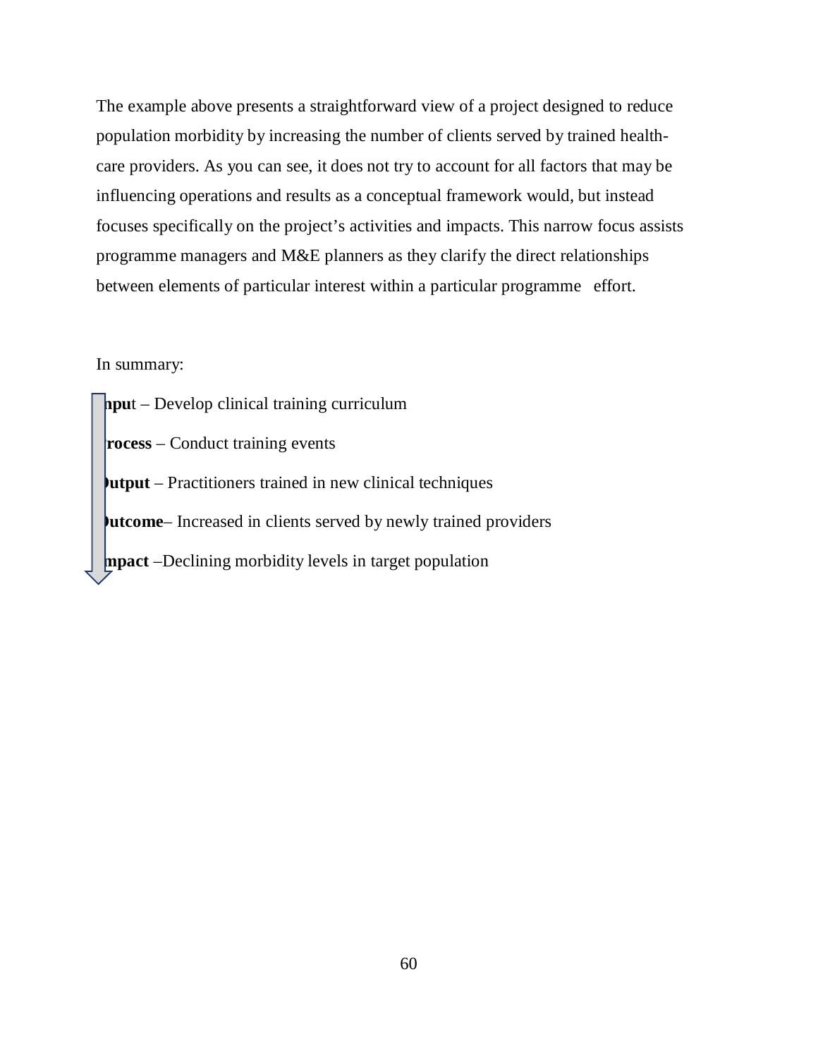The example above presents a straightforward view of a project designed to reduce population morbidity by increasing the number of clients served by trained health-care providers. As you can see, it does not try to account for all factors that may be influencing operations and results as a conceptual framework would, but instead focuses specifically on the project's activities and impacts. This narrow focus assists programme managers and M&E planners as they clarify the direct relationships between elements of particular interest within a particular programme effort.

In summary:

**Input** – Develop clinical training curriculum

**Process** – Conduct training events

**Output** – Practitioners trained in new clinical techniques

**Outcome**– Increased in clients served by newly trained providers

**Impact** –Declining morbidity levels in target population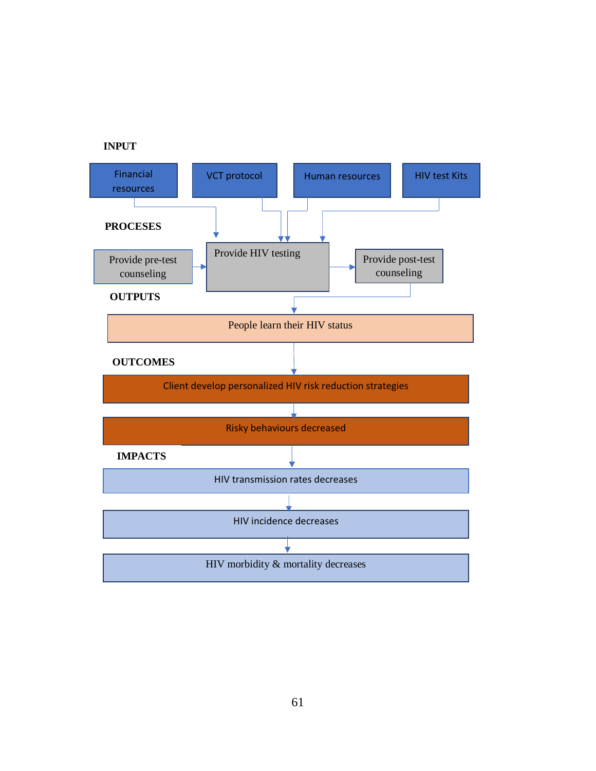**INPUT**

- Financial resources
- VCT protocol
- Human resources
- HIV test Kits

**PROCESES**

- Provide pre-test counseling
- Provide HIV testing
- Provide post-test counseling

**OUTPUTS**

- People learn their HIV status

**OUTCOMES**

- Client develop personalized HIV risk reduction strategies
- Risky behaviours decreased

**IMPACTS**

- HIV transmission rates decreases
- HIV incidence decreases
- HIV morbidity & mortality decreases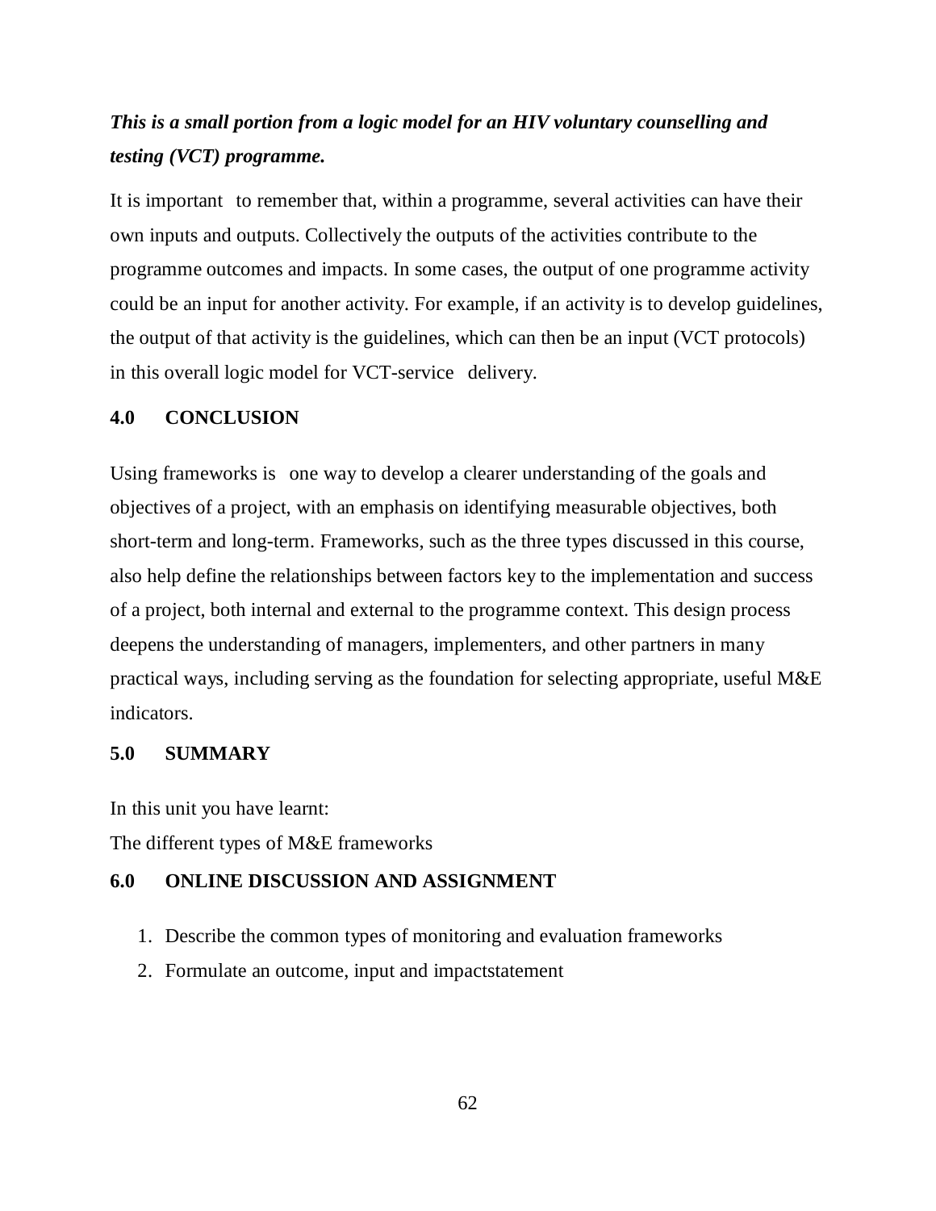***This is a small portion from a logic model for an HIV voluntary counselling and testing (VCT) programme.***

It is important to remember that, within a programme, several activities can have their own inputs and outputs. Collectively the outputs of the activities contribute to the programme outcomes and impacts. In some cases, the output of one programme activity could be an input for another activity. For example, if an activity is to develop guidelines, the output of that activity is the guidelines, which can then be an input (VCT protocols) in this overall logic model for VCT-service delivery.

## 4.0 CONCLUSION

Using frameworks is one way to develop a clearer understanding of the goals and objectives of a project, with an emphasis on identifying measurable objectives, both short-term and long-term. Frameworks, such as the three types discussed in this course, also help define the relationships between factors key to the implementation and success of a project, both internal and external to the programme context. This design process deepens the understanding of managers, implementers, and other partners in many practical ways, including serving as the foundation for selecting appropriate, useful M&E indicators.

## 5.0 SUMMARY

In this unit you have learnt:

The different types of M&E frameworks

## 6.0 ONLINE DISCUSSION AND ASSIGNMENT

1. Describe the common types of monitoring and evaluation frameworks
2. Formulate an outcome, input and impactstatement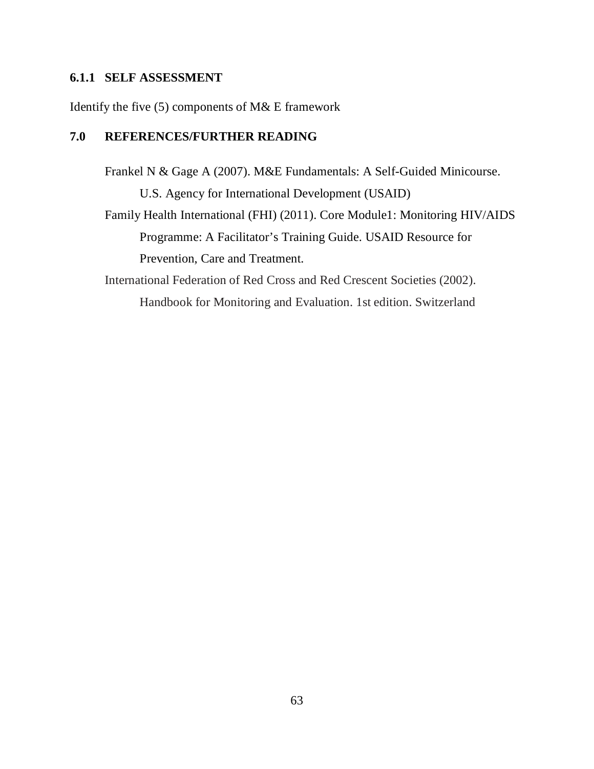### 6.1.1 SELF ASSESSMENT

Identify the five (5) components of M& E framework

## 7.0 REFERENCES/FURTHER READING

Frankel N & Gage A (2007). M&E Fundamentals: A Self-Guided Minicourse. U.S. Agency for International Development (USAID)

Family Health International (FHI) (2011). Core Module1: Monitoring HIV/AIDS Programme: A Facilitator's Training Guide. USAID Resource for Prevention, Care and Treatment.

International Federation of Red Cross and Red Crescent Societies (2002). Handbook for Monitoring and Evaluation. 1st edition. Switzerland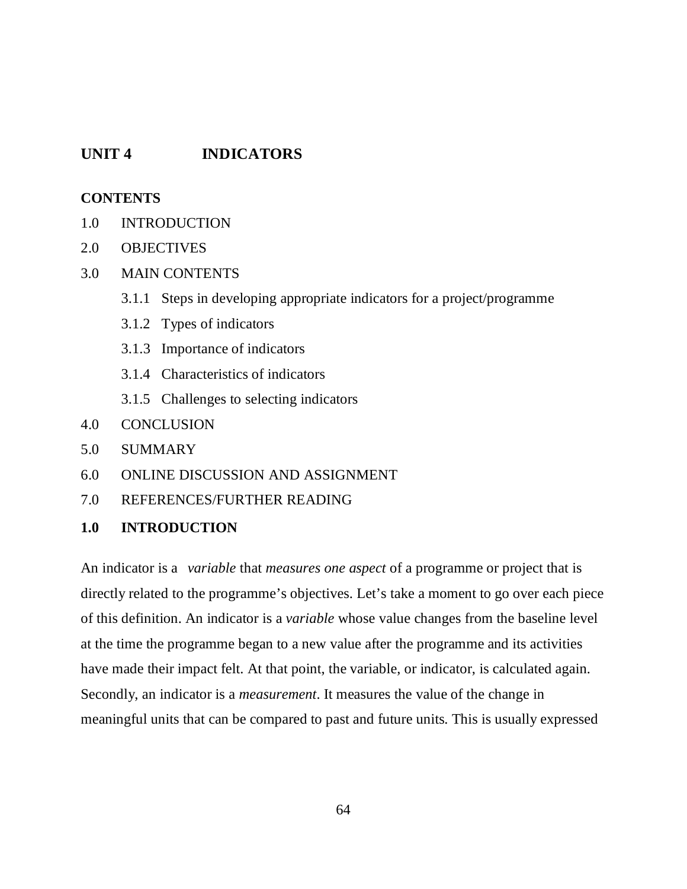## UNIT 4 INDICATORS

**CONTENTS**

1.0 INTRODUCTION

2.0 OBJECTIVES

3.0 MAIN CONTENTS

- 3.1.1 Steps in developing appropriate indicators for a project/programme
- 3.1.2 Types of indicators
- 3.1.3 Importance of indicators
- 3.1.4 Characteristics of indicators
- 3.1.5 Challenges to selecting indicators

4.0 CONCLUSION

5.0 SUMMARY

6.0 ONLINE DISCUSSION AND ASSIGNMENT

7.0 REFERENCES/FURTHER READING

### 1.0 INTRODUCTION

An indicator is a *variable* that *measures one aspect* of a programme or project that is directly related to the programme's objectives. Let's take a moment to go over each piece of this definition. An indicator is a *variable* whose value changes from the baseline level at the time the programme began to a new value after the programme and its activities have made their impact felt. At that point, the variable, or indicator, is calculated again. Secondly, an indicator is a *measurement*. It measures the value of the change in meaningful units that can be compared to past and future units. This is usually expressed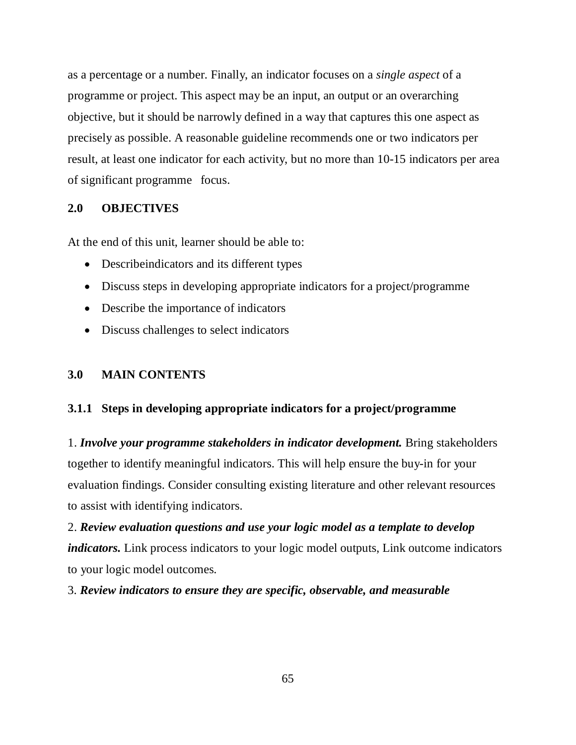as a percentage or a number. Finally, an indicator focuses on a *single aspect* of a programme or project. This aspect may be an input, an output or an overarching objective, but it should be narrowly defined in a way that captures this one aspect as precisely as possible. A reasonable guideline recommends one or two indicators per result, at least one indicator for each activity, but no more than 10-15 indicators per area of significant programme focus.

## 2.0 OBJECTIVES

At the end of this unit, learner should be able to:

- Describeindicators and its different types
- Discuss steps in developing appropriate indicators for a project/programme
- Describe the importance of indicators
- Discuss challenges to select indicators

## 3.0 MAIN CONTENTS

### 3.1.1 Steps in developing appropriate indicators for a project/programme

1. ***Involve your programme stakeholders in indicator development.*** Bring stakeholders together to identify meaningful indicators. This will help ensure the buy-in for your evaluation findings. Consider consulting existing literature and other relevant resources to assist with identifying indicators.

2. ***Review evaluation questions and use your logic model as a template to develop indicators.*** Link process indicators to your logic model outputs, Link outcome indicators to your logic model outcomes.

3. ***Review indicators to ensure they are specific, observable, and measurable***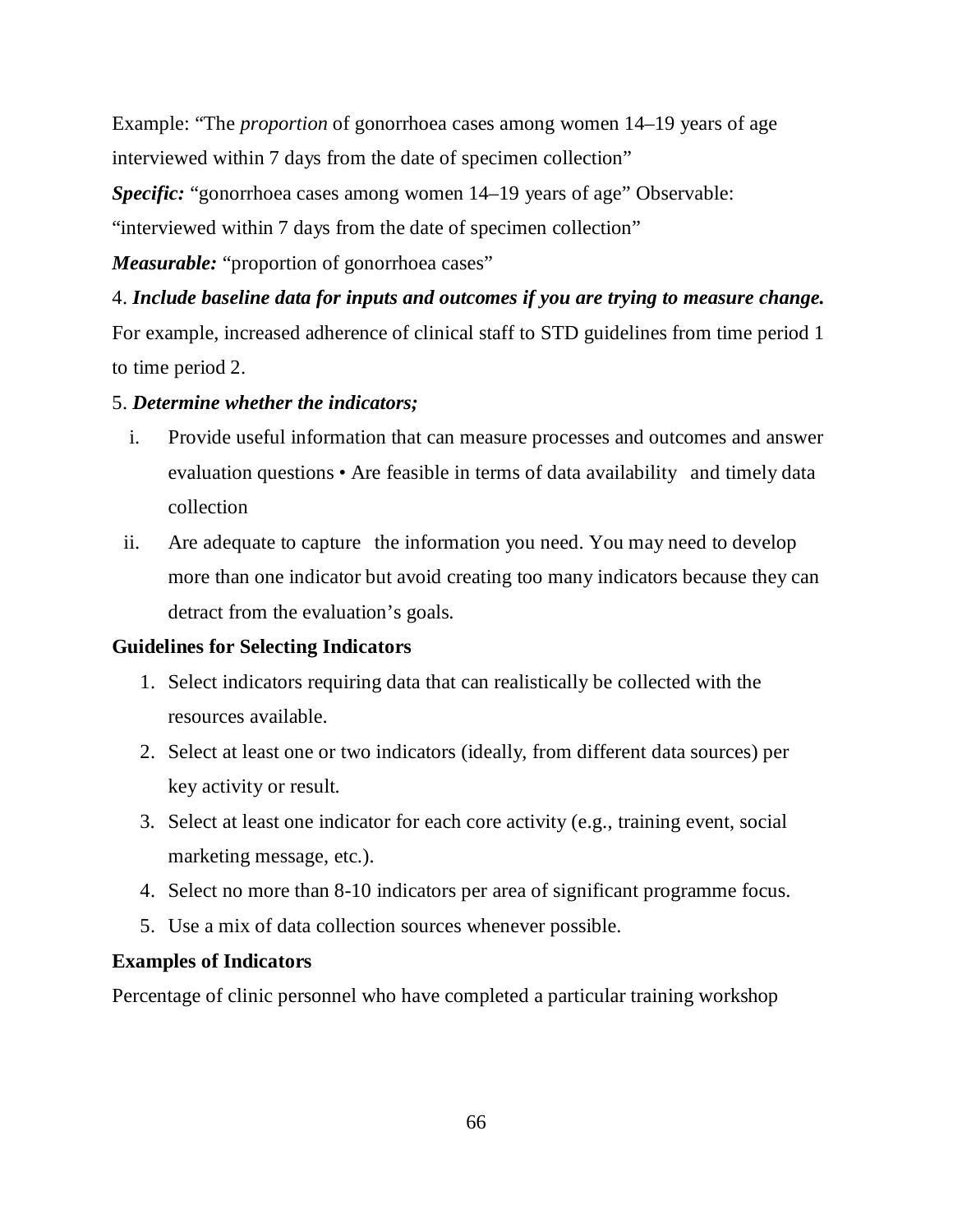Example: "The *proportion* of gonorrhoea cases among women 14–19 years of age interviewed within 7 days from the date of specimen collection"

***Specific:*** "gonorrhoea cases among women 14–19 years of age" Observable: "interviewed within 7 days from the date of specimen collection"

***Measurable:*** "proportion of gonorrhoea cases"

4. ***Include baseline data for inputs and outcomes if you are trying to measure change.*** For example, increased adherence of clinical staff to STD guidelines from time period 1 to time period 2.

5. ***Determine whether the indicators;***

   i. Provide useful information that can measure processes and outcomes and answer evaluation questions • Are feasible in terms of data availability and timely data collection

   ii. Are adequate to capture the information you need. You may need to develop more than one indicator but avoid creating too many indicators because they can detract from the evaluation's goals.

**Guidelines for Selecting Indicators**

1. Select indicators requiring data that can realistically be collected with the resources available.
2. Select at least one or two indicators (ideally, from different data sources) per key activity or result.
3. Select at least one indicator for each core activity (e.g., training event, social marketing message, etc.).
4. Select no more than 8-10 indicators per area of significant programme focus.
5. Use a mix of data collection sources whenever possible.

**Examples of Indicators**

Percentage of clinic personnel who have completed a particular training workshop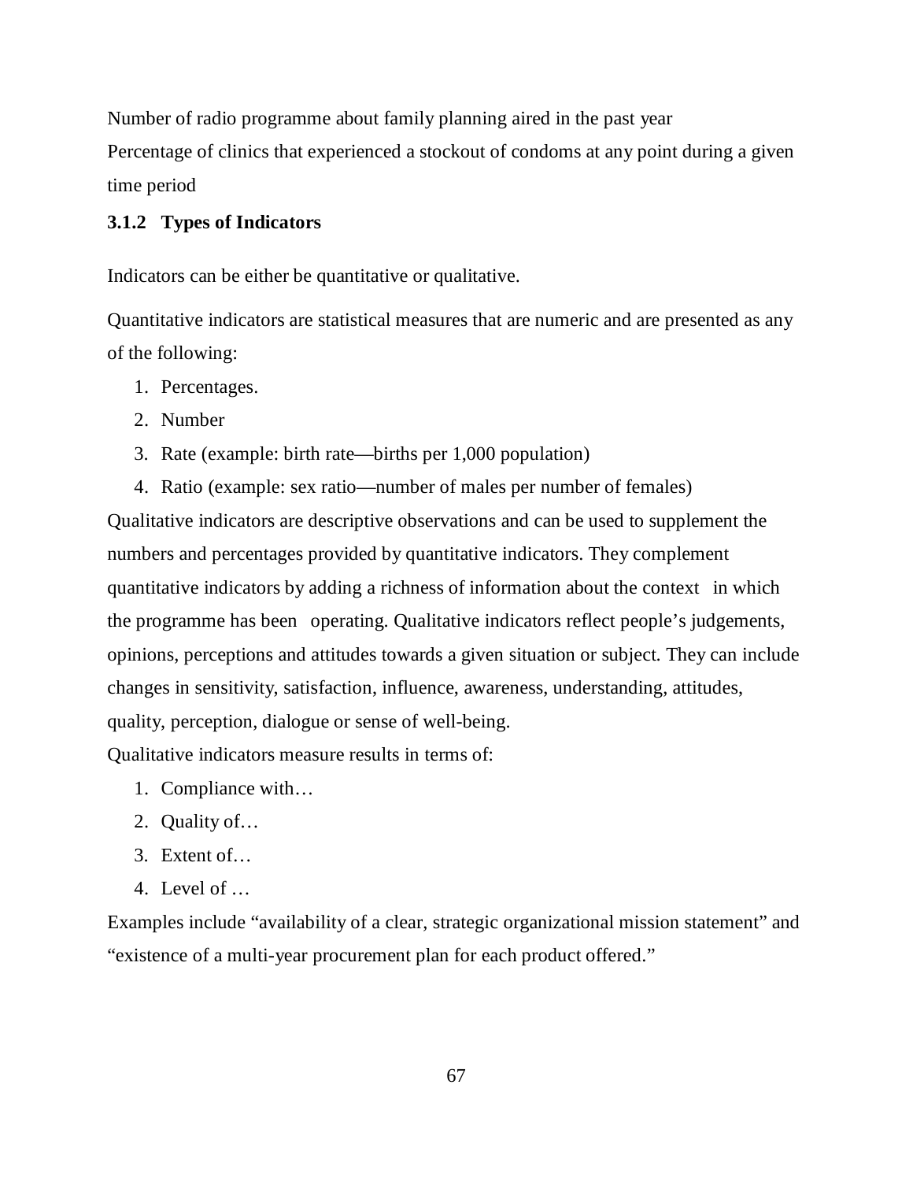Number of radio programme about family planning aired in the past year

Percentage of clinics that experienced a stockout of condoms at any point during a given time period

### 3.1.2 Types of Indicators

Indicators can be either be quantitative or qualitative.

Quantitative indicators are statistical measures that are numeric and are presented as any of the following:

1. Percentages.
2. Number
3. Rate (example: birth rate—births per 1,000 population)
4. Ratio (example: sex ratio—number of males per number of females)

Qualitative indicators are descriptive observations and can be used to supplement the numbers and percentages provided by quantitative indicators. They complement quantitative indicators by adding a richness of information about the context in which the programme has been operating. Qualitative indicators reflect people's judgements, opinions, perceptions and attitudes towards a given situation or subject. They can include changes in sensitivity, satisfaction, influence, awareness, understanding, attitudes, quality, perception, dialogue or sense of well-being.

Qualitative indicators measure results in terms of:

1. Compliance with…
2. Quality of…
3. Extent of…
4. Level of …

Examples include "availability of a clear, strategic organizational mission statement" and "existence of a multi-year procurement plan for each product offered."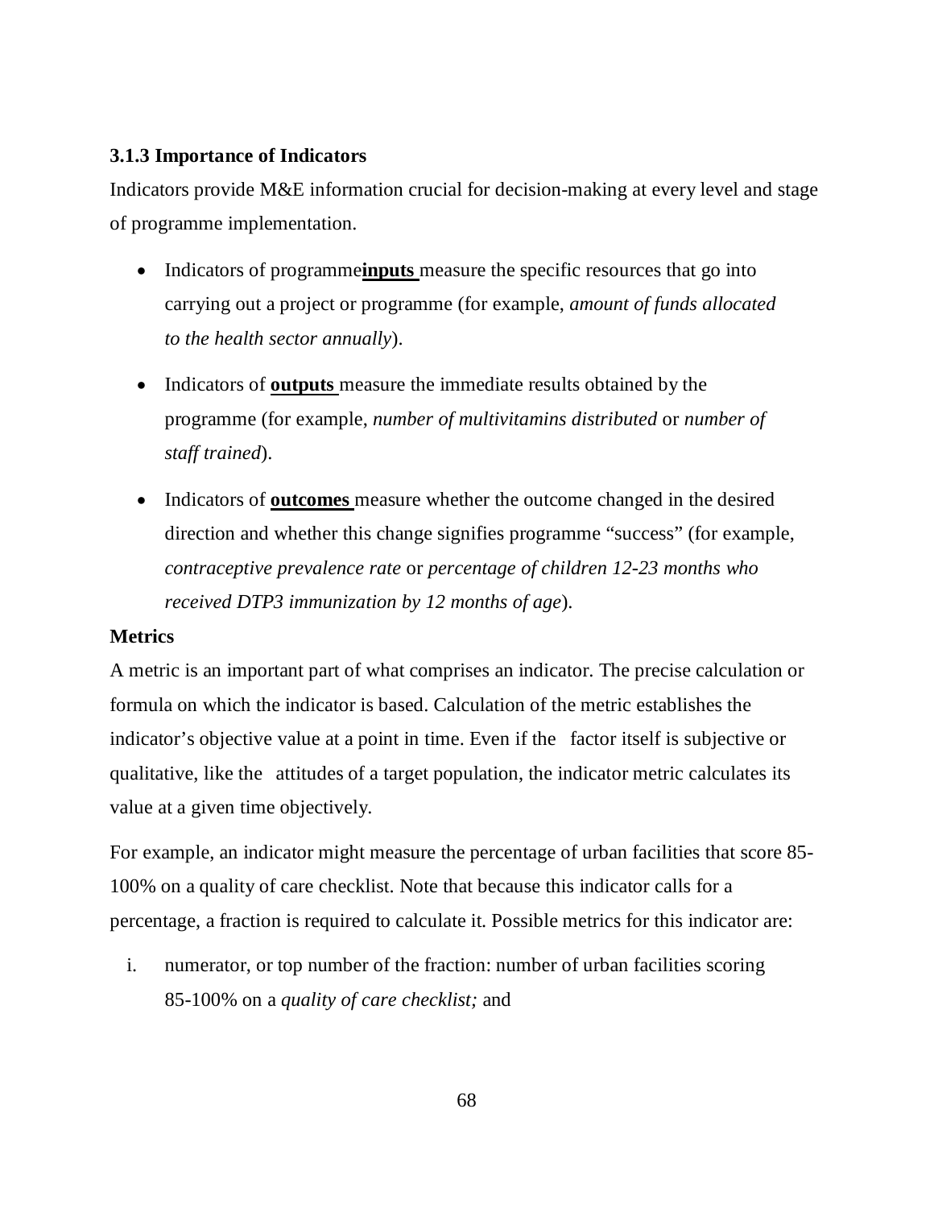### 3.1.3 Importance of Indicators

Indicators provide M&E information crucial for decision-making at every level and stage of programme implementation.

- Indicators of programme **inputs** measure the specific resources that go into carrying out a project or programme (for example, *amount of funds allocated to the health sector annually*).
- Indicators of **outputs** measure the immediate results obtained by the programme (for example, *number of multivitamins distributed* or *number of staff trained*).
- Indicators of **outcomes** measure whether the outcome changed in the desired direction and whether this change signifies programme "success" (for example, *contraceptive prevalence rate* or *percentage of children 12-23 months who received DTP3 immunization by 12 months of age*).

**Metrics**

A metric is an important part of what comprises an indicator. The precise calculation or formula on which the indicator is based. Calculation of the metric establishes the indicator's objective value at a point in time. Even if the factor itself is subjective or qualitative, like the attitudes of a target population, the indicator metric calculates its value at a given time objectively.

For example, an indicator might measure the percentage of urban facilities that score 85-100% on a quality of care checklist. Note that because this indicator calls for a percentage, a fraction is required to calculate it. Possible metrics for this indicator are:

i. numerator, or top number of the fraction: number of urban facilities scoring 85-100% on a *quality of care checklist;* and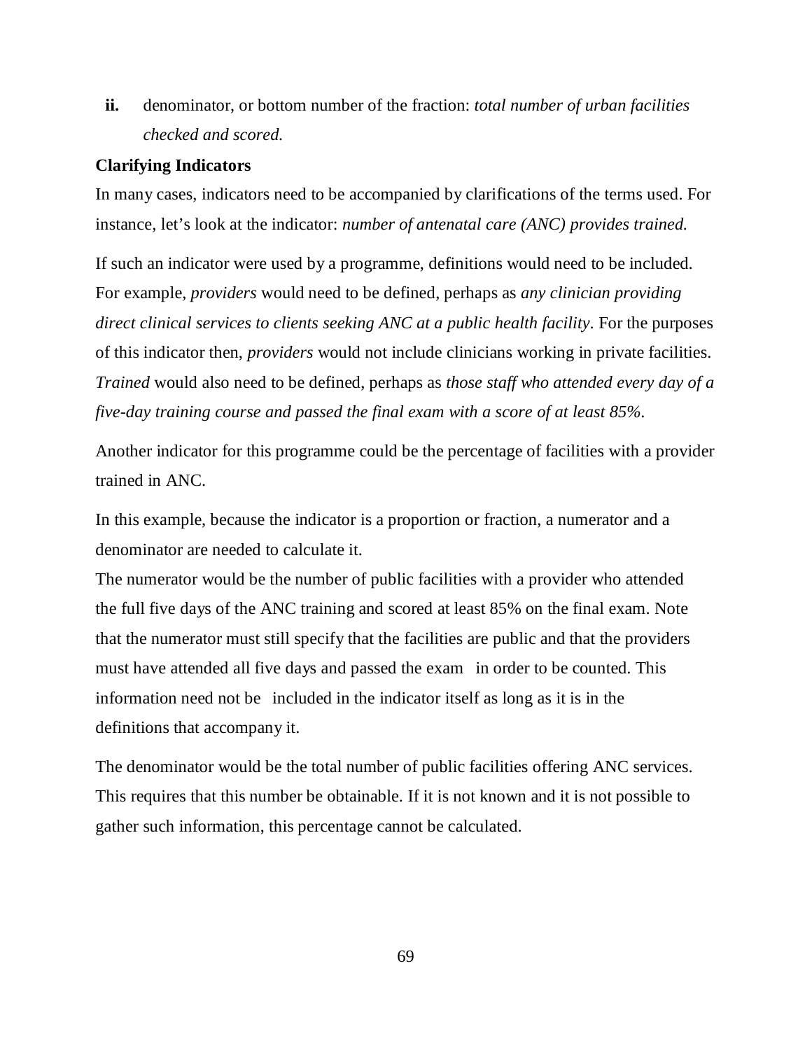**ii.** denominator, or bottom number of the fraction: *total number of urban facilities checked and scored.*

**Clarifying Indicators**

In many cases, indicators need to be accompanied by clarifications of the terms used. For instance, let's look at the indicator: *number of antenatal care (ANC) provides trained.*

If such an indicator were used by a programme, definitions would need to be included. For example, *providers* would need to be defined, perhaps as *any clinician providing direct clinical services to clients seeking ANC at a public health facility*. For the purposes of this indicator then, *providers* would not include clinicians working in private facilities. *Trained* would also need to be defined, perhaps as *those staff who attended every day of a five-day training course and passed the final exam with a score of at least 85%*.

Another indicator for this programme could be the percentage of facilities with a provider trained in ANC.

In this example, because the indicator is a proportion or fraction, a numerator and a denominator are needed to calculate it.

The numerator would be the number of public facilities with a provider who attended the full five days of the ANC training and scored at least 85% on the final exam. Note that the numerator must still specify that the facilities are public and that the providers must have attended all five days and passed the exam in order to be counted. This information need not be included in the indicator itself as long as it is in the definitions that accompany it.

The denominator would be the total number of public facilities offering ANC services. This requires that this number be obtainable. If it is not known and it is not possible to gather such information, this percentage cannot be calculated.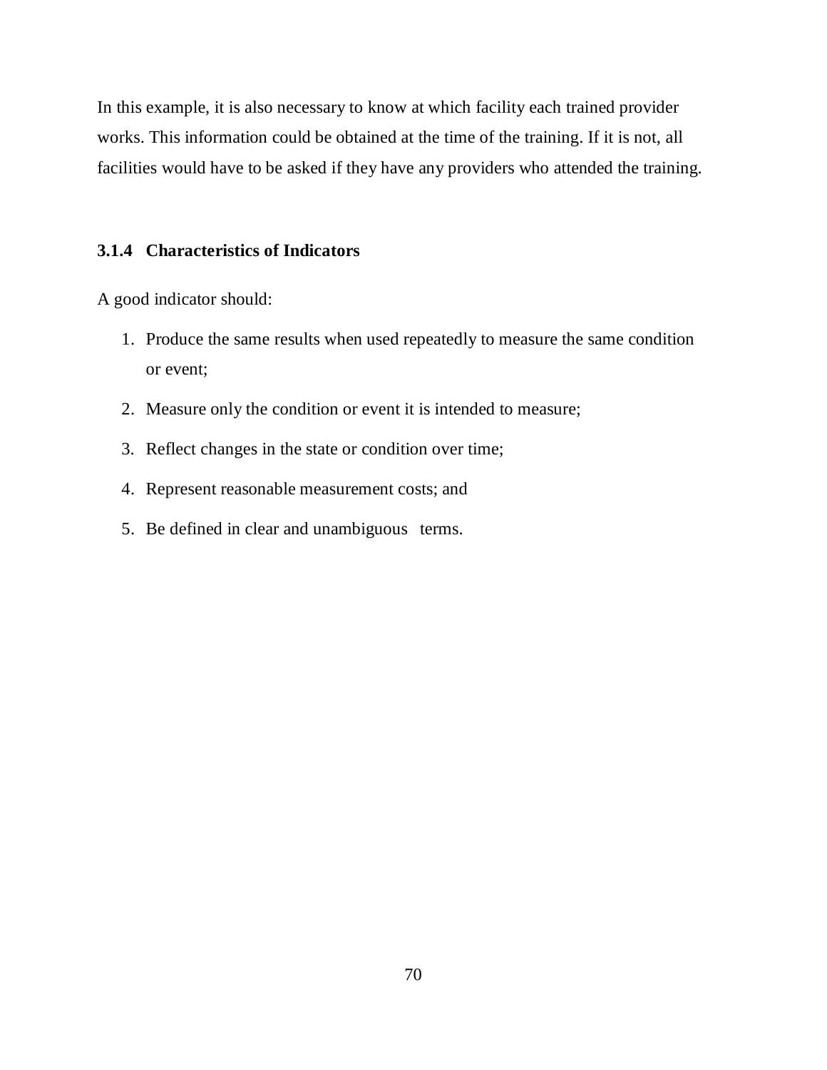In this example, it is also necessary to know at which facility each trained provider works. This information could be obtained at the time of the training. If it is not, all facilities would have to be asked if they have any providers who attended the training.

### 3.1.4 Characteristics of Indicators

A good indicator should:

1. Produce the same results when used repeatedly to measure the same condition or event;
2. Measure only the condition or event it is intended to measure;
3. Reflect changes in the state or condition over time;
4. Represent reasonable measurement costs; and
5. Be defined in clear and unambiguous terms.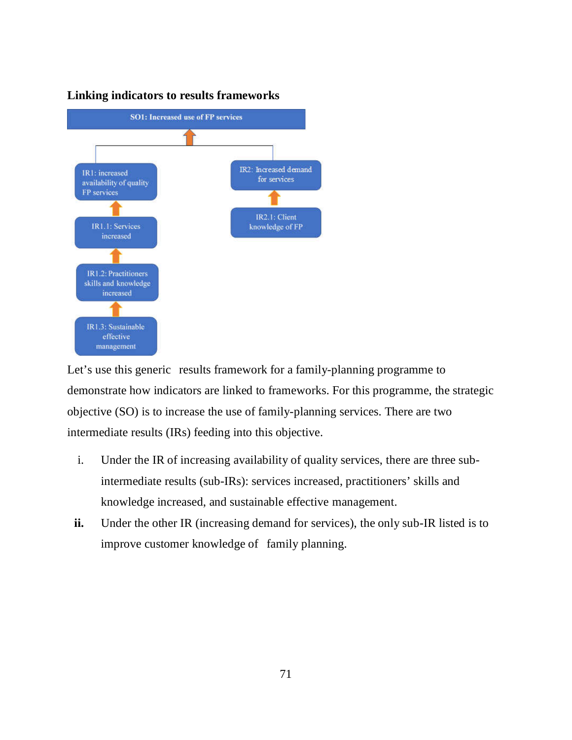**Linking indicators to results frameworks**

SO1: Increased use of FP services

IR1: increased availability of quality FP services

IR1.1: Services increased

IR1.2: Practitioners skills and knowledge increased

IR1.3: Sustainable effective management

IR2: Increased demand for services

IR2.1: Client knowledge of FP

Let's use this generic results framework for a family-planning programme to demonstrate how indicators are linked to frameworks. For this programme, the strategic objective (SO) is to increase the use of family-planning services. There are two intermediate results (IRs) feeding into this objective.

i. Under the IR of increasing availability of quality services, there are three sub-intermediate results (sub-IRs): services increased, practitioners' skills and knowledge increased, and sustainable effective management.

**ii.** Under the other IR (increasing demand for services), the only sub-IR listed is to improve customer knowledge of family planning.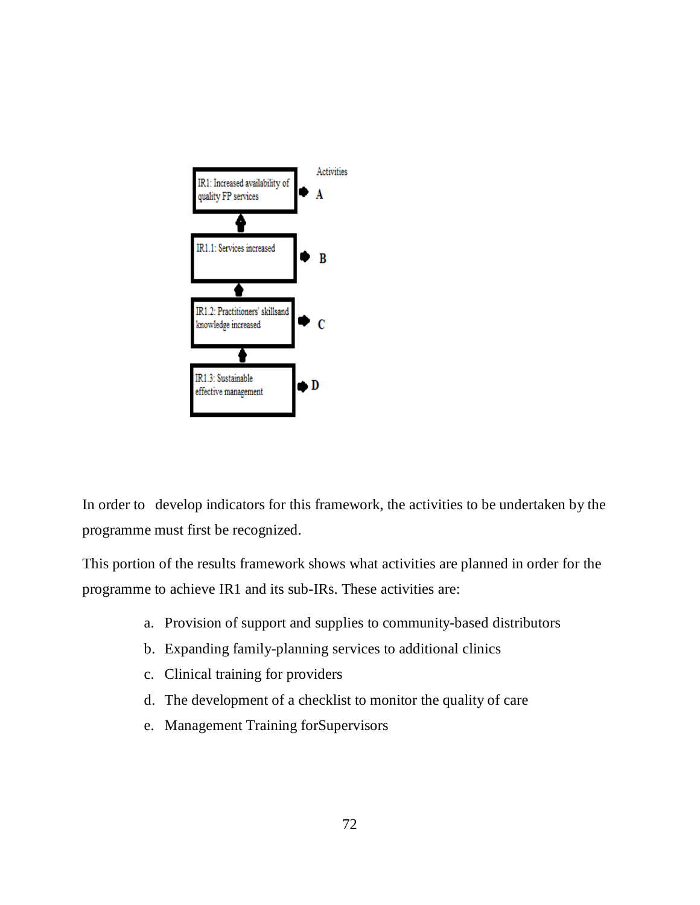Activities

IR1: Increased availability of quality FP services → A

IR1.1: Services increased → B

IR1.2: Practitioners' skillsand knowledge increased → C

IR1.3: Sustainable effective management → D

In order to develop indicators for this framework, the activities to be undertaken by the programme must first be recognized.

This portion of the results framework shows what activities are planned in order for the programme to achieve IR1 and its sub-IRs. These activities are:

a. Provision of support and supplies to community-based distributors
b. Expanding family-planning services to additional clinics
c. Clinical training for providers
d. The development of a checklist to monitor the quality of care
e. Management Training forSupervisors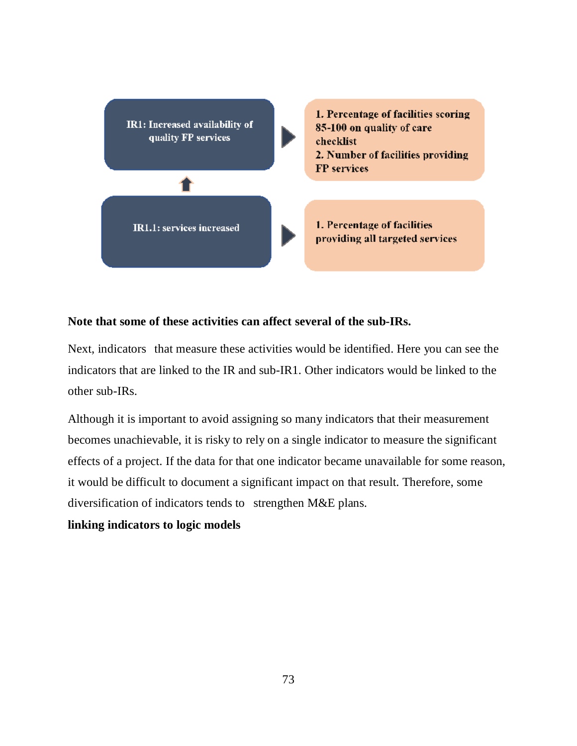| | | |
|---|---|---|
| IR1: Increased availability of quality FP services | ▶ | 1. Percentage of facilities scoring 85-100 on quality of care checklist<br>2. Number of facilities providing FP services |
| ⬆ | | |
| IR1.1: services increased | ▶ | 1. Percentage of facilities providing all targeted services |

**Note that some of these activities can affect several of the sub-IRs.**

Next, indicators that measure these activities would be identified. Here you can see the indicators that are linked to the IR and sub-IR1. Other indicators would be linked to the other sub-IRs.

Although it is important to avoid assigning so many indicators that their measurement becomes unachievable, it is risky to rely on a single indicator to measure the significant effects of a project. If the data for that one indicator became unavailable for some reason, it would be difficult to document a significant impact on that result. Therefore, some diversification of indicators tends to strengthen M&E plans.

**linking indicators to logic models**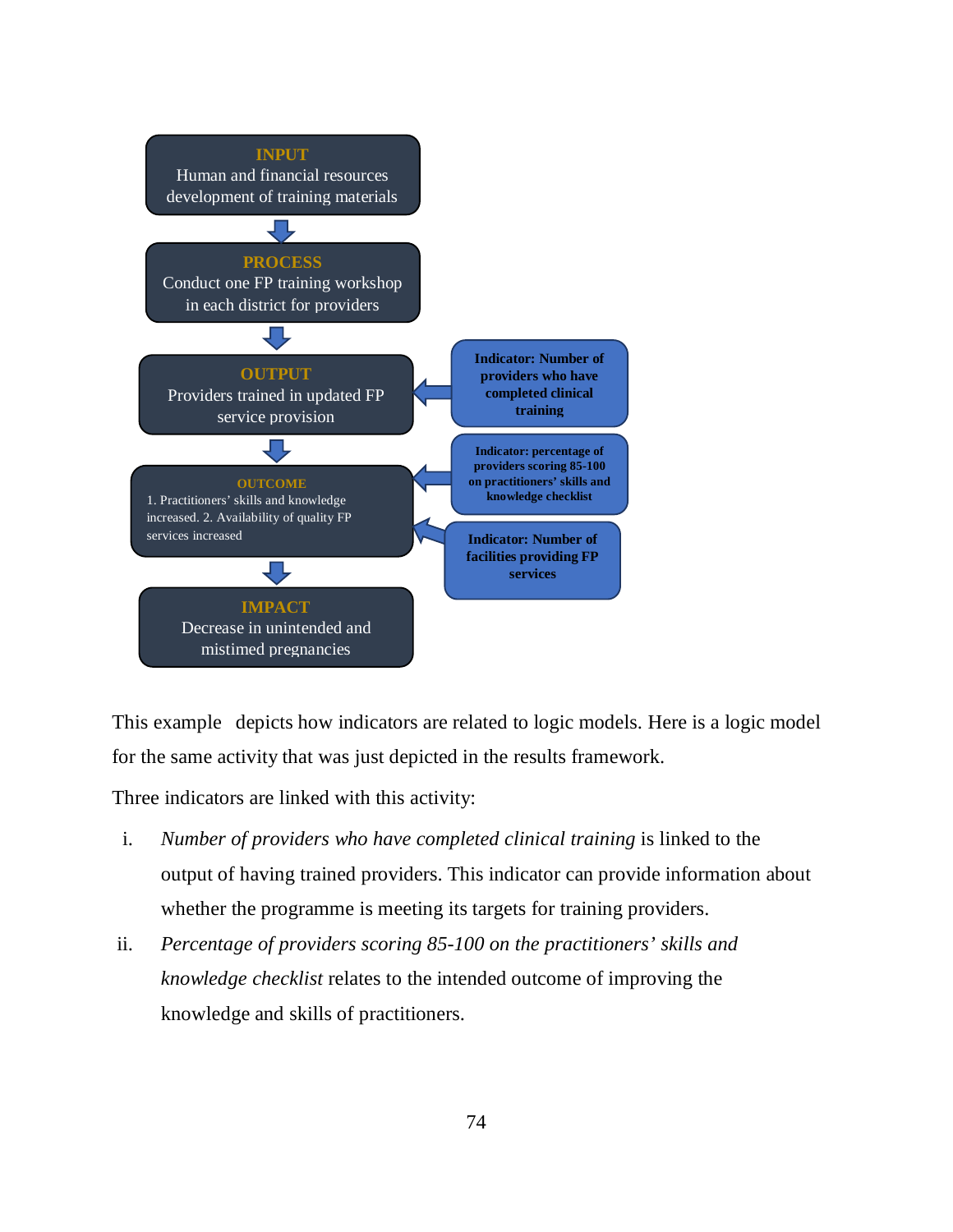**INPUT**
Human and financial resources development of training materials

↓

**PROCESS**
Conduct one FP training workshop in each district for providers

↓

**OUTPUT**
Providers trained in updated FP service provision ← **Indicator: Number of providers who have completed clinical training**

↓

**OUTCOME**
1. Practitioners' skills and knowledge increased. 2. Availability of quality FP services increased ← **Indicator: percentage of providers scoring 85-100 on practitioners' skills and knowledge checklist**; **Indicator: Number of facilities providing FP services**

↓

**IMPACT**
Decrease in unintended and mistimed pregnancies

This example depicts how indicators are related to logic models. Here is a logic model for the same activity that was just depicted in the results framework.

Three indicators are linked with this activity:

i. *Number of providers who have completed clinical training* is linked to the output of having trained providers. This indicator can provide information about whether the programme is meeting its targets for training providers.

ii. *Percentage of providers scoring 85-100 on the practitioners' skills and knowledge checklist* relates to the intended outcome of improving the knowledge and skills of practitioners.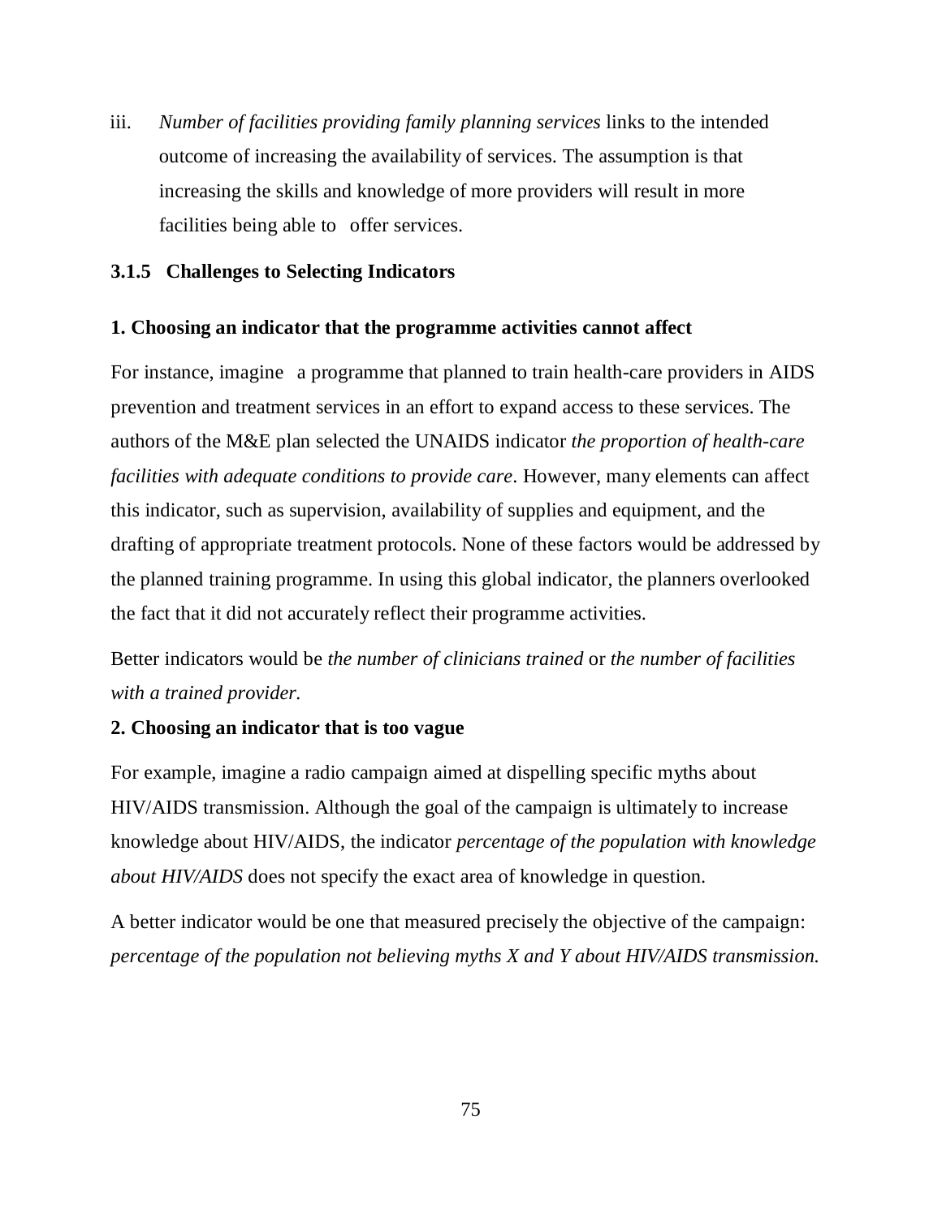iii. *Number of facilities providing family planning services* links to the intended outcome of increasing the availability of services. The assumption is that increasing the skills and knowledge of more providers will result in more facilities being able to offer services.

### 3.1.5 Challenges to Selecting Indicators

**1. Choosing an indicator that the programme activities cannot affect**

For instance, imagine a programme that planned to train health-care providers in AIDS prevention and treatment services in an effort to expand access to these services. The authors of the M&E plan selected the UNAIDS indicator *the proportion of health-care facilities with adequate conditions to provide care*. However, many elements can affect this indicator, such as supervision, availability of supplies and equipment, and the drafting of appropriate treatment protocols. None of these factors would be addressed by the planned training programme. In using this global indicator, the planners overlooked the fact that it did not accurately reflect their programme activities.

Better indicators would be *the number of clinicians trained* or *the number of facilities with a trained provider.*

**2. Choosing an indicator that is too vague**

For example, imagine a radio campaign aimed at dispelling specific myths about HIV/AIDS transmission. Although the goal of the campaign is ultimately to increase knowledge about HIV/AIDS, the indicator *percentage of the population with knowledge about HIV/AIDS* does not specify the exact area of knowledge in question.

A better indicator would be one that measured precisely the objective of the campaign: *percentage of the population not believing myths X and Y about HIV/AIDS transmission.*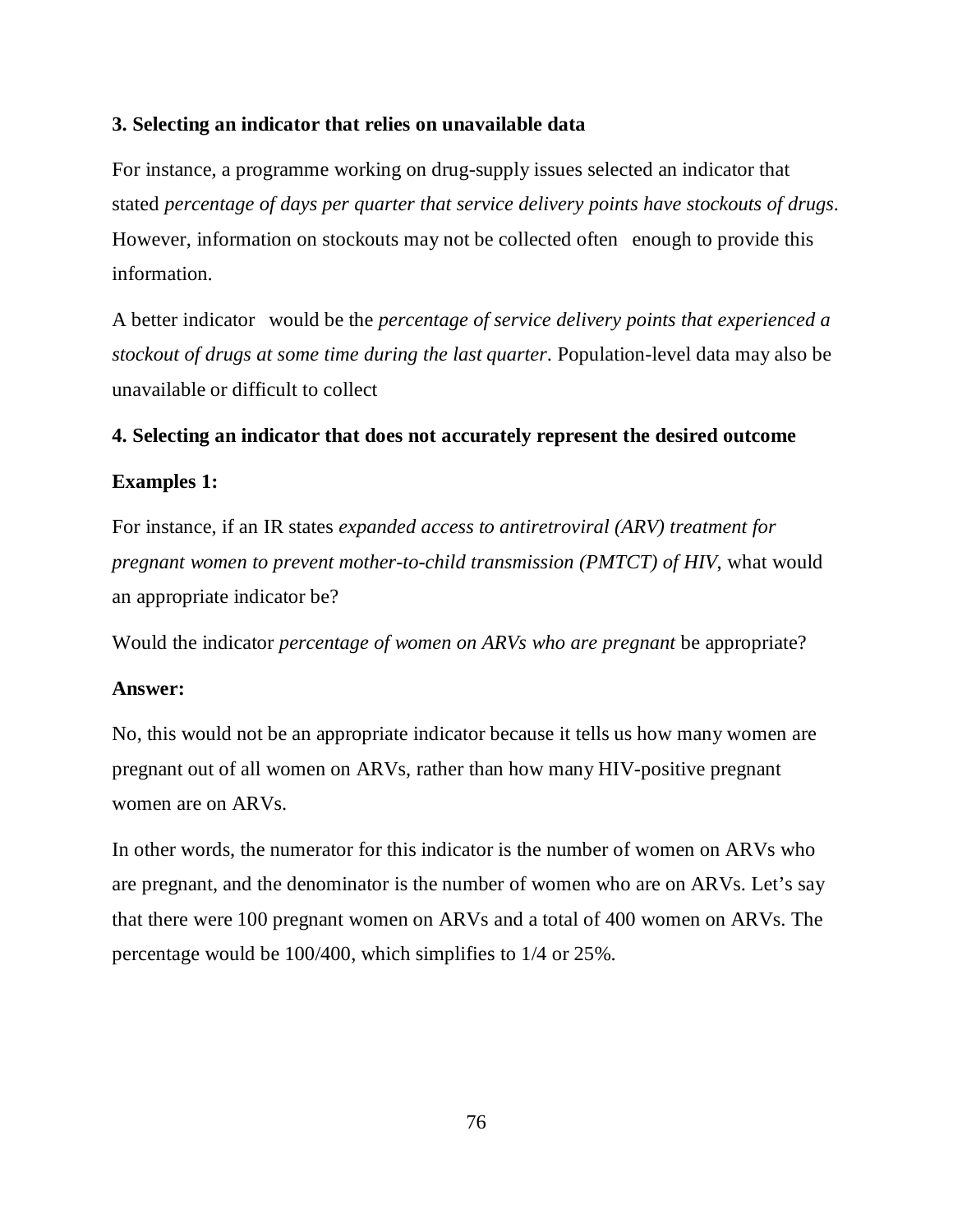### 3. Selecting an indicator that relies on unavailable data

For instance, a programme working on drug-supply issues selected an indicator that stated *percentage of days per quarter that service delivery points have stockouts of drugs*. However, information on stockouts may not be collected often enough to provide this information.

A better indicator would be the *percentage of service delivery points that experienced a stockout of drugs at some time during the last quarter*. Population-level data may also be unavailable or difficult to collect

### 4. Selecting an indicator that does not accurately represent the desired outcome

**Examples 1:**

For instance, if an IR states *expanded access to antiretroviral (ARV) treatment for pregnant women to prevent mother-to-child transmission (PMTCT) of HIV*, what would an appropriate indicator be?

Would the indicator *percentage of women on ARVs who are pregnant* be appropriate?

**Answer:**

No, this would not be an appropriate indicator because it tells us how many women are pregnant out of all women on ARVs, rather than how many HIV-positive pregnant women are on ARVs.

In other words, the numerator for this indicator is the number of women on ARVs who are pregnant, and the denominator is the number of women who are on ARVs. Let's say that there were 100 pregnant women on ARVs and a total of 400 women on ARVs. The percentage would be 100/400, which simplifies to 1/4 or 25%.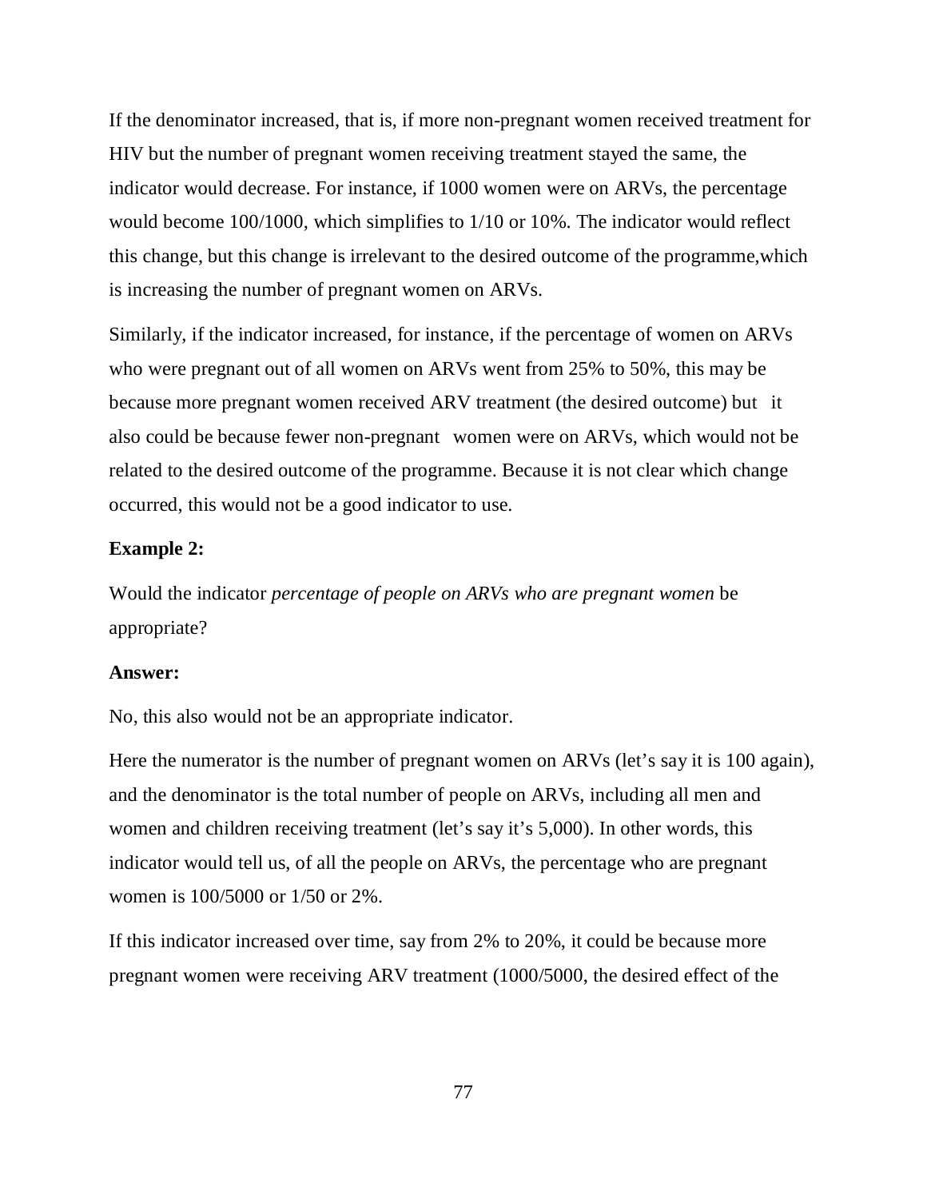If the denominator increased, that is, if more non-pregnant women received treatment for HIV but the number of pregnant women receiving treatment stayed the same, the indicator would decrease. For instance, if 1000 women were on ARVs, the percentage would become 100/1000, which simplifies to 1/10 or 10%. The indicator would reflect this change, but this change is irrelevant to the desired outcome of the programme,which is increasing the number of pregnant women on ARVs.

Similarly, if the indicator increased, for instance, if the percentage of women on ARVs who were pregnant out of all women on ARVs went from 25% to 50%, this may be because more pregnant women received ARV treatment (the desired outcome) but it also could be because fewer non-pregnant women were on ARVs, which would not be related to the desired outcome of the programme. Because it is not clear which change occurred, this would not be a good indicator to use.

**Example 2:**

Would the indicator *percentage of people on ARVs who are pregnant women* be appropriate?

**Answer:**

No, this also would not be an appropriate indicator.

Here the numerator is the number of pregnant women on ARVs (let's say it is 100 again), and the denominator is the total number of people on ARVs, including all men and women and children receiving treatment (let's say it's 5,000). In other words, this indicator would tell us, of all the people on ARVs, the percentage who are pregnant women is 100/5000 or 1/50 or 2%.

If this indicator increased over time, say from 2% to 20%, it could be because more pregnant women were receiving ARV treatment (1000/5000, the desired effect of the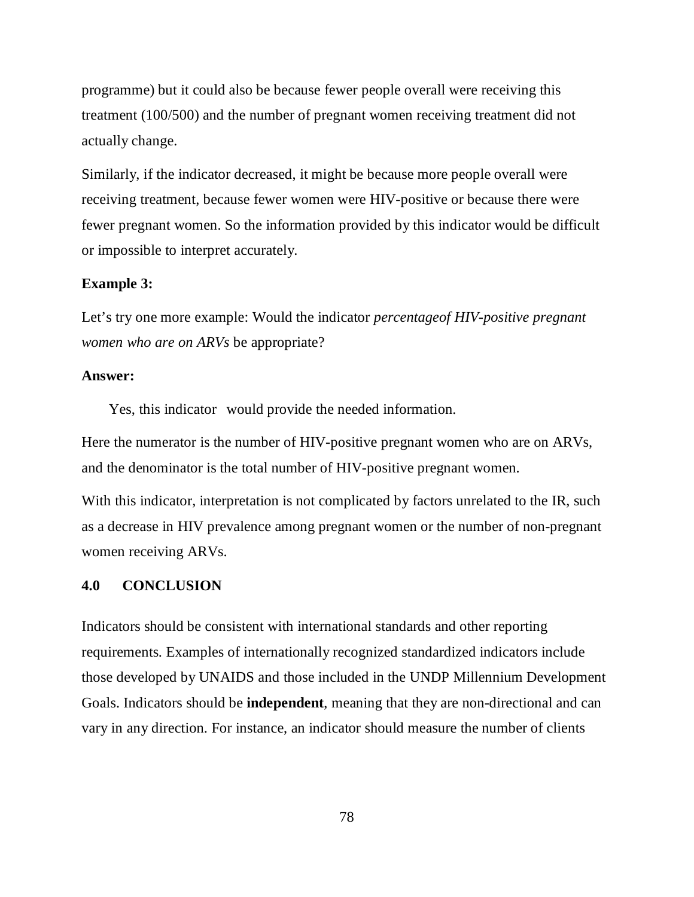programme) but it could also be because fewer people overall were receiving this treatment (100/500) and the number of pregnant women receiving treatment did not actually change.

Similarly, if the indicator decreased, it might be because more people overall were receiving treatment, because fewer women were HIV-positive or because there were fewer pregnant women. So the information provided by this indicator would be difficult or impossible to interpret accurately.

**Example 3:**

Let's try one more example: Would the indicator *percentageof HIV-positive pregnant women who are on ARVs* be appropriate?

**Answer:**

Yes, this indicator would provide the needed information.

Here the numerator is the number of HIV-positive pregnant women who are on ARVs, and the denominator is the total number of HIV-positive pregnant women.

With this indicator, interpretation is not complicated by factors unrelated to the IR, such as a decrease in HIV prevalence among pregnant women or the number of non-pregnant women receiving ARVs.

## 4.0 CONCLUSION

Indicators should be consistent with international standards and other reporting requirements. Examples of internationally recognized standardized indicators include those developed by UNAIDS and those included in the UNDP Millennium Development Goals. Indicators should be **independent**, meaning that they are non-directional and can vary in any direction. For instance, an indicator should measure the number of clients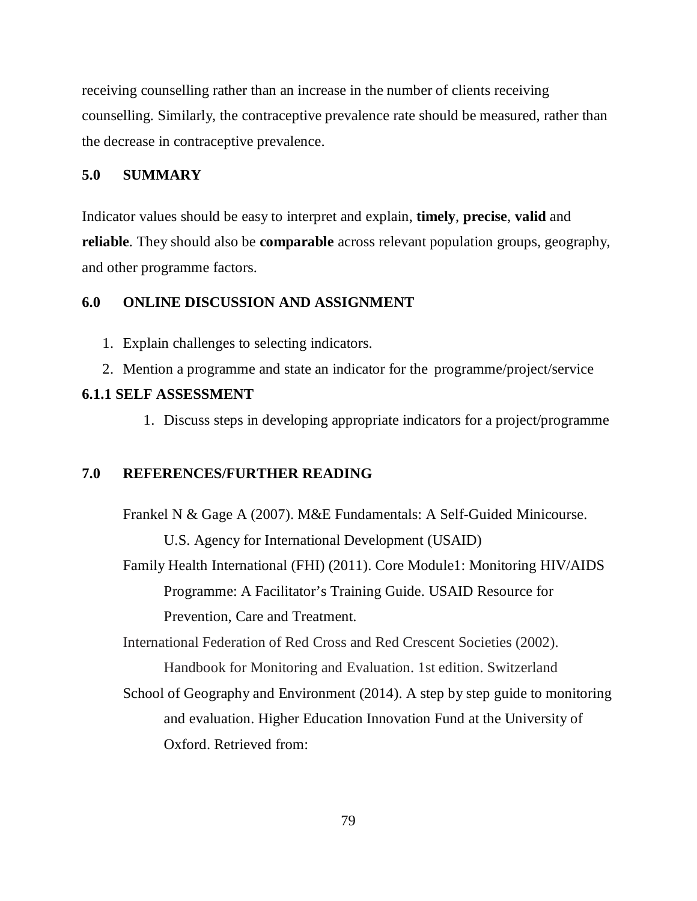receiving counselling rather than an increase in the number of clients receiving counselling. Similarly, the contraceptive prevalence rate should be measured, rather than the decrease in contraceptive prevalence.

## 5.0 SUMMARY

Indicator values should be easy to interpret and explain, **timely**, **precise**, **valid** and **reliable**. They should also be **comparable** across relevant population groups, geography, and other programme factors.

## 6.0 ONLINE DISCUSSION AND ASSIGNMENT

1. Explain challenges to selecting indicators.
2. Mention a programme and state an indicator for the programme/project/service

### 6.1.1 SELF ASSESSMENT

1. Discuss steps in developing appropriate indicators for a project/programme

## 7.0 REFERENCES/FURTHER READING

Frankel N & Gage A (2007). M&E Fundamentals: A Self-Guided Minicourse. U.S. Agency for International Development (USAID)

Family Health International (FHI) (2011). Core Module1: Monitoring HIV/AIDS Programme: A Facilitator's Training Guide. USAID Resource for Prevention, Care and Treatment.

International Federation of Red Cross and Red Crescent Societies (2002). Handbook for Monitoring and Evaluation. 1st edition. Switzerland

School of Geography and Environment (2014). A step by step guide to monitoring and evaluation. Higher Education Innovation Fund at the University of Oxford. Retrieved from: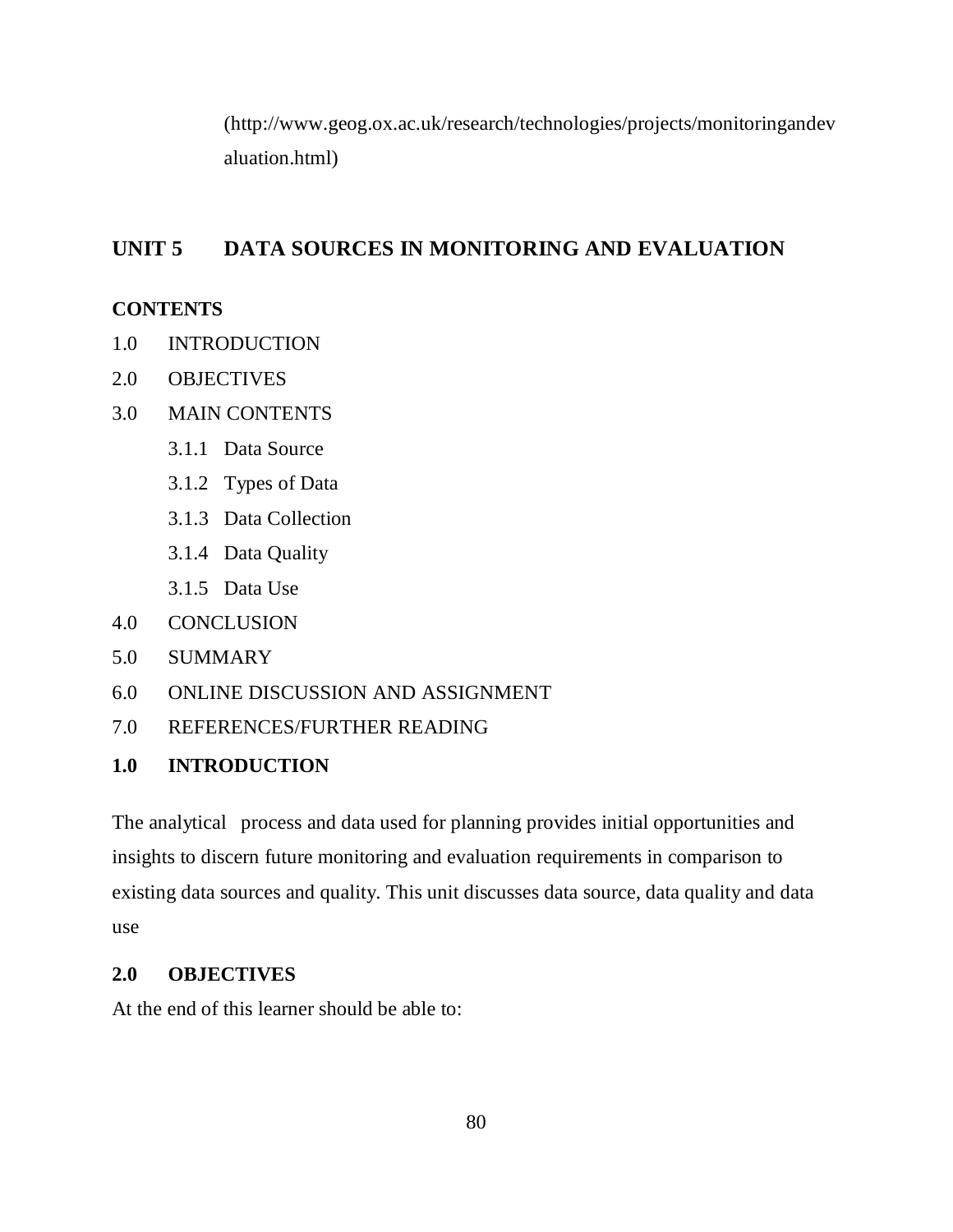(http://www.geog.ox.ac.uk/research/technologies/projects/monitoringandevaluation.html)

## UNIT 5 DATA SOURCES IN MONITORING AND EVALUATION

**CONTENTS**

1.0 INTRODUCTION

2.0 OBJECTIVES

3.0 MAIN CONTENTS

- 3.1.1 Data Source
- 3.1.2 Types of Data
- 3.1.3 Data Collection
- 3.1.4 Data Quality
- 3.1.5 Data Use

4.0 CONCLUSION

5.0 SUMMARY

6.0 ONLINE DISCUSSION AND ASSIGNMENT

7.0 REFERENCES/FURTHER READING

### 1.0 INTRODUCTION

The analytical process and data used for planning provides initial opportunities and insights to discern future monitoring and evaluation requirements in comparison to existing data sources and quality. This unit discusses data source, data quality and data use

### 2.0 OBJECTIVES

At the end of this learner should be able to: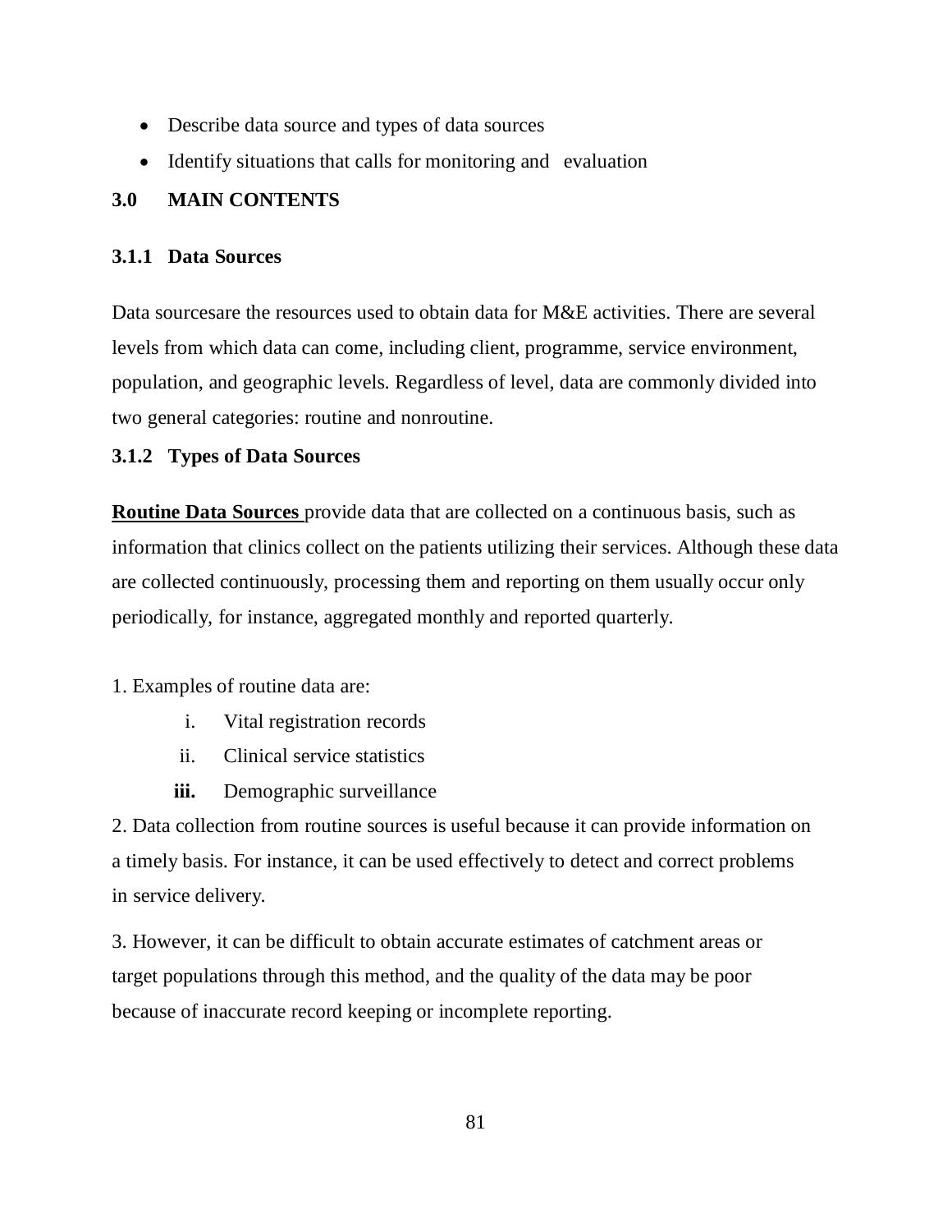- Describe data source and types of data sources
- Identify situations that calls for monitoring and evaluation

## 3.0 MAIN CONTENTS

### 3.1.1 Data Sources

Data sourcesare the resources used to obtain data for M&E activities. There are several levels from which data can come, including client, programme, service environment, population, and geographic levels. Regardless of level, data are commonly divided into two general categories: routine and nonroutine.

### 3.1.2 Types of Data Sources

**Routine Data Sources** provide data that are collected on a continuous basis, such as information that clinics collect on the patients utilizing their services. Although these data are collected continuously, processing them and reporting on them usually occur only periodically, for instance, aggregated monthly and reported quarterly.

1. Examples of routine data are:
   i. Vital registration records
   ii. Clinical service statistics
   **iii.** Demographic surveillance

2. Data collection from routine sources is useful because it can provide information on a timely basis. For instance, it can be used effectively to detect and correct problems in service delivery.

3. However, it can be difficult to obtain accurate estimates of catchment areas or target populations through this method, and the quality of the data may be poor because of inaccurate record keeping or incomplete reporting.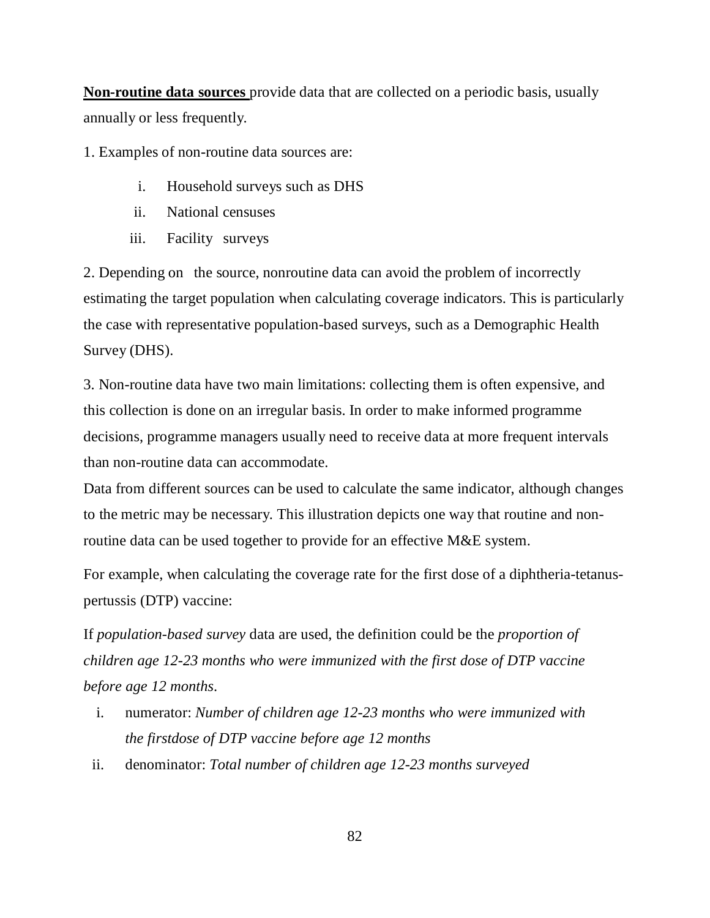**Non-routine data sources** provide data that are collected on a periodic basis, usually annually or less frequently.

1. Examples of non-routine data sources are:

   i. Household surveys such as DHS
   ii. National censuses
   iii. Facility surveys

2. Depending on the source, nonroutine data can avoid the problem of incorrectly estimating the target population when calculating coverage indicators. This is particularly the case with representative population-based surveys, such as a Demographic Health Survey (DHS).

3. Non-routine data have two main limitations: collecting them is often expensive, and this collection is done on an irregular basis. In order to make informed programme decisions, programme managers usually need to receive data at more frequent intervals than non-routine data can accommodate.

Data from different sources can be used to calculate the same indicator, although changes to the metric may be necessary. This illustration depicts one way that routine and non-routine data can be used together to provide for an effective M&E system.

For example, when calculating the coverage rate for the first dose of a diphtheria-tetanus-pertussis (DTP) vaccine:

If *population-based survey* data are used, the definition could be the *proportion of children age 12-23 months who were immunized with the first dose of DTP vaccine before age 12 months*.

i. numerator: *Number of children age 12-23 months who were immunized with the firstdose of DTP vaccine before age 12 months*
ii. denominator: *Total number of children age 12-23 months surveyed*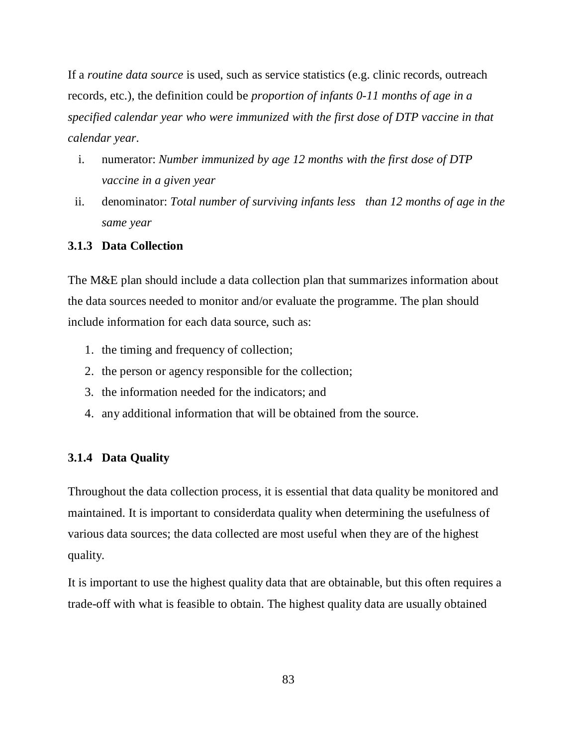If a *routine data source* is used, such as service statistics (e.g. clinic records, outreach records, etc.), the definition could be *proportion of infants 0-11 months of age in a specified calendar year who were immunized with the first dose of DTP vaccine in that calendar year*.

i. numerator: *Number immunized by age 12 months with the first dose of DTP vaccine in a given year*
ii. denominator: *Total number of surviving infants less than 12 months of age in the same year*

### 3.1.3 Data Collection

The M&E plan should include a data collection plan that summarizes information about the data sources needed to monitor and/or evaluate the programme. The plan should include information for each data source, such as:

1. the timing and frequency of collection;
2. the person or agency responsible for the collection;
3. the information needed for the indicators; and
4. any additional information that will be obtained from the source.

### 3.1.4 Data Quality

Throughout the data collection process, it is essential that data quality be monitored and maintained. It is important to considerdata quality when determining the usefulness of various data sources; the data collected are most useful when they are of the highest quality.

It is important to use the highest quality data that are obtainable, but this often requires a trade-off with what is feasible to obtain. The highest quality data are usually obtained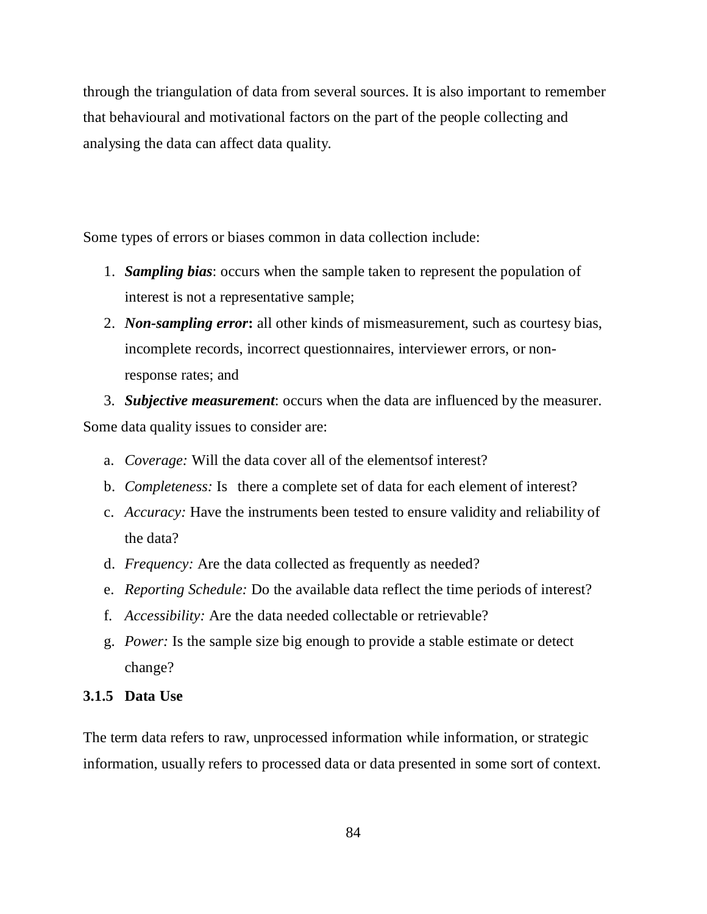through the triangulation of data from several sources. It is also important to remember that behavioural and motivational factors on the part of the people collecting and analysing the data can affect data quality.

Some types of errors or biases common in data collection include:

1. ***Sampling bias***: occurs when the sample taken to represent the population of interest is not a representative sample;
2. ***Non-sampling error*:** all other kinds of mismeasurement, such as courtesy bias, incomplete records, incorrect questionnaires, interviewer errors, or non-response rates; and
3. ***Subjective measurement***: occurs when the data are influenced by the measurer.

Some data quality issues to consider are:

a. *Coverage:* Will the data cover all of the elementsof interest?
b. *Completeness:* Is there a complete set of data for each element of interest?
c. *Accuracy:* Have the instruments been tested to ensure validity and reliability of the data?
d. *Frequency:* Are the data collected as frequently as needed?
e. *Reporting Schedule:* Do the available data reflect the time periods of interest?
f. *Accessibility:* Are the data needed collectable or retrievable?
g. *Power:* Is the sample size big enough to provide a stable estimate or detect change?

### 3.1.5 Data Use

The term data refers to raw, unprocessed information while information, or strategic information, usually refers to processed data or data presented in some sort of context.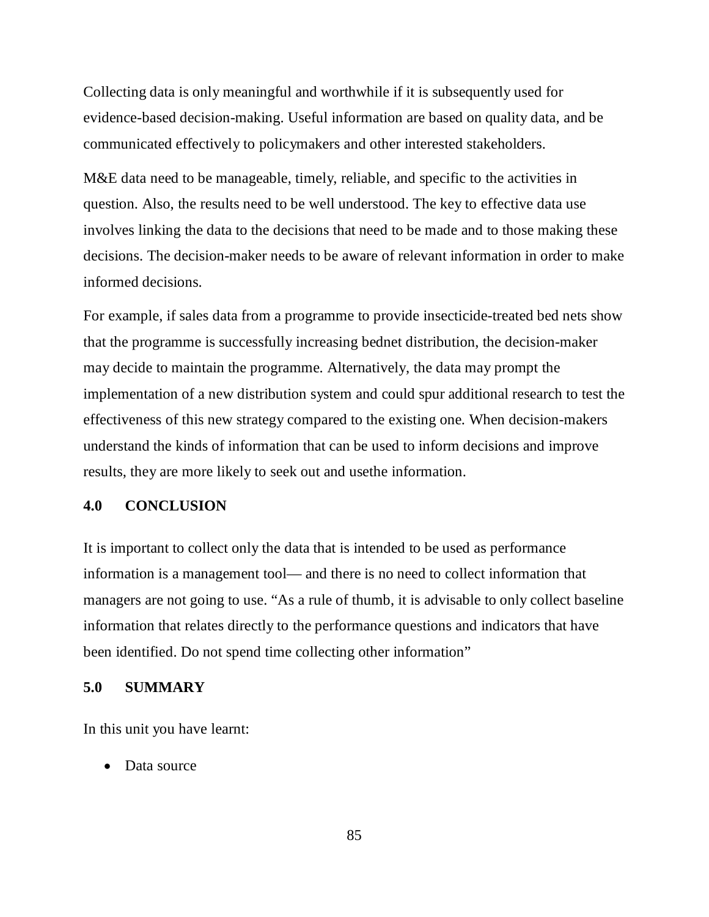Collecting data is only meaningful and worthwhile if it is subsequently used for evidence-based decision-making. Useful information are based on quality data, and be communicated effectively to policymakers and other interested stakeholders.

M&E data need to be manageable, timely, reliable, and specific to the activities in question. Also, the results need to be well understood. The key to effective data use involves linking the data to the decisions that need to be made and to those making these decisions. The decision-maker needs to be aware of relevant information in order to make informed decisions.

For example, if sales data from a programme to provide insecticide-treated bed nets show that the programme is successfully increasing bednet distribution, the decision-maker may decide to maintain the programme. Alternatively, the data may prompt the implementation of a new distribution system and could spur additional research to test the effectiveness of this new strategy compared to the existing one. When decision-makers understand the kinds of information that can be used to inform decisions and improve results, they are more likely to seek out and usethe information.

## 4.0 CONCLUSION

It is important to collect only the data that is intended to be used as performance information is a management tool— and there is no need to collect information that managers are not going to use. “As a rule of thumb, it is advisable to only collect baseline information that relates directly to the performance questions and indicators that have been identified. Do not spend time collecting other information”

## 5.0 SUMMARY

In this unit you have learnt:

- Data source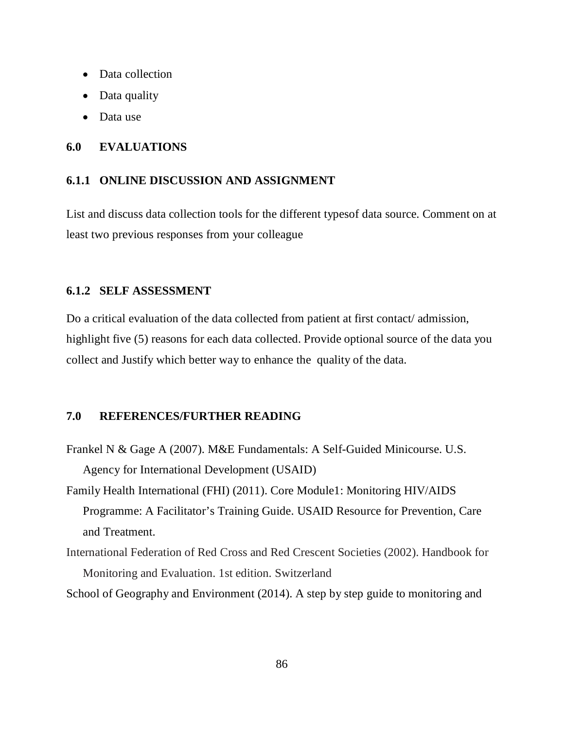- Data collection
- Data quality
- Data use

## 6.0 EVALUATIONS

### 6.1.1 ONLINE DISCUSSION AND ASSIGNMENT

List and discuss data collection tools for the different typesof data source. Comment on at least two previous responses from your colleague

### 6.1.2 SELF ASSESSMENT

Do a critical evaluation of the data collected from patient at first contact/ admission, highlight five (5) reasons for each data collected. Provide optional source of the data you collect and Justify which better way to enhance the quality of the data.

## 7.0 REFERENCES/FURTHER READING

Frankel N & Gage A (2007). M&E Fundamentals: A Self-Guided Minicourse. U.S. Agency for International Development (USAID)

Family Health International (FHI) (2011). Core Module1: Monitoring HIV/AIDS Programme: A Facilitator's Training Guide. USAID Resource for Prevention, Care and Treatment.

International Federation of Red Cross and Red Crescent Societies (2002). Handbook for Monitoring and Evaluation. 1st edition. Switzerland

School of Geography and Environment (2014). A step by step guide to monitoring and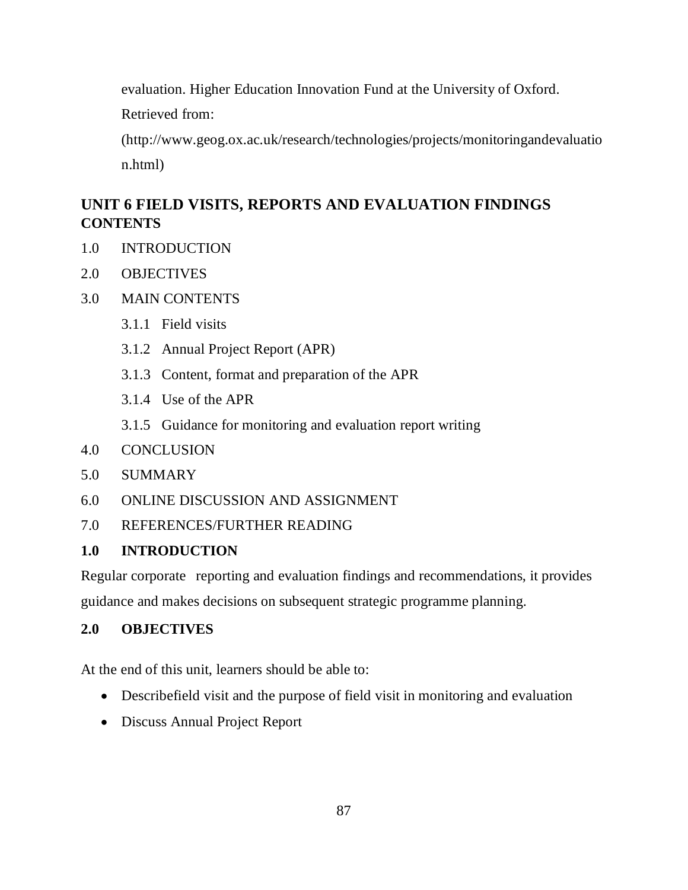evaluation. Higher Education Innovation Fund at the University of Oxford. Retrieved from: (http://www.geog.ox.ac.uk/research/technologies/projects/monitoringandevaluation.html)

## UNIT 6 FIELD VISITS, REPORTS AND EVALUATION FINDINGS CONTENTS

1.0 INTRODUCTION

2.0 OBJECTIVES

3.0 MAIN CONTENTS

- 3.1.1 Field visits
- 3.1.2 Annual Project Report (APR)
- 3.1.3 Content, format and preparation of the APR
- 3.1.4 Use of the APR
- 3.1.5 Guidance for monitoring and evaluation report writing

4.0 CONCLUSION

5.0 SUMMARY

6.0 ONLINE DISCUSSION AND ASSIGNMENT

7.0 REFERENCES/FURTHER READING

### 1.0 INTRODUCTION

Regular corporate reporting and evaluation findings and recommendations, it provides guidance and makes decisions on subsequent strategic programme planning.

### 2.0 OBJECTIVES

At the end of this unit, learners should be able to:

- Describefield visit and the purpose of field visit in monitoring and evaluation
- Discuss Annual Project Report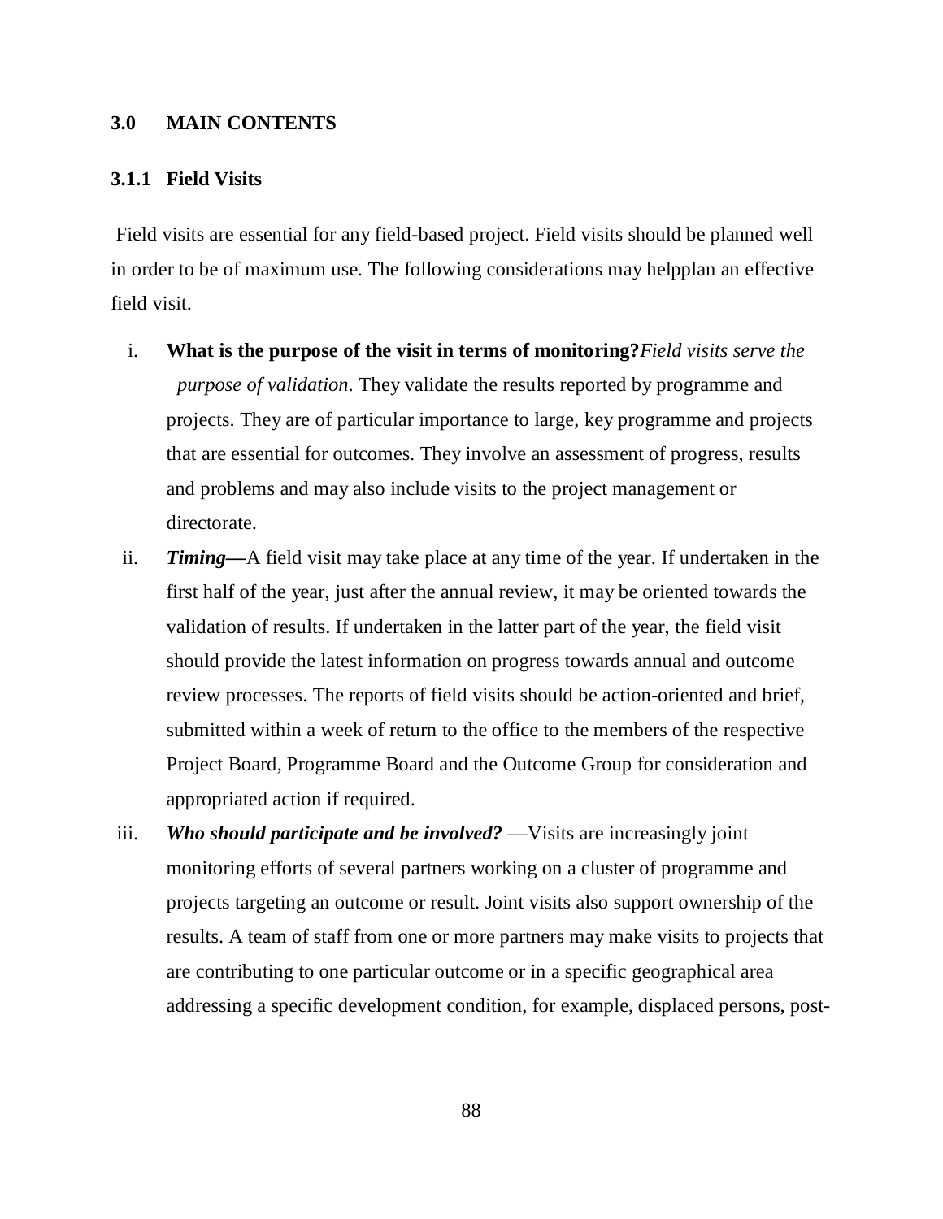## 3.0 MAIN CONTENTS

### 3.1.1 Field Visits

Field visits are essential for any field-based project. Field visits should be planned well in order to be of maximum use. The following considerations may helpplan an effective field visit.

i. **What is the purpose of the visit in terms of monitoring?** *Field visits serve the purpose of validation*. They validate the results reported by programme and projects. They are of particular importance to large, key programme and projects that are essential for outcomes. They involve an assessment of progress, results and problems and may also include visits to the project management or directorate.

ii. ***Timing***—A field visit may take place at any time of the year. If undertaken in the first half of the year, just after the annual review, it may be oriented towards the validation of results. If undertaken in the latter part of the year, the field visit should provide the latest information on progress towards annual and outcome review processes. The reports of field visits should be action-oriented and brief, submitted within a week of return to the office to the members of the respective Project Board, Programme Board and the Outcome Group for consideration and appropriated action if required.

iii. ***Who should participate and be involved?*** —Visits are increasingly joint monitoring efforts of several partners working on a cluster of programme and projects targeting an outcome or result. Joint visits also support ownership of the results. A team of staff from one or more partners may make visits to projects that are contributing to one particular outcome or in a specific geographical area addressing a specific development condition, for example, displaced persons, post-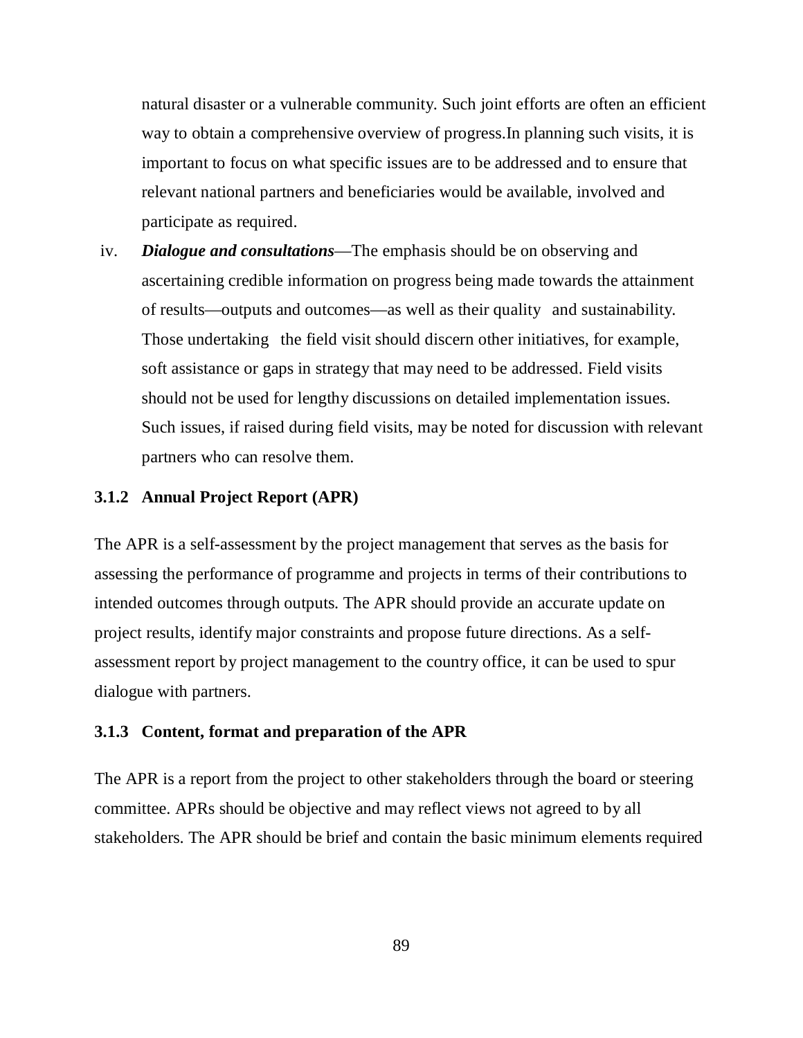natural disaster or a vulnerable community. Such joint efforts are often an efficient way to obtain a comprehensive overview of progress.In planning such visits, it is important to focus on what specific issues are to be addressed and to ensure that relevant national partners and beneficiaries would be available, involved and participate as required.

iv. ***Dialogue and consultations***—The emphasis should be on observing and ascertaining credible information on progress being made towards the attainment of results—outputs and outcomes—as well as their quality and sustainability. Those undertaking the field visit should discern other initiatives, for example, soft assistance or gaps in strategy that may need to be addressed. Field visits should not be used for lengthy discussions on detailed implementation issues. Such issues, if raised during field visits, may be noted for discussion with relevant partners who can resolve them.

### 3.1.2 Annual Project Report (APR)

The APR is a self-assessment by the project management that serves as the basis for assessing the performance of programme and projects in terms of their contributions to intended outcomes through outputs. The APR should provide an accurate update on project results, identify major constraints and propose future directions. As a self-assessment report by project management to the country office, it can be used to spur dialogue with partners.

### 3.1.3 Content, format and preparation of the APR

The APR is a report from the project to other stakeholders through the board or steering committee. APRs should be objective and may reflect views not agreed to by all stakeholders. The APR should be brief and contain the basic minimum elements required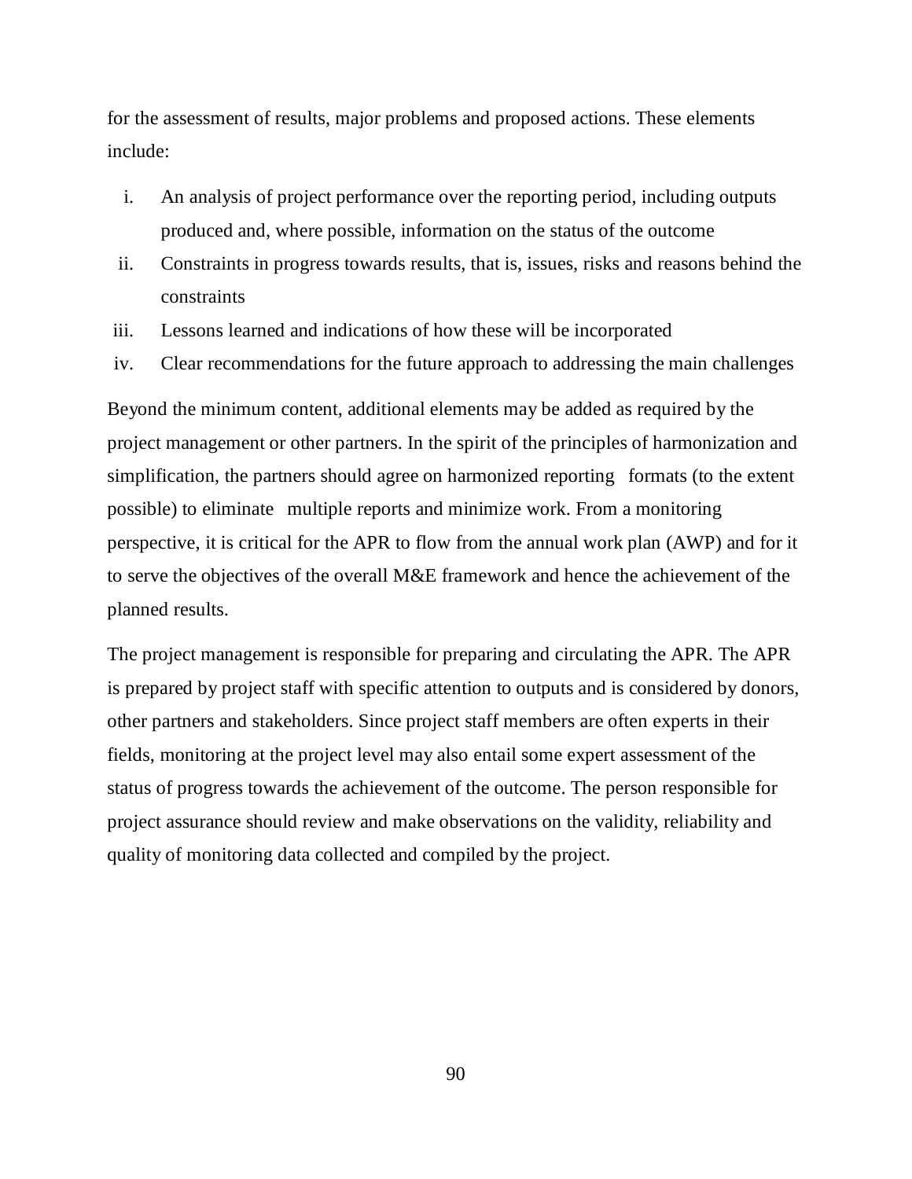for the assessment of results, major problems and proposed actions. These elements include:

i. An analysis of project performance over the reporting period, including outputs produced and, where possible, information on the status of the outcome
ii. Constraints in progress towards results, that is, issues, risks and reasons behind the constraints
iii. Lessons learned and indications of how these will be incorporated
iv. Clear recommendations for the future approach to addressing the main challenges

Beyond the minimum content, additional elements may be added as required by the project management or other partners. In the spirit of the principles of harmonization and simplification, the partners should agree on harmonized reporting formats (to the extent possible) to eliminate multiple reports and minimize work. From a monitoring perspective, it is critical for the APR to flow from the annual work plan (AWP) and for it to serve the objectives of the overall M&E framework and hence the achievement of the planned results.

The project management is responsible for preparing and circulating the APR. The APR is prepared by project staff with specific attention to outputs and is considered by donors, other partners and stakeholders. Since project staff members are often experts in their fields, monitoring at the project level may also entail some expert assessment of the status of progress towards the achievement of the outcome. The person responsible for project assurance should review and make observations on the validity, reliability and quality of monitoring data collected and compiled by the project.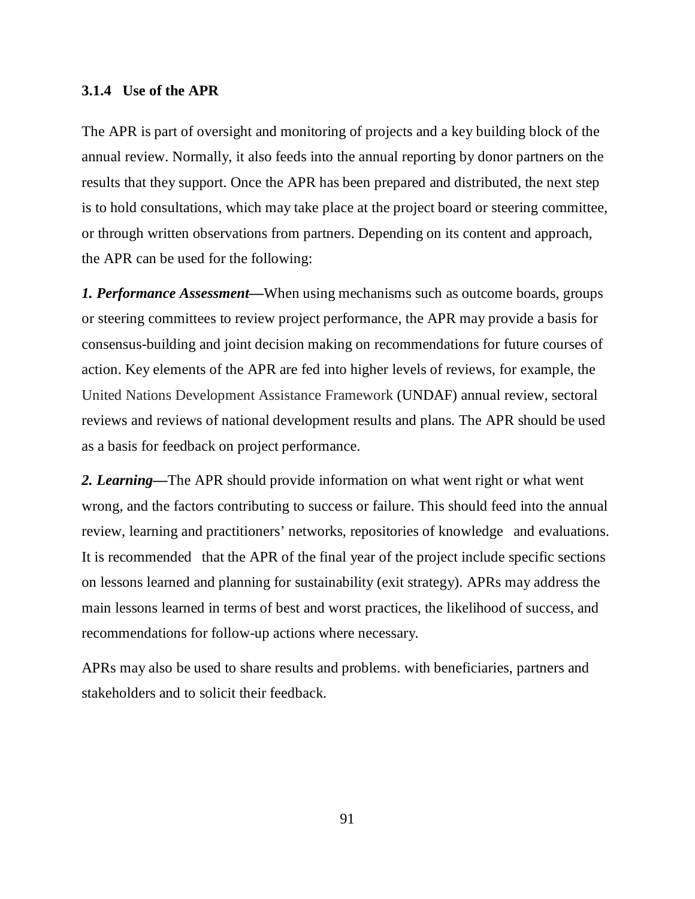### 3.1.4 Use of the APR

The APR is part of oversight and monitoring of projects and a key building block of the annual review. Normally, it also feeds into the annual reporting by donor partners on the results that they support. Once the APR has been prepared and distributed, the next step is to hold consultations, which may take place at the project board or steering committee, or through written observations from partners. Depending on its content and approach, the APR can be used for the following:

***1. Performance Assessment—***When using mechanisms such as outcome boards, groups or steering committees to review project performance, the APR may provide a basis for consensus-building and joint decision making on recommendations for future courses of action. Key elements of the APR are fed into higher levels of reviews, for example, the United Nations Development Assistance Framework (UNDAF) annual review, sectoral reviews and reviews of national development results and plans. The APR should be used as a basis for feedback on project performance.

***2. Learning—***The APR should provide information on what went right or what went wrong, and the factors contributing to success or failure. This should feed into the annual review, learning and practitioners' networks, repositories of knowledge and evaluations. It is recommended that the APR of the final year of the project include specific sections on lessons learned and planning for sustainability (exit strategy). APRs may address the main lessons learned in terms of best and worst practices, the likelihood of success, and recommendations for follow-up actions where necessary.

APRs may also be used to share results and problems. with beneficiaries, partners and stakeholders and to solicit their feedback.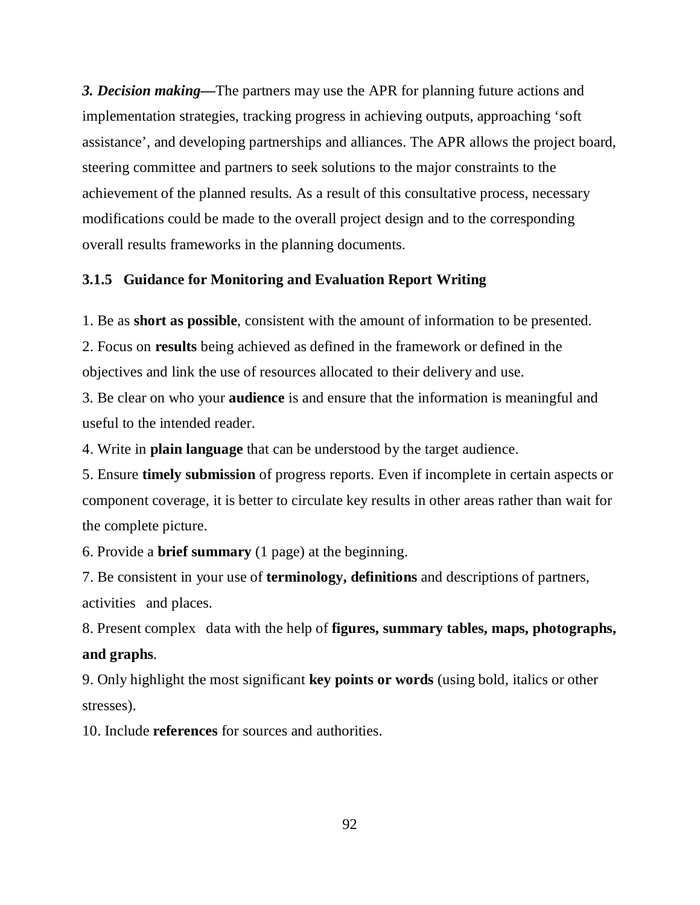***3. Decision making—***The partners may use the APR for planning future actions and implementation strategies, tracking progress in achieving outputs, approaching 'soft assistance', and developing partnerships and alliances. The APR allows the project board, steering committee and partners to seek solutions to the major constraints to the achievement of the planned results. As a result of this consultative process, necessary modifications could be made to the overall project design and to the corresponding overall results frameworks in the planning documents.

### 3.1.5 Guidance for Monitoring and Evaluation Report Writing

1. Be as **short as possible**, consistent with the amount of information to be presented.
2. Focus on **results** being achieved as defined in the framework or defined in the objectives and link the use of resources allocated to their delivery and use.
3. Be clear on who your **audience** is and ensure that the information is meaningful and useful to the intended reader.
4. Write in **plain language** that can be understood by the target audience.
5. Ensure **timely submission** of progress reports. Even if incomplete in certain aspects or component coverage, it is better to circulate key results in other areas rather than wait for the complete picture.
6. Provide a **brief summary** (1 page) at the beginning.
7. Be consistent in your use of **terminology, definitions** and descriptions of partners, activities and places.
8. Present complex data with the help of **figures, summary tables, maps, photographs, and graphs**.
9. Only highlight the most significant **key points or words** (using bold, italics or other stresses).
10. Include **references** for sources and authorities.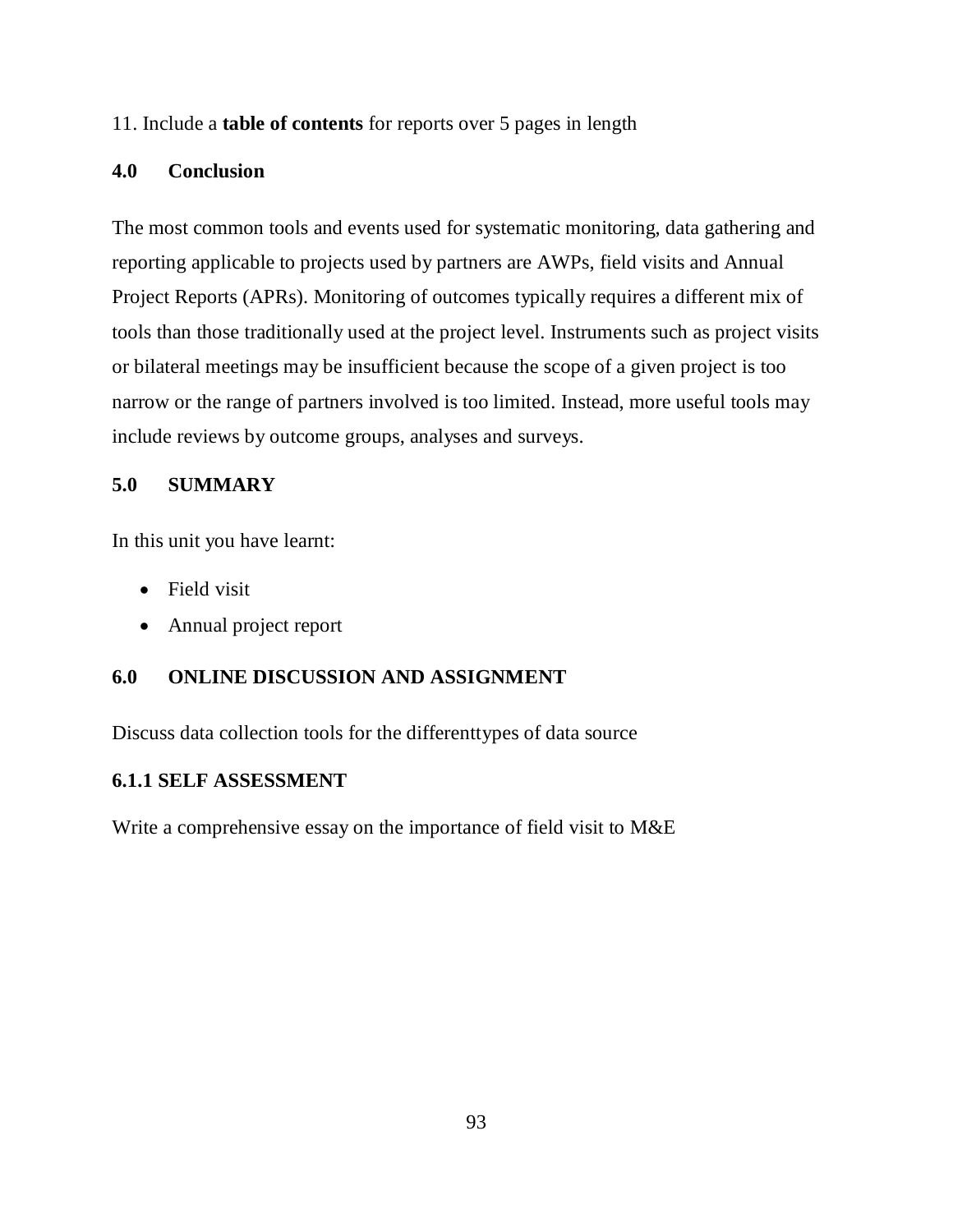11. Include a **table of contents** for reports over 5 pages in length

## 4.0 Conclusion

The most common tools and events used for systematic monitoring, data gathering and reporting applicable to projects used by partners are AWPs, field visits and Annual Project Reports (APRs). Monitoring of outcomes typically requires a different mix of tools than those traditionally used at the project level. Instruments such as project visits or bilateral meetings may be insufficient because the scope of a given project is too narrow or the range of partners involved is too limited. Instead, more useful tools may include reviews by outcome groups, analyses and surveys.

## 5.0 SUMMARY

In this unit you have learnt:

- Field visit
- Annual project report

## 6.0 ONLINE DISCUSSION AND ASSIGNMENT

Discuss data collection tools for the differenttypes of data source

### 6.1.1 SELF ASSESSMENT

Write a comprehensive essay on the importance of field visit to M&E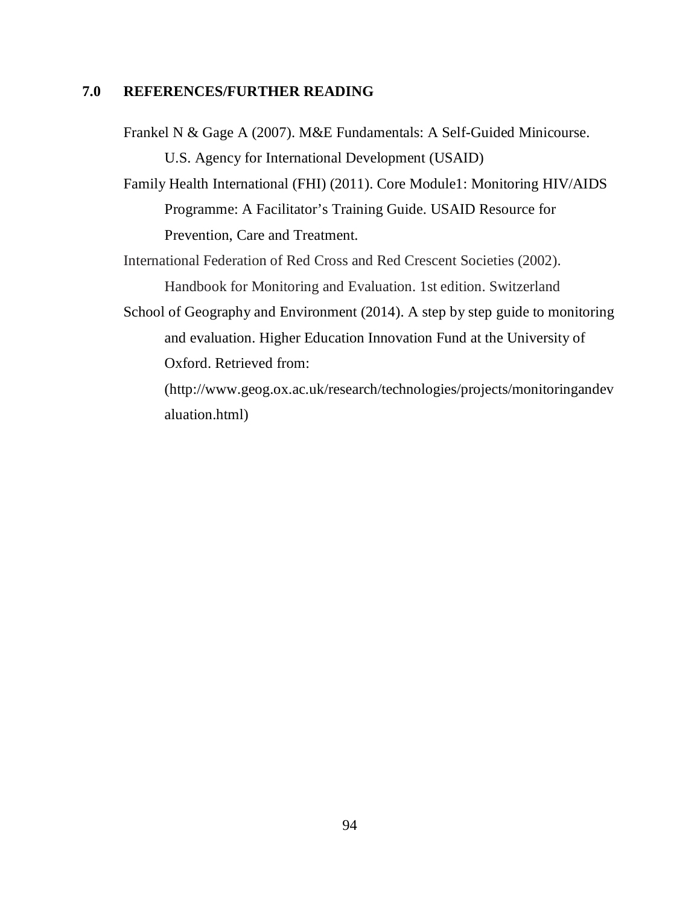## 7.0 REFERENCES/FURTHER READING

Frankel N & Gage A (2007). M&E Fundamentals: A Self-Guided Minicourse. U.S. Agency for International Development (USAID)

Family Health International (FHI) (2011). Core Module1: Monitoring HIV/AIDS Programme: A Facilitator's Training Guide. USAID Resource for Prevention, Care and Treatment.

International Federation of Red Cross and Red Crescent Societies (2002). Handbook for Monitoring and Evaluation. 1st edition. Switzerland

School of Geography and Environment (2014). A step by step guide to monitoring and evaluation. Higher Education Innovation Fund at the University of Oxford. Retrieved from: (http://www.geog.ox.ac.uk/research/technologies/projects/monitoringandevaluation.html)